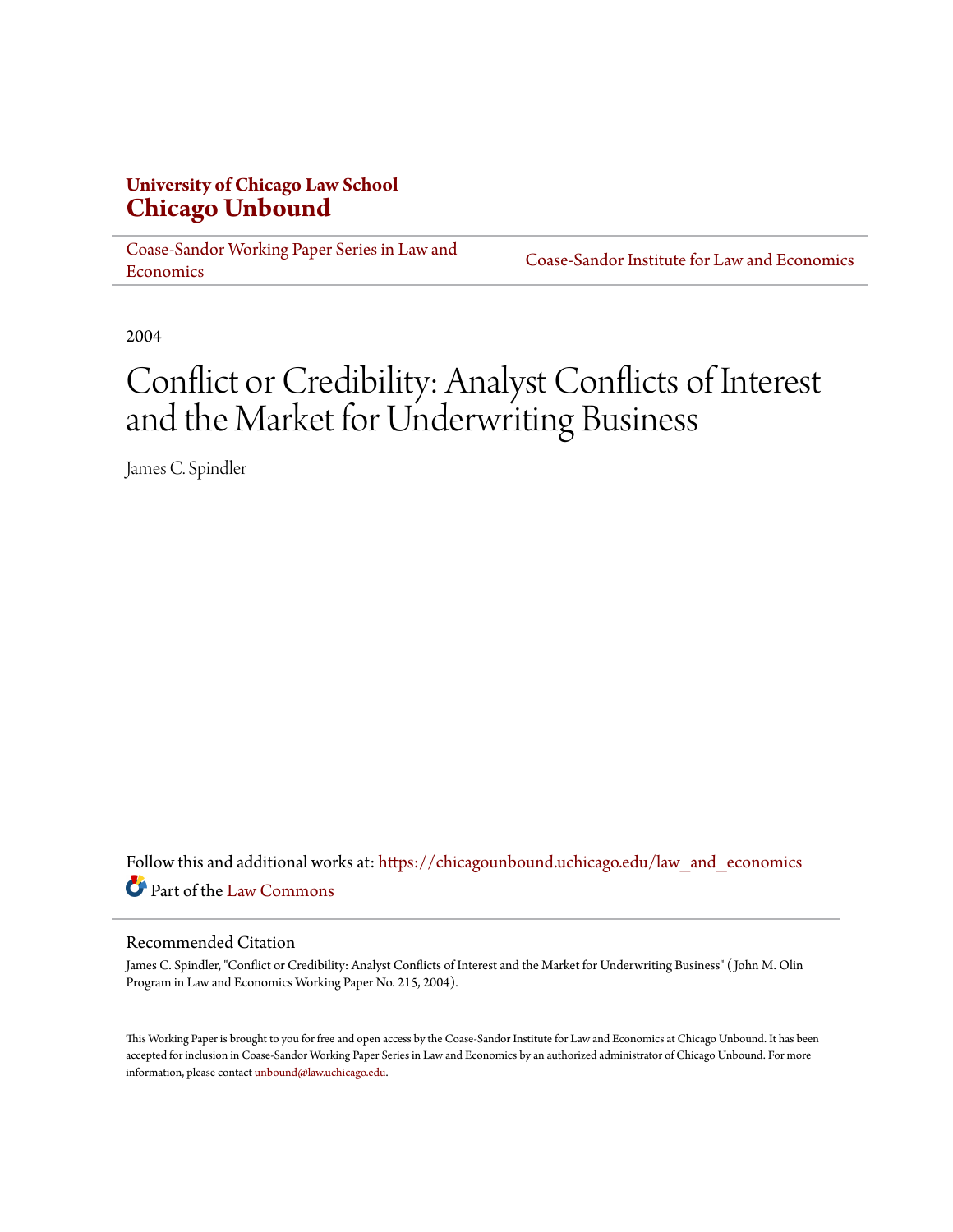**University of Chicago Law School**
**Chicago Unbound**

Coase-Sandor Working Paper Series in Law and Economics | Coase-Sandor Institute for Law and Economics

2004

# Conflict or Credibility: Analyst Conflicts of Interest and the Market for Underwriting Business

James C. Spindler

Follow this and additional works at: https://chicagounbound.uchicago.edu/law_and_economics

Part of the Law Commons

## Recommended Citation

James C. Spindler, "Conflict or Credibility: Analyst Conflicts of Interest and the Market for Underwriting Business" ( John M. Olin Program in Law and Economics Working Paper No. 215, 2004).

This Working Paper is brought to you for free and open access by the Coase-Sandor Institute for Law and Economics at Chicago Unbound. It has been accepted for inclusion in Coase-Sandor Working Paper Series in Law and Economics by an authorized administrator of Chicago Unbound. For more information, please contact unbound@law.uchicago.edu.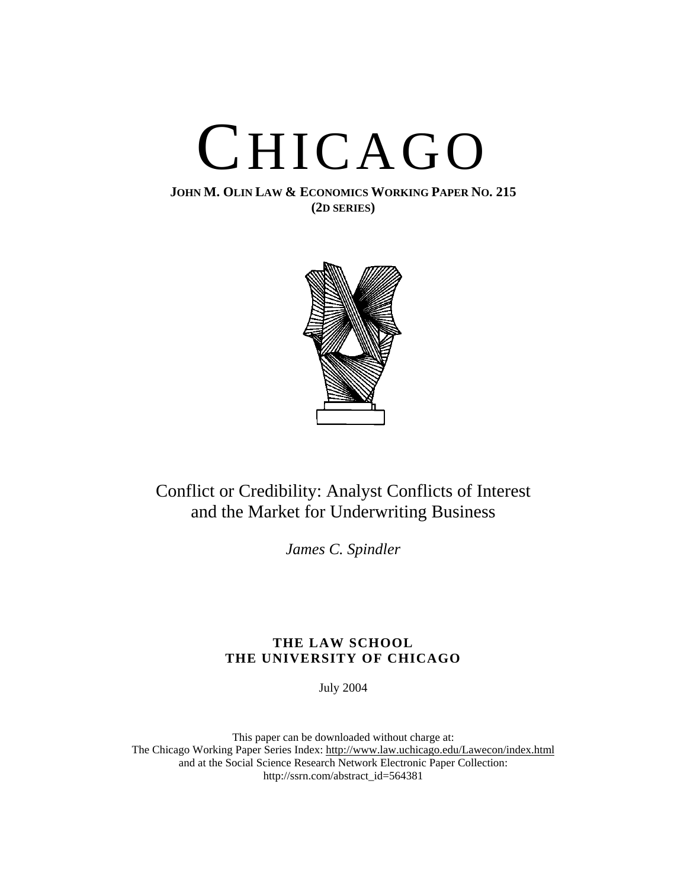# CHICAGO

**JOHN M. OLIN LAW & ECONOMICS WORKING PAPER NO. 215**
**(2D SERIES)**

## Conflict or Credibility: Analyst Conflicts of Interest and the Market for Underwriting Business

*James C. Spindler*

**THE LAW SCHOOL**
**THE UNIVERSITY OF CHICAGO**

July 2004

This paper can be downloaded without charge at:
The Chicago Working Paper Series Index: http://www.law.uchicago.edu/Lawecon/index.html
and at the Social Science Research Network Electronic Paper Collection:
http://ssrn.com/abstract_id=564381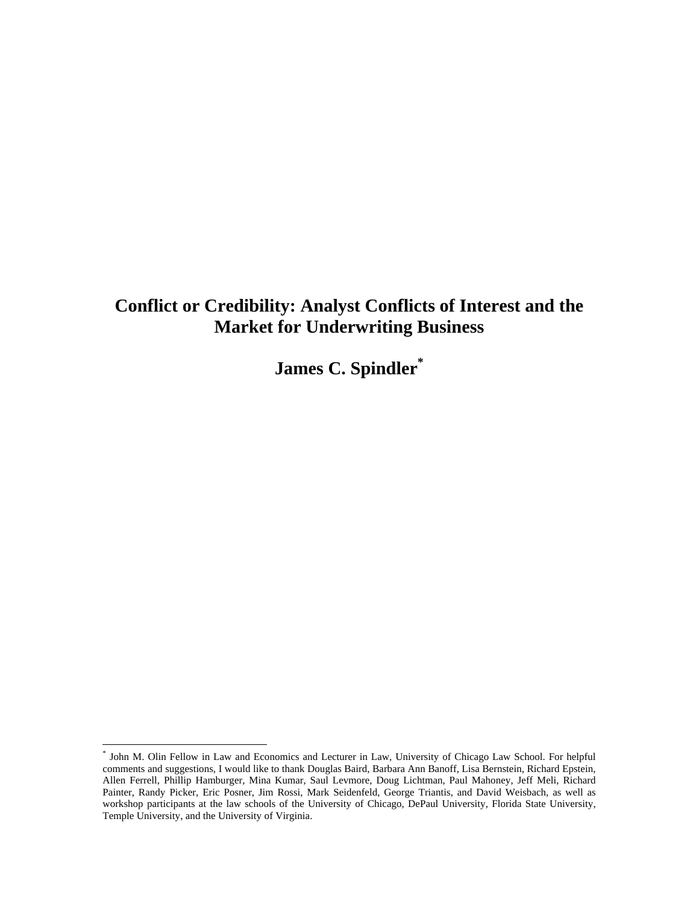# Conflict or Credibility: Analyst Conflicts of Interest and the Market for Underwriting Business

## James C. Spindler*

---

* John M. Olin Fellow in Law and Economics and Lecturer in Law, University of Chicago Law School. For helpful comments and suggestions, I would like to thank Douglas Baird, Barbara Ann Banoff, Lisa Bernstein, Richard Epstein, Allen Ferrell, Phillip Hamburger, Mina Kumar, Saul Levmore, Doug Lichtman, Paul Mahoney, Jeff Meli, Richard Painter, Randy Picker, Eric Posner, Jim Rossi, Mark Seidenfeld, George Triantis, and David Weisbach, as well as workshop participants at the law schools of the University of Chicago, DePaul University, Florida State University, Temple University, and the University of Virginia.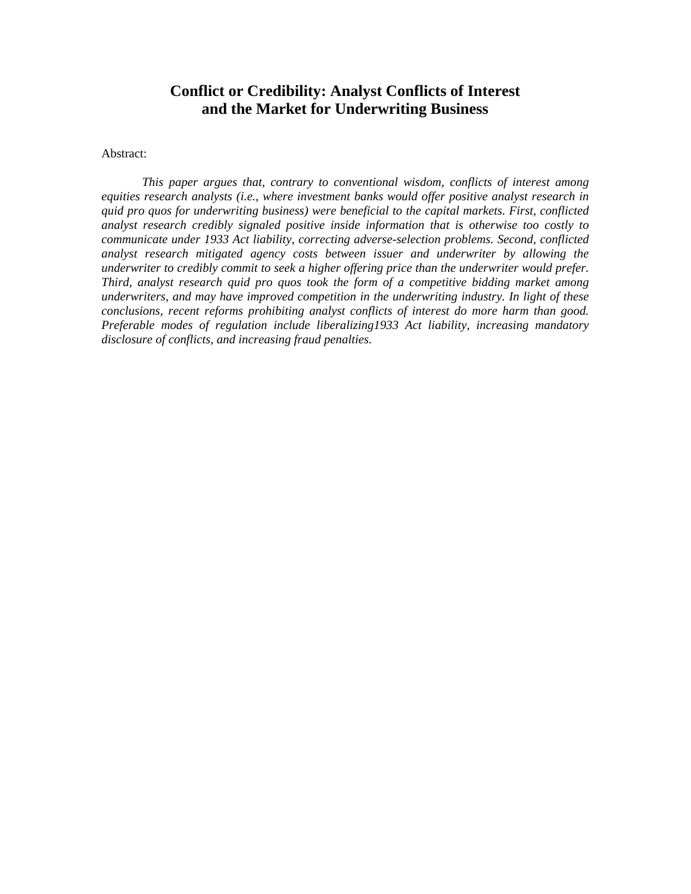# Conflict or Credibility: Analyst Conflicts of Interest and the Market for Underwriting Business

Abstract:

*This paper argues that, contrary to conventional wisdom, conflicts of interest among equities research analysts (i.e., where investment banks would offer positive analyst research in quid pro quos for underwriting business) were beneficial to the capital markets. First, conflicted analyst research credibly signaled positive inside information that is otherwise too costly to communicate under 1933 Act liability, correcting adverse-selection problems. Second, conflicted analyst research mitigated agency costs between issuer and underwriter by allowing the underwriter to credibly commit to seek a higher offering price than the underwriter would prefer. Third, analyst research quid pro quos took the form of a competitive bidding market among underwriters, and may have improved competition in the underwriting industry. In light of these conclusions, recent reforms prohibiting analyst conflicts of interest do more harm than good. Preferable modes of regulation include liberalizing1933 Act liability, increasing mandatory disclosure of conflicts, and increasing fraud penalties.*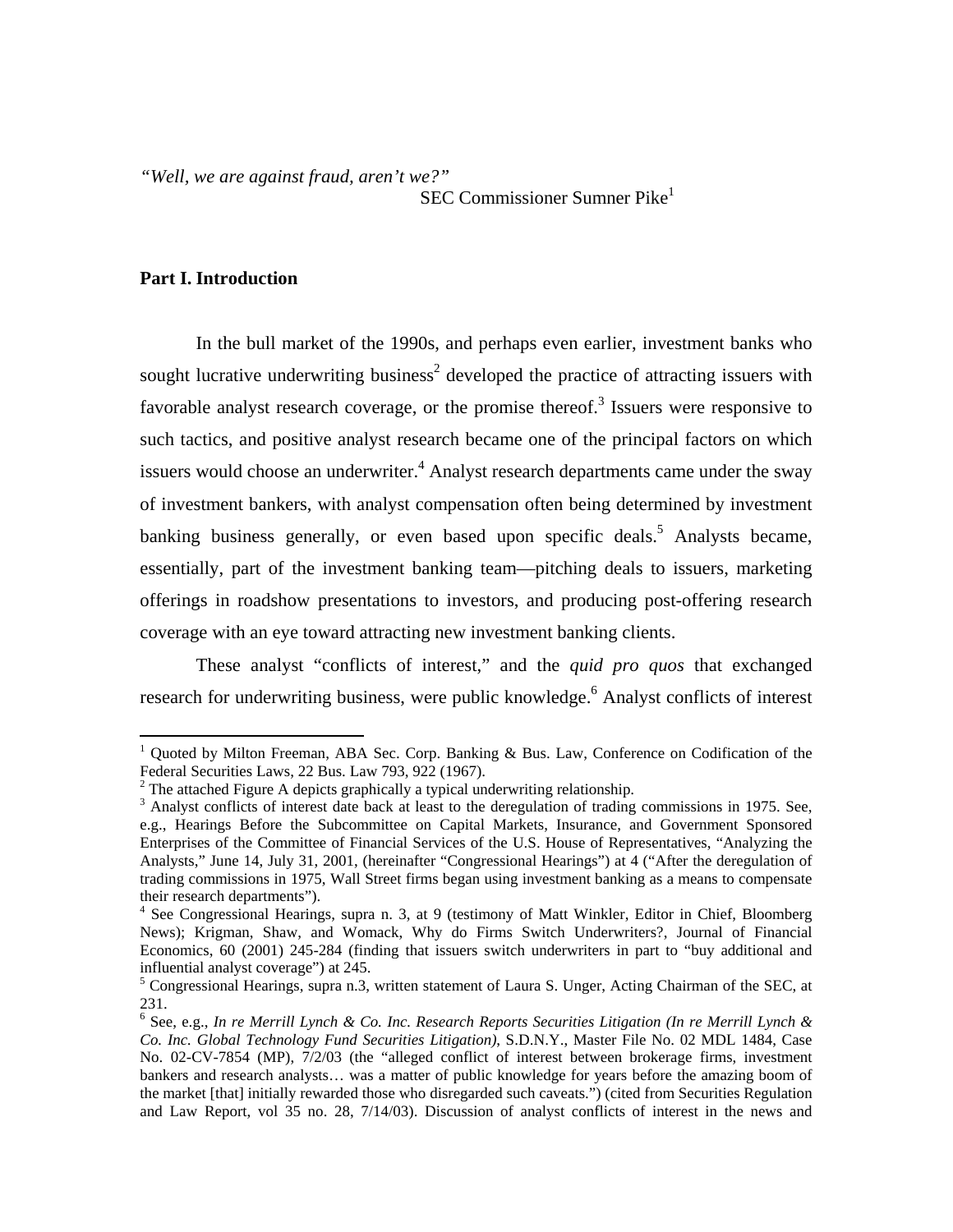*"Well, we are against fraud, aren't we?"*

SEC Commissioner Sumner Pike[1]

**Part I. Introduction**

In the bull market of the 1990s, and perhaps even earlier, investment banks who sought lucrative underwriting business[2] developed the practice of attracting issuers with favorable analyst research coverage, or the promise thereof.[3] Issuers were responsive to such tactics, and positive analyst research became one of the principal factors on which issuers would choose an underwriter.[4] Analyst research departments came under the sway of investment bankers, with analyst compensation often being determined by investment banking business generally, or even based upon specific deals.[5] Analysts became, essentially, part of the investment banking team—pitching deals to issuers, marketing offerings in roadshow presentations to investors, and producing post-offering research coverage with an eye toward attracting new investment banking clients.

These analyst "conflicts of interest," and the *quid pro quos* that exchanged research for underwriting business, were public knowledge.[6] Analyst conflicts of interest

---

[1] Quoted by Milton Freeman, ABA Sec. Corp. Banking & Bus. Law, Conference on Codification of the Federal Securities Laws, 22 Bus. Law 793, 922 (1967).

[2] The attached Figure A depicts graphically a typical underwriting relationship.

[3] Analyst conflicts of interest date back at least to the deregulation of trading commissions in 1975. See, e.g., Hearings Before the Subcommittee on Capital Markets, Insurance, and Government Sponsored Enterprises of the Committee of Financial Services of the U.S. House of Representatives, "Analyzing the Analysts," June 14, July 31, 2001, (hereinafter "Congressional Hearings") at 4 ("After the deregulation of trading commissions in 1975, Wall Street firms began using investment banking as a means to compensate their research departments").

[4] See Congressional Hearings, supra n. 3, at 9 (testimony of Matt Winkler, Editor in Chief, Bloomberg News); Krigman, Shaw, and Womack, Why do Firms Switch Underwriters?, Journal of Financial Economics, 60 (2001) 245-284 (finding that issuers switch underwriters in part to "buy additional and influential analyst coverage") at 245.

[5] Congressional Hearings, supra n.3, written statement of Laura S. Unger, Acting Chairman of the SEC, at 231.

[6] See, e.g., *In re Merrill Lynch & Co. Inc. Research Reports Securities Litigation (In re Merrill Lynch & Co. Inc. Global Technology Fund Securities Litigation)*, S.D.N.Y., Master File No. 02 MDL 1484, Case No. 02-CV-7854 (MP), 7/2/03 (the "alleged conflict of interest between brokerage firms, investment bankers and research analysts… was a matter of public knowledge for years before the amazing boom of the market [that] initially rewarded those who disregarded such caveats.") (cited from Securities Regulation and Law Report, vol 35 no. 28, 7/14/03). Discussion of analyst conflicts of interest in the news and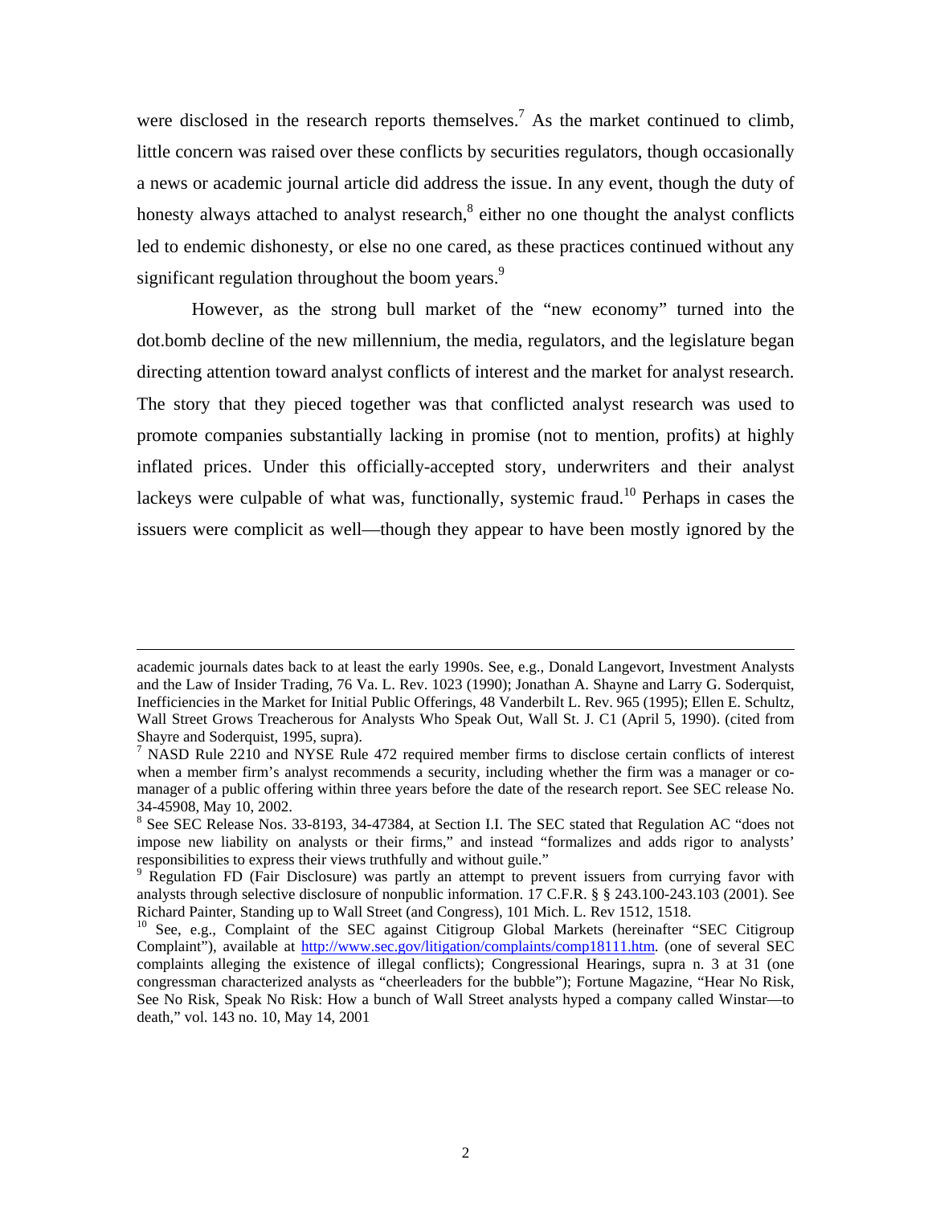were disclosed in the research reports themselves.[7] As the market continued to climb, little concern was raised over these conflicts by securities regulators, though occasionally a news or academic journal article did address the issue. In any event, though the duty of honesty always attached to analyst research,[8] either no one thought the analyst conflicts led to endemic dishonesty, or else no one cared, as these practices continued without any significant regulation throughout the boom years.[9]

However, as the strong bull market of the "new economy" turned into the dot.bomb decline of the new millennium, the media, regulators, and the legislature began directing attention toward analyst conflicts of interest and the market for analyst research. The story that they pieced together was that conflicted analyst research was used to promote companies substantially lacking in promise (not to mention, profits) at highly inflated prices. Under this officially-accepted story, underwriters and their analyst lackeys were culpable of what was, functionally, systemic fraud.[10] Perhaps in cases the issuers were complicit as well—though they appear to have been mostly ignored by the

---

academic journals dates back to at least the early 1990s. See, e.g., Donald Langevort, Investment Analysts and the Law of Insider Trading, 76 Va. L. Rev. 1023 (1990); Jonathan A. Shayne and Larry G. Soderquist, Inefficiencies in the Market for Initial Public Offerings, 48 Vanderbilt L. Rev. 965 (1995); Ellen E. Schultz, Wall Street Grows Treacherous for Analysts Who Speak Out, Wall St. J. C1 (April 5, 1990). (cited from Shayre and Soderquist, 1995, supra).

[7] NASD Rule 2210 and NYSE Rule 472 required member firms to disclose certain conflicts of interest when a member firm's analyst recommends a security, including whether the firm was a manager or co-manager of a public offering within three years before the date of the research report. See SEC release No. 34-45908, May 10, 2002.

[8] See SEC Release Nos. 33-8193, 34-47384, at Section I.I. The SEC stated that Regulation AC "does not impose new liability on analysts or their firms," and instead "formalizes and adds rigor to analysts' responsibilities to express their views truthfully and without guile."

[9] Regulation FD (Fair Disclosure) was partly an attempt to prevent issuers from currying favor with analysts through selective disclosure of nonpublic information. 17 C.F.R. § § 243.100-243.103 (2001). See Richard Painter, Standing up to Wall Street (and Congress), 101 Mich. L. Rev 1512, 1518.

[10] See, e.g., Complaint of the SEC against Citigroup Global Markets (hereinafter "SEC Citigroup Complaint"), available at http://www.sec.gov/litigation/complaints/comp18111.htm. (one of several SEC complaints alleging the existence of illegal conflicts); Congressional Hearings, supra n. 3 at 31 (one congressman characterized analysts as "cheerleaders for the bubble"); Fortune Magazine, "Hear No Risk, See No Risk, Speak No Risk: How a bunch of Wall Street analysts hyped a company called Winstar—to death," vol. 143 no. 10, May 14, 2001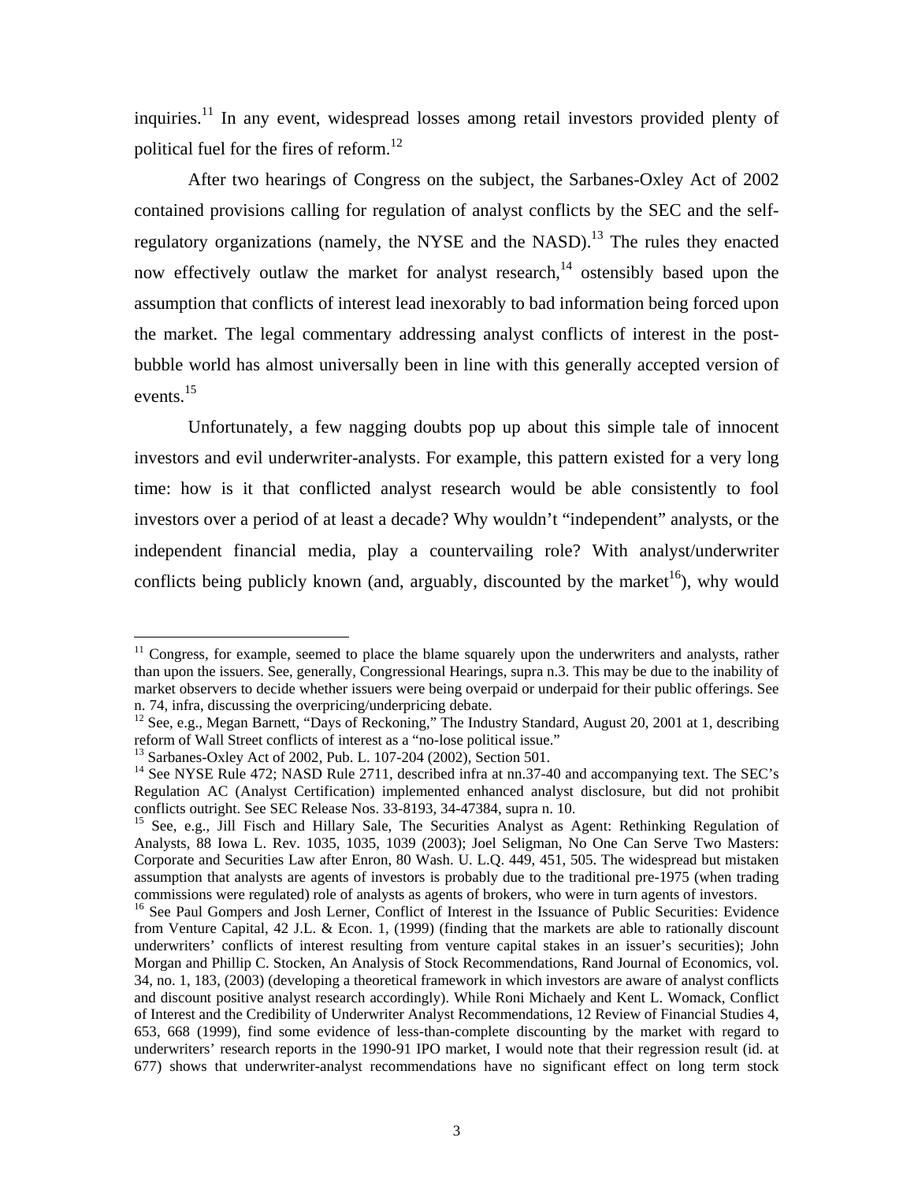inquiries.[11] In any event, widespread losses among retail investors provided plenty of political fuel for the fires of reform.[12]

After two hearings of Congress on the subject, the Sarbanes-Oxley Act of 2002 contained provisions calling for regulation of analyst conflicts by the SEC and the self-regulatory organizations (namely, the NYSE and the NASD).[13] The rules they enacted now effectively outlaw the market for analyst research,[14] ostensibly based upon the assumption that conflicts of interest lead inexorably to bad information being forced upon the market. The legal commentary addressing analyst conflicts of interest in the post-bubble world has almost universally been in line with this generally accepted version of events.[15]

Unfortunately, a few nagging doubts pop up about this simple tale of innocent investors and evil underwriter-analysts. For example, this pattern existed for a very long time: how is it that conflicted analyst research would be able consistently to fool investors over a period of at least a decade? Why wouldn't "independent" analysts, or the independent financial media, play a countervailing role? With analyst/underwriter conflicts being publicly known (and, arguably, discounted by the market[16]), why would

---

[11] Congress, for example, seemed to place the blame squarely upon the underwriters and analysts, rather than upon the issuers. See, generally, Congressional Hearings, supra n.3. This may be due to the inability of market observers to decide whether issuers were being overpaid or underpaid for their public offerings. See n. 74, infra, discussing the overpricing/underpricing debate.

[12] See, e.g., Megan Barnett, "Days of Reckoning," The Industry Standard, August 20, 2001 at 1, describing reform of Wall Street conflicts of interest as a "no-lose political issue."

[13] Sarbanes-Oxley Act of 2002, Pub. L. 107-204 (2002), Section 501.

[14] See NYSE Rule 472; NASD Rule 2711, described infra at nn.37-40 and accompanying text. The SEC's Regulation AC (Analyst Certification) implemented enhanced analyst disclosure, but did not prohibit conflicts outright. See SEC Release Nos. 33-8193, 34-47384, supra n. 10.

[15] See, e.g., Jill Fisch and Hillary Sale, The Securities Analyst as Agent: Rethinking Regulation of Analysts, 88 Iowa L. Rev. 1035, 1035, 1039 (2003); Joel Seligman, No One Can Serve Two Masters: Corporate and Securities Law after Enron, 80 Wash. U. L.Q. 449, 451, 505. The widespread but mistaken assumption that analysts are agents of investors is probably due to the traditional pre-1975 (when trading commissions were regulated) role of analysts as agents of brokers, who were in turn agents of investors.

[16] See Paul Gompers and Josh Lerner, Conflict of Interest in the Issuance of Public Securities: Evidence from Venture Capital, 42 J.L. & Econ. 1, (1999) (finding that the markets are able to rationally discount underwriters' conflicts of interest resulting from venture capital stakes in an issuer's securities); John Morgan and Phillip C. Stocken, An Analysis of Stock Recommendations, Rand Journal of Economics, vol. 34, no. 1, 183, (2003) (developing a theoretical framework in which investors are aware of analyst conflicts and discount positive analyst research accordingly). While Roni Michaely and Kent L. Womack, Conflict of Interest and the Credibility of Underwriter Analyst Recommendations, 12 Review of Financial Studies 4, 653, 668 (1999), find some evidence of less-than-complete discounting by the market with regard to underwriters' research reports in the 1990-91 IPO market, I would note that their regression result (id. at 677) shows that underwriter-analyst recommendations have no significant effect on long term stock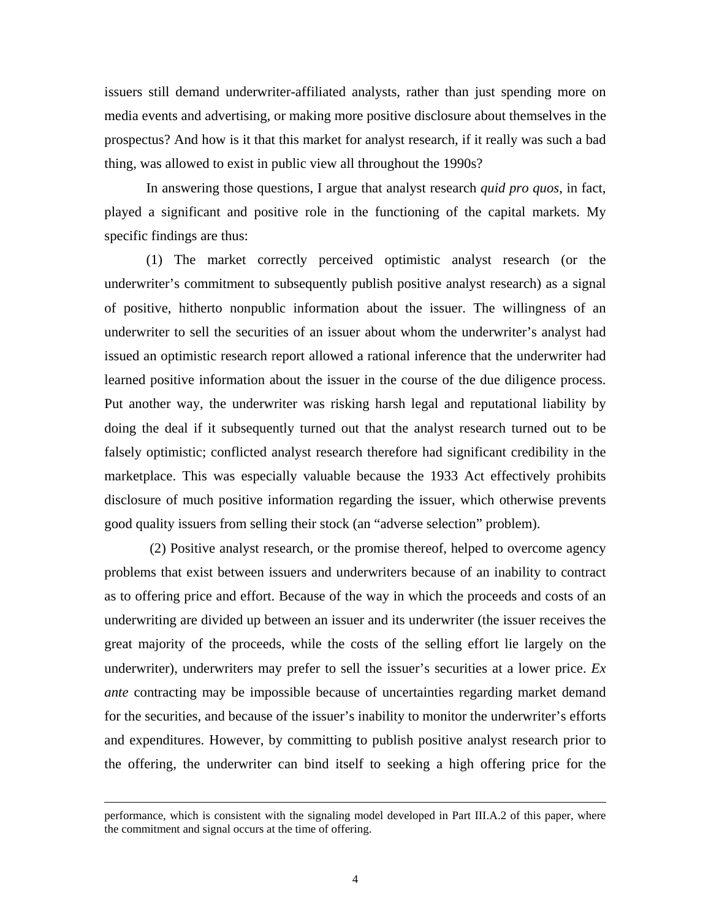issuers still demand underwriter-affiliated analysts, rather than just spending more on media events and advertising, or making more positive disclosure about themselves in the prospectus? And how is it that this market for analyst research, if it really was such a bad thing, was allowed to exist in public view all throughout the 1990s?

In answering those questions, I argue that analyst research *quid pro quos*, in fact, played a significant and positive role in the functioning of the capital markets. My specific findings are thus:

(1) The market correctly perceived optimistic analyst research (or the underwriter's commitment to subsequently publish positive analyst research) as a signal of positive, hitherto nonpublic information about the issuer. The willingness of an underwriter to sell the securities of an issuer about whom the underwriter's analyst had issued an optimistic research report allowed a rational inference that the underwriter had learned positive information about the issuer in the course of the due diligence process. Put another way, the underwriter was risking harsh legal and reputational liability by doing the deal if it subsequently turned out that the analyst research turned out to be falsely optimistic; conflicted analyst research therefore had significant credibility in the marketplace. This was especially valuable because the 1933 Act effectively prohibits disclosure of much positive information regarding the issuer, which otherwise prevents good quality issuers from selling their stock (an "adverse selection" problem).

(2) Positive analyst research, or the promise thereof, helped to overcome agency problems that exist between issuers and underwriters because of an inability to contract as to offering price and effort. Because of the way in which the proceeds and costs of an underwriting are divided up between an issuer and its underwriter (the issuer receives the great majority of the proceeds, while the costs of the selling effort lie largely on the underwriter), underwriters may prefer to sell the issuer's securities at a lower price. *Ex ante* contracting may be impossible because of uncertainties regarding market demand for the securities, and because of the issuer's inability to monitor the underwriter's efforts and expenditures. However, by committing to publish positive analyst research prior to the offering, the underwriter can bind itself to seeking a high offering price for the

---

performance, which is consistent with the signaling model developed in Part III.A.2 of this paper, where the commitment and signal occurs at the time of offering.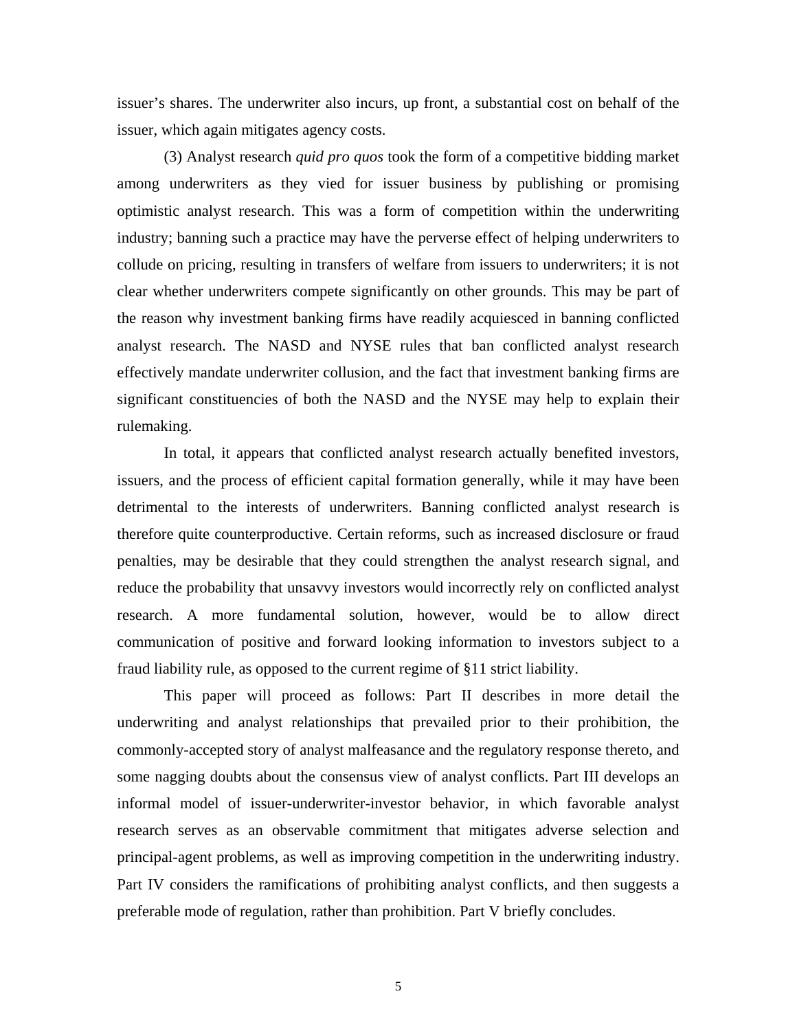issuer's shares. The underwriter also incurs, up front, a substantial cost on behalf of the issuer, which again mitigates agency costs.

(3) Analyst research *quid pro quos* took the form of a competitive bidding market among underwriters as they vied for issuer business by publishing or promising optimistic analyst research. This was a form of competition within the underwriting industry; banning such a practice may have the perverse effect of helping underwriters to collude on pricing, resulting in transfers of welfare from issuers to underwriters; it is not clear whether underwriters compete significantly on other grounds. This may be part of the reason why investment banking firms have readily acquiesced in banning conflicted analyst research. The NASD and NYSE rules that ban conflicted analyst research effectively mandate underwriter collusion, and the fact that investment banking firms are significant constituencies of both the NASD and the NYSE may help to explain their rulemaking.

In total, it appears that conflicted analyst research actually benefited investors, issuers, and the process of efficient capital formation generally, while it may have been detrimental to the interests of underwriters. Banning conflicted analyst research is therefore quite counterproductive. Certain reforms, such as increased disclosure or fraud penalties, may be desirable that they could strengthen the analyst research signal, and reduce the probability that unsavvy investors would incorrectly rely on conflicted analyst research. A more fundamental solution, however, would be to allow direct communication of positive and forward looking information to investors subject to a fraud liability rule, as opposed to the current regime of §11 strict liability.

This paper will proceed as follows: Part II describes in more detail the underwriting and analyst relationships that prevailed prior to their prohibition, the commonly-accepted story of analyst malfeasance and the regulatory response thereto, and some nagging doubts about the consensus view of analyst conflicts. Part III develops an informal model of issuer-underwriter-investor behavior, in which favorable analyst research serves as an observable commitment that mitigates adverse selection and principal-agent problems, as well as improving competition in the underwriting industry. Part IV considers the ramifications of prohibiting analyst conflicts, and then suggests a preferable mode of regulation, rather than prohibition. Part V briefly concludes.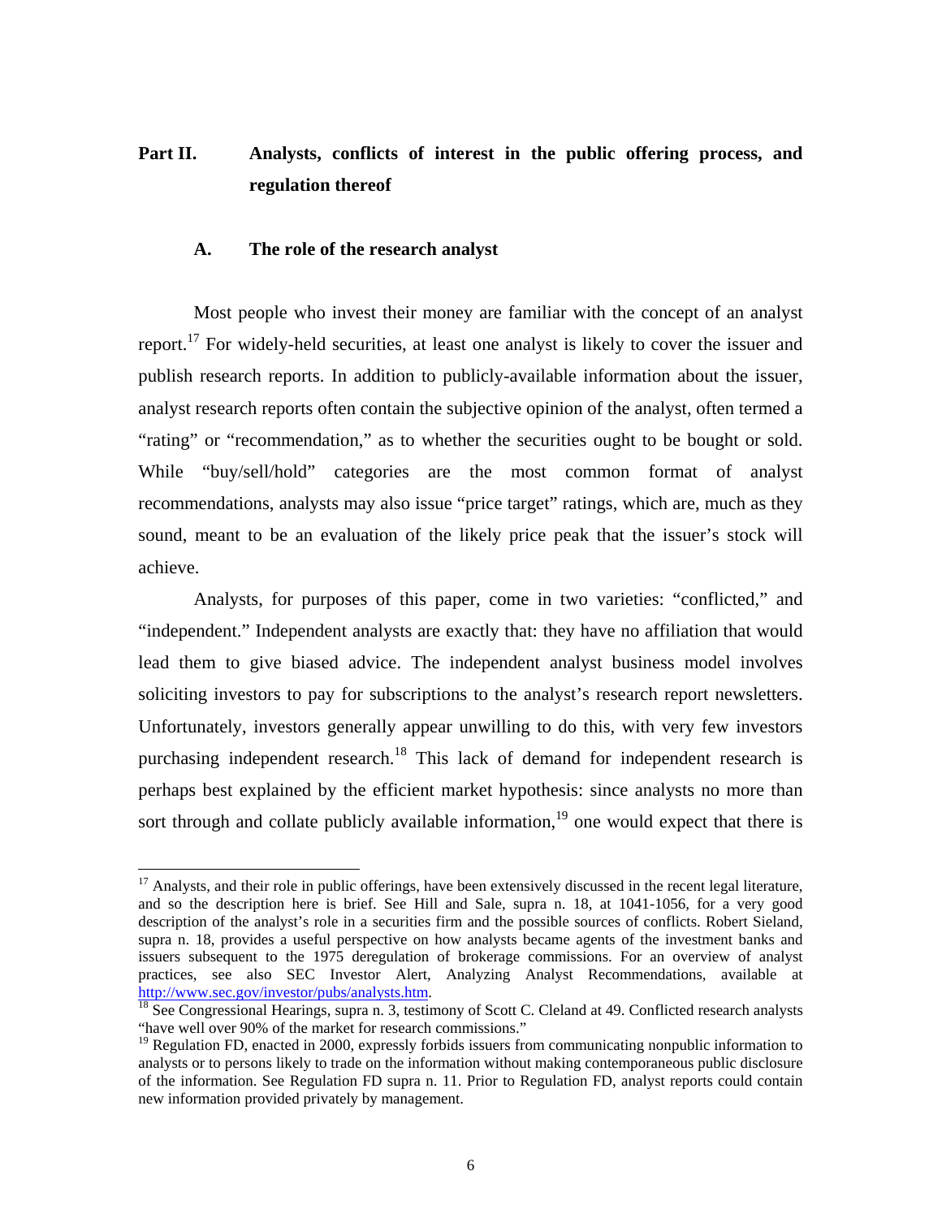## Part II. Analysts, conflicts of interest in the public offering process, and regulation thereof

### A. The role of the research analyst

Most people who invest their money are familiar with the concept of an analyst report.[17] For widely-held securities, at least one analyst is likely to cover the issuer and publish research reports. In addition to publicly-available information about the issuer, analyst research reports often contain the subjective opinion of the analyst, often termed a "rating" or "recommendation," as to whether the securities ought to be bought or sold. While "buy/sell/hold" categories are the most common format of analyst recommendations, analysts may also issue "price target" ratings, which are, much as they sound, meant to be an evaluation of the likely price peak that the issuer's stock will achieve.

Analysts, for purposes of this paper, come in two varieties: "conflicted," and "independent." Independent analysts are exactly that: they have no affiliation that would lead them to give biased advice. The independent analyst business model involves soliciting investors to pay for subscriptions to the analyst's research report newsletters. Unfortunately, investors generally appear unwilling to do this, with very few investors purchasing independent research.[18] This lack of demand for independent research is perhaps best explained by the efficient market hypothesis: since analysts no more than sort through and collate publicly available information,[19] one would expect that there is

---

[17] Analysts, and their role in public offerings, have been extensively discussed in the recent legal literature, and so the description here is brief. See Hill and Sale, supra n. 18, at 1041-1056, for a very good description of the analyst's role in a securities firm and the possible sources of conflicts. Robert Sieland, supra n. 18, provides a useful perspective on how analysts became agents of the investment banks and issuers subsequent to the 1975 deregulation of brokerage commissions. For an overview of analyst practices, see also SEC Investor Alert, Analyzing Analyst Recommendations, available at http://www.sec.gov/investor/pubs/analysts.htm.

[18] See Congressional Hearings, supra n. 3, testimony of Scott C. Cleland at 49. Conflicted research analysts "have well over 90% of the market for research commissions."

[19] Regulation FD, enacted in 2000, expressly forbids issuers from communicating nonpublic information to analysts or to persons likely to trade on the information without making contemporaneous public disclosure of the information. See Regulation FD supra n. 11. Prior to Regulation FD, analyst reports could contain new information provided privately by management.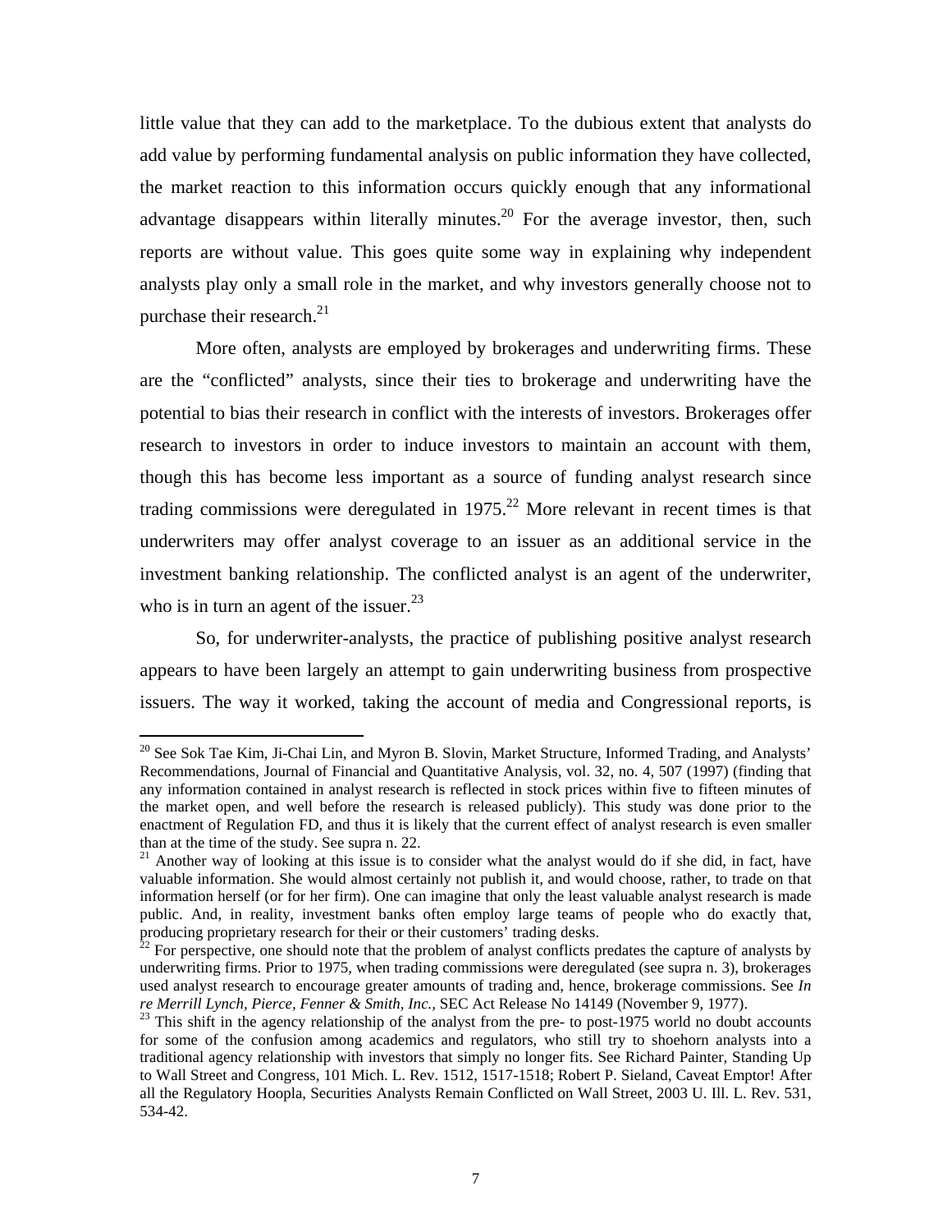little value that they can add to the marketplace. To the dubious extent that analysts do add value by performing fundamental analysis on public information they have collected, the market reaction to this information occurs quickly enough that any informational advantage disappears within literally minutes.[20] For the average investor, then, such reports are without value. This goes quite some way in explaining why independent analysts play only a small role in the market, and why investors generally choose not to purchase their research.[21]

More often, analysts are employed by brokerages and underwriting firms. These are the "conflicted" analysts, since their ties to brokerage and underwriting have the potential to bias their research in conflict with the interests of investors. Brokerages offer research to investors in order to induce investors to maintain an account with them, though this has become less important as a source of funding analyst research since trading commissions were deregulated in 1975.[22] More relevant in recent times is that underwriters may offer analyst coverage to an issuer as an additional service in the investment banking relationship. The conflicted analyst is an agent of the underwriter, who is in turn an agent of the issuer.[23]

So, for underwriter-analysts, the practice of publishing positive analyst research appears to have been largely an attempt to gain underwriting business from prospective issuers. The way it worked, taking the account of media and Congressional reports, is

---

[20] See Sok Tae Kim, Ji-Chai Lin, and Myron B. Slovin, Market Structure, Informed Trading, and Analysts' Recommendations, Journal of Financial and Quantitative Analysis, vol. 32, no. 4, 507 (1997) (finding that any information contained in analyst research is reflected in stock prices within five to fifteen minutes of the market open, and well before the research is released publicly). This study was done prior to the enactment of Regulation FD, and thus it is likely that the current effect of analyst research is even smaller than at the time of the study. See supra n. 22.

[21] Another way of looking at this issue is to consider what the analyst would do if she did, in fact, have valuable information. She would almost certainly not publish it, and would choose, rather, to trade on that information herself (or for her firm). One can imagine that only the least valuable analyst research is made public. And, in reality, investment banks often employ large teams of people who do exactly that, producing proprietary research for their or their customers' trading desks.

[22] For perspective, one should note that the problem of analyst conflicts predates the capture of analysts by underwriting firms. Prior to 1975, when trading commissions were deregulated (see supra n. 3), brokerages used analyst research to encourage greater amounts of trading and, hence, brokerage commissions. See *In re Merrill Lynch, Pierce, Fenner & Smith, Inc.*, SEC Act Release No 14149 (November 9, 1977).

[23] This shift in the agency relationship of the analyst from the pre- to post-1975 world no doubt accounts for some of the confusion among academics and regulators, who still try to shoehorn analysts into a traditional agency relationship with investors that simply no longer fits. See Richard Painter, Standing Up to Wall Street and Congress, 101 Mich. L. Rev. 1512, 1517-1518; Robert P. Sieland, Caveat Emptor! After all the Regulatory Hoopla, Securities Analysts Remain Conflicted on Wall Street, 2003 U. Ill. L. Rev. 531, 534-42.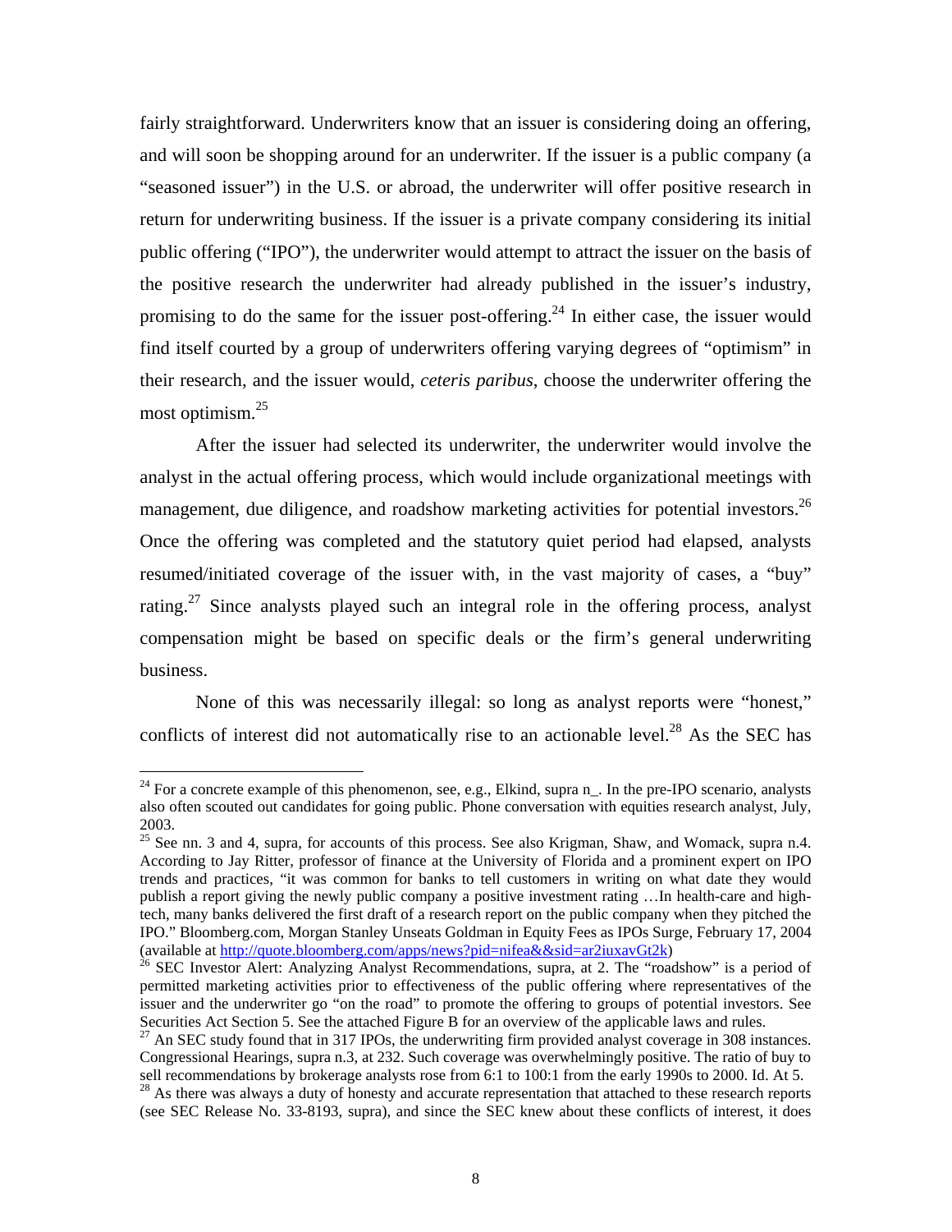fairly straightforward. Underwriters know that an issuer is considering doing an offering, and will soon be shopping around for an underwriter. If the issuer is a public company (a "seasoned issuer") in the U.S. or abroad, the underwriter will offer positive research in return for underwriting business. If the issuer is a private company considering its initial public offering ("IPO"), the underwriter would attempt to attract the issuer on the basis of the positive research the underwriter had already published in the issuer's industry, promising to do the same for the issuer post-offering.[24] In either case, the issuer would find itself courted by a group of underwriters offering varying degrees of "optimism" in their research, and the issuer would, *ceteris paribus*, choose the underwriter offering the most optimism.[25]

After the issuer had selected its underwriter, the underwriter would involve the analyst in the actual offering process, which would include organizational meetings with management, due diligence, and roadshow marketing activities for potential investors.[26] Once the offering was completed and the statutory quiet period had elapsed, analysts resumed/initiated coverage of the issuer with, in the vast majority of cases, a "buy" rating.[27] Since analysts played such an integral role in the offering process, analyst compensation might be based on specific deals or the firm's general underwriting business.

None of this was necessarily illegal: so long as analyst reports were "honest," conflicts of interest did not automatically rise to an actionable level.[28] As the SEC has

---

[24] For a concrete example of this phenomenon, see, e.g., Elkind, supra n_. In the pre-IPO scenario, analysts also often scouted out candidates for going public. Phone conversation with equities research analyst, July, 2003.

[25] See nn. 3 and 4, supra, for accounts of this process. See also Krigman, Shaw, and Womack, supra n.4. According to Jay Ritter, professor of finance at the University of Florida and a prominent expert on IPO trends and practices, "it was common for banks to tell customers in writing on what date they would publish a report giving the newly public company a positive investment rating …In health-care and high-tech, many banks delivered the first draft of a research report on the public company when they pitched the IPO." Bloomberg.com, Morgan Stanley Unseats Goldman in Equity Fees as IPOs Surge, February 17, 2004 (available at http://quote.bloomberg.com/apps/news?pid=nifea&&sid=ar2iuxavGt2k)

[26] SEC Investor Alert: Analyzing Analyst Recommendations, supra, at 2. The "roadshow" is a period of permitted marketing activities prior to effectiveness of the public offering where representatives of the issuer and the underwriter go "on the road" to promote the offering to groups of potential investors. See Securities Act Section 5. See the attached Figure B for an overview of the applicable laws and rules.

[27] An SEC study found that in 317 IPOs, the underwriting firm provided analyst coverage in 308 instances. Congressional Hearings, supra n.3, at 232. Such coverage was overwhelmingly positive. The ratio of buy to sell recommendations by brokerage analysts rose from 6:1 to 100:1 from the early 1990s to 2000. Id. At 5.

[28] As there was always a duty of honesty and accurate representation that attached to these research reports (see SEC Release No. 33-8193, supra), and since the SEC knew about these conflicts of interest, it does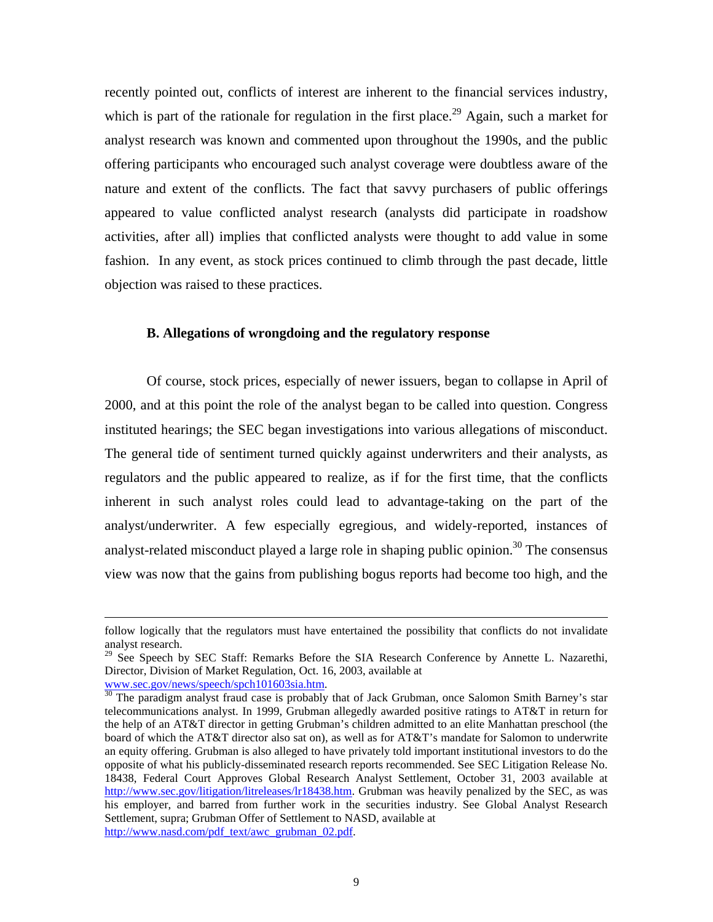recently pointed out, conflicts of interest are inherent to the financial services industry, which is part of the rationale for regulation in the first place.[29] Again, such a market for analyst research was known and commented upon throughout the 1990s, and the public offering participants who encouraged such analyst coverage were doubtless aware of the nature and extent of the conflicts. The fact that savvy purchasers of public offerings appeared to value conflicted analyst research (analysts did participate in roadshow activities, after all) implies that conflicted analysts were thought to add value in some fashion. In any event, as stock prices continued to climb through the past decade, little objection was raised to these practices.

**B. Allegations of wrongdoing and the regulatory response**

Of course, stock prices, especially of newer issuers, began to collapse in April of 2000, and at this point the role of the analyst began to be called into question. Congress instituted hearings; the SEC began investigations into various allegations of misconduct. The general tide of sentiment turned quickly against underwriters and their analysts, as regulators and the public appeared to realize, as if for the first time, that the conflicts inherent in such analyst roles could lead to advantage-taking on the part of the analyst/underwriter. A few especially egregious, and widely-reported, instances of analyst-related misconduct played a large role in shaping public opinion.[30] The consensus view was now that the gains from publishing bogus reports had become too high, and the

---

follow logically that the regulators must have entertained the possibility that conflicts do not invalidate analyst research.

[29] See Speech by SEC Staff: Remarks Before the SIA Research Conference by Annette L. Nazarethi, Director, Division of Market Regulation, Oct. 16, 2003, available at www.sec.gov/news/speech/spch101603sia.htm.

[30] The paradigm analyst fraud case is probably that of Jack Grubman, once Salomon Smith Barney's star telecommunications analyst. In 1999, Grubman allegedly awarded positive ratings to AT&T in return for the help of an AT&T director in getting Grubman's children admitted to an elite Manhattan preschool (the board of which the AT&T director also sat on), as well as for AT&T's mandate for Salomon to underwrite an equity offering. Grubman is also alleged to have privately told important institutional investors to do the opposite of what his publicly-disseminated research reports recommended. See SEC Litigation Release No. 18438, Federal Court Approves Global Research Analyst Settlement, October 31, 2003 available at http://www.sec.gov/litigation/litreleases/lr18438.htm. Grubman was heavily penalized by the SEC, as was his employer, and barred from further work in the securities industry. See Global Analyst Research Settlement, supra; Grubman Offer of Settlement to NASD, available at http://www.nasd.com/pdf_text/awc_grubman_02.pdf.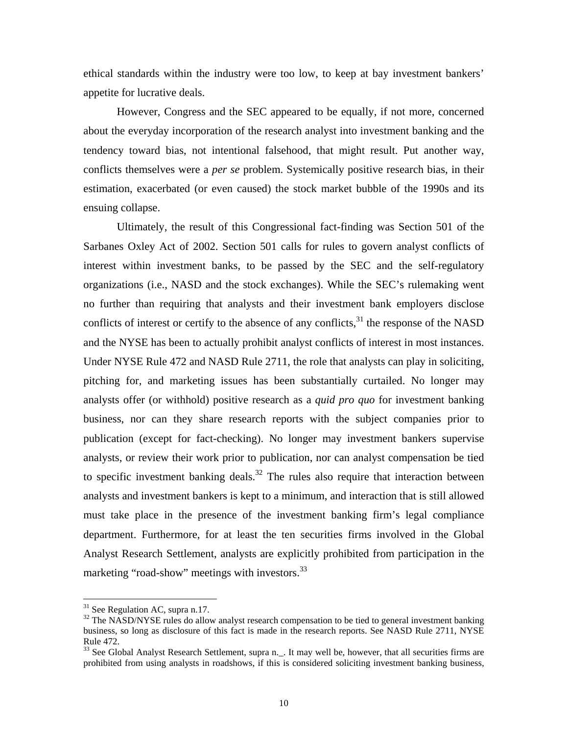ethical standards within the industry were too low, to keep at bay investment bankers' appetite for lucrative deals.

However, Congress and the SEC appeared to be equally, if not more, concerned about the everyday incorporation of the research analyst into investment banking and the tendency toward bias, not intentional falsehood, that might result. Put another way, conflicts themselves were a *per se* problem. Systemically positive research bias, in their estimation, exacerbated (or even caused) the stock market bubble of the 1990s and its ensuing collapse.

Ultimately, the result of this Congressional fact-finding was Section 501 of the Sarbanes Oxley Act of 2002. Section 501 calls for rules to govern analyst conflicts of interest within investment banks, to be passed by the SEC and the self-regulatory organizations (i.e., NASD and the stock exchanges). While the SEC's rulemaking went no further than requiring that analysts and their investment bank employers disclose conflicts of interest or certify to the absence of any conflicts,[31] the response of the NASD and the NYSE has been to actually prohibit analyst conflicts of interest in most instances. Under NYSE Rule 472 and NASD Rule 2711, the role that analysts can play in soliciting, pitching for, and marketing issues has been substantially curtailed. No longer may analysts offer (or withhold) positive research as a *quid pro quo* for investment banking business, nor can they share research reports with the subject companies prior to publication (except for fact-checking). No longer may investment bankers supervise analysts, or review their work prior to publication, nor can analyst compensation be tied to specific investment banking deals.[32] The rules also require that interaction between analysts and investment bankers is kept to a minimum, and interaction that is still allowed must take place in the presence of the investment banking firm's legal compliance department. Furthermore, for at least the ten securities firms involved in the Global Analyst Research Settlement, analysts are explicitly prohibited from participation in the marketing "road-show" meetings with investors.[33]

---

[31] See Regulation AC, supra n.17.

[32] The NASD/NYSE rules do allow analyst research compensation to be tied to general investment banking business, so long as disclosure of this fact is made in the research reports. See NASD Rule 2711, NYSE Rule 472.

[33] See Global Analyst Research Settlement, supra n._. It may well be, however, that all securities firms are prohibited from using analysts in roadshows, if this is considered soliciting investment banking business,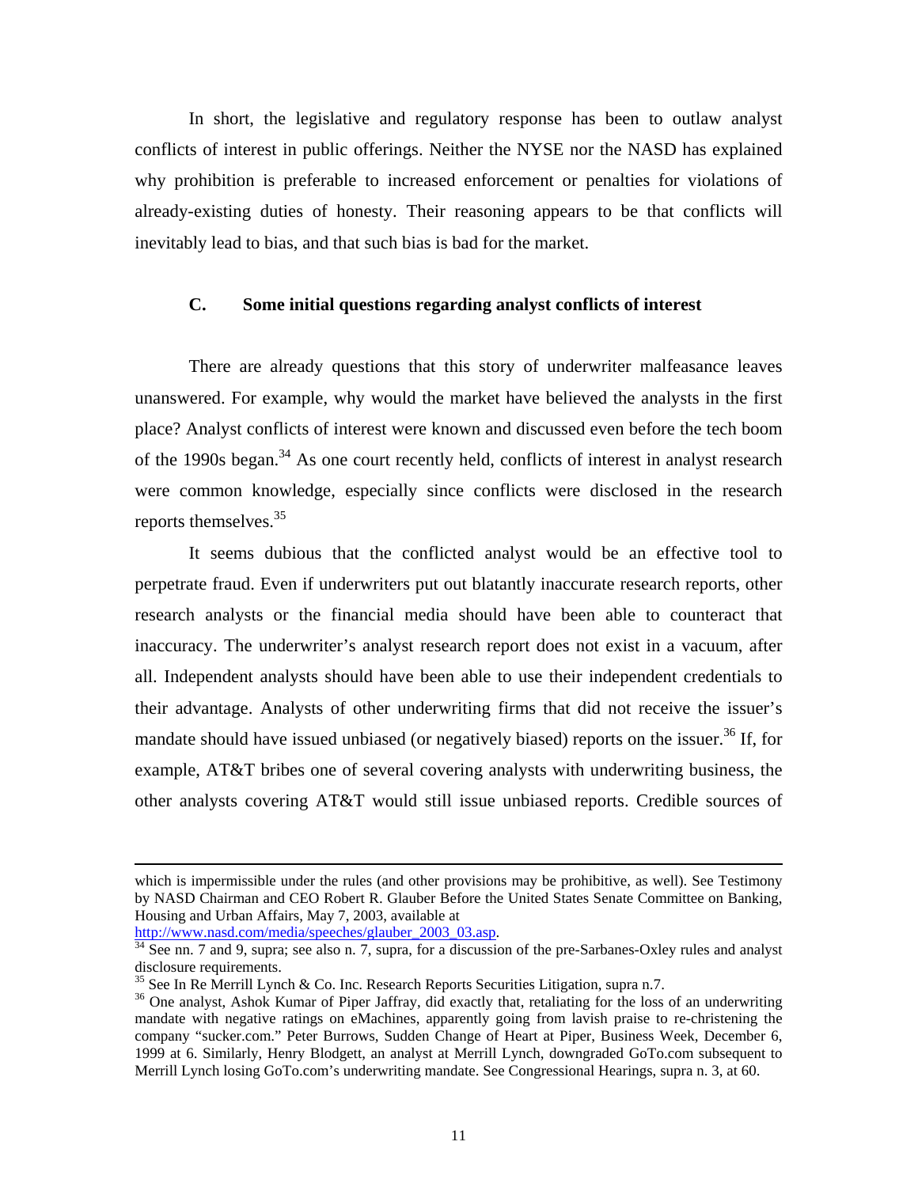In short, the legislative and regulatory response has been to outlaw analyst conflicts of interest in public offerings. Neither the NYSE nor the NASD has explained why prohibition is preferable to increased enforcement or penalties for violations of already-existing duties of honesty. Their reasoning appears to be that conflicts will inevitably lead to bias, and that such bias is bad for the market.

### C. Some initial questions regarding analyst conflicts of interest

There are already questions that this story of underwriter malfeasance leaves unanswered. For example, why would the market have believed the analysts in the first place? Analyst conflicts of interest were known and discussed even before the tech boom of the 1990s began.[34] As one court recently held, conflicts of interest in analyst research were common knowledge, especially since conflicts were disclosed in the research reports themselves.[35]

It seems dubious that the conflicted analyst would be an effective tool to perpetrate fraud. Even if underwriters put out blatantly inaccurate research reports, other research analysts or the financial media should have been able to counteract that inaccuracy. The underwriter's analyst research report does not exist in a vacuum, after all. Independent analysts should have been able to use their independent credentials to their advantage. Analysts of other underwriting firms that did not receive the issuer's mandate should have issued unbiased (or negatively biased) reports on the issuer.[36] If, for example, AT&T bribes one of several covering analysts with underwriting business, the other analysts covering AT&T would still issue unbiased reports. Credible sources of

---

which is impermissible under the rules (and other provisions may be prohibitive, as well). See Testimony by NASD Chairman and CEO Robert R. Glauber Before the United States Senate Committee on Banking, Housing and Urban Affairs, May 7, 2003, available at http://www.nasd.com/media/speeches/glauber_2003_03.asp.

[34] See nn. 7 and 9, supra; see also n. 7, supra, for a discussion of the pre-Sarbanes-Oxley rules and analyst disclosure requirements.

[35] See In Re Merrill Lynch & Co. Inc. Research Reports Securities Litigation, supra n.7.

[36] One analyst, Ashok Kumar of Piper Jaffray, did exactly that, retaliating for the loss of an underwriting mandate with negative ratings on eMachines, apparently going from lavish praise to re-christening the company "sucker.com." Peter Burrows, Sudden Change of Heart at Piper, Business Week, December 6, 1999 at 6. Similarly, Henry Blodgett, an analyst at Merrill Lynch, downgraded GoTo.com subsequent to Merrill Lynch losing GoTo.com's underwriting mandate. See Congressional Hearings, supra n. 3, at 60.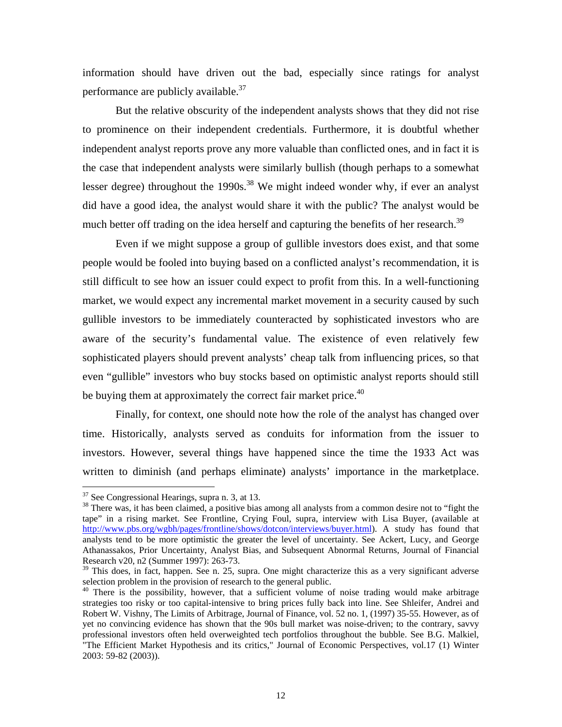information should have driven out the bad, especially since ratings for analyst performance are publicly available.[37]

But the relative obscurity of the independent analysts shows that they did not rise to prominence on their independent credentials. Furthermore, it is doubtful whether independent analyst reports prove any more valuable than conflicted ones, and in fact it is the case that independent analysts were similarly bullish (though perhaps to a somewhat lesser degree) throughout the 1990s.[38] We might indeed wonder why, if ever an analyst did have a good idea, the analyst would share it with the public? The analyst would be much better off trading on the idea herself and capturing the benefits of her research.[39]

Even if we might suppose a group of gullible investors does exist, and that some people would be fooled into buying based on a conflicted analyst's recommendation, it is still difficult to see how an issuer could expect to profit from this. In a well-functioning market, we would expect any incremental market movement in a security caused by such gullible investors to be immediately counteracted by sophisticated investors who are aware of the security's fundamental value. The existence of even relatively few sophisticated players should prevent analysts' cheap talk from influencing prices, so that even "gullible" investors who buy stocks based on optimistic analyst reports should still be buying them at approximately the correct fair market price.[40]

Finally, for context, one should note how the role of the analyst has changed over time. Historically, analysts served as conduits for information from the issuer to investors. However, several things have happened since the time the 1933 Act was written to diminish (and perhaps eliminate) analysts' importance in the marketplace.

---

[37] See Congressional Hearings, supra n. 3, at 13.

[38] There was, it has been claimed, a positive bias among all analysts from a common desire not to "fight the tape" in a rising market. See Frontline, Crying Foul, supra, interview with Lisa Buyer, (available at http://www.pbs.org/wgbh/pages/frontline/shows/dotcon/interviews/buyer.html). A study has found that analysts tend to be more optimistic the greater the level of uncertainty. See Ackert, Lucy, and George Athanassakos, Prior Uncertainty, Analyst Bias, and Subsequent Abnormal Returns, Journal of Financial Research v20, n2 (Summer 1997): 263-73.

[39] This does, in fact, happen. See n. 25, supra. One might characterize this as a very significant adverse selection problem in the provision of research to the general public.

[40] There is the possibility, however, that a sufficient volume of noise trading would make arbitrage strategies too risky or too capital-intensive to bring prices fully back into line. See Shleifer, Andrei and Robert W. Vishny, The Limits of Arbitrage, Journal of Finance, vol. 52 no. 1, (1997) 35-55. However, as of yet no convincing evidence has shown that the 90s bull market was noise-driven; to the contrary, savvy professional investors often held overweighted tech portfolios throughout the bubble. See B.G. Malkiel, "The Efficient Market Hypothesis and its critics," Journal of Economic Perspectives, vol.17 (1) Winter 2003: 59-82 (2003)).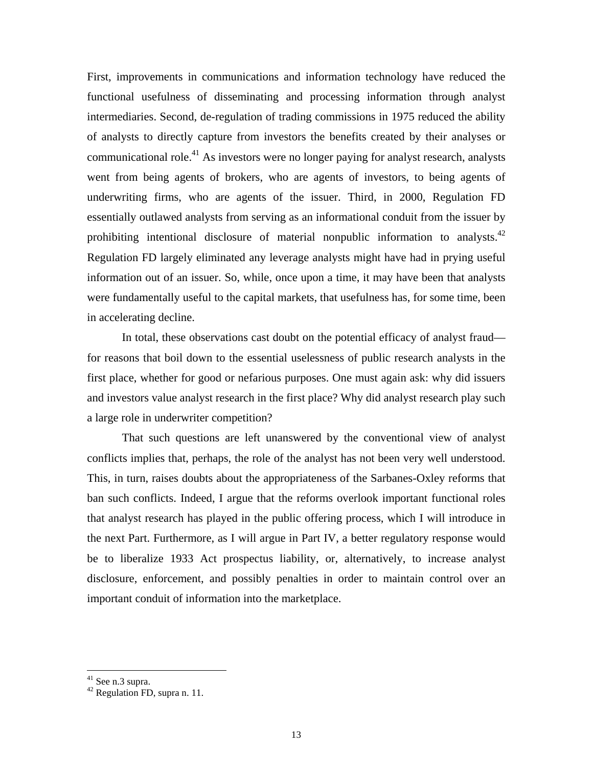First, improvements in communications and information technology have reduced the functional usefulness of disseminating and processing information through analyst intermediaries. Second, de-regulation of trading commissions in 1975 reduced the ability of analysts to directly capture from investors the benefits created by their analyses or communicational role.[41] As investors were no longer paying for analyst research, analysts went from being agents of brokers, who are agents of investors, to being agents of underwriting firms, who are agents of the issuer. Third, in 2000, Regulation FD essentially outlawed analysts from serving as an informational conduit from the issuer by prohibiting intentional disclosure of material nonpublic information to analysts.[42] Regulation FD largely eliminated any leverage analysts might have had in prying useful information out of an issuer. So, while, once upon a time, it may have been that analysts were fundamentally useful to the capital markets, that usefulness has, for some time, been in accelerating decline.

In total, these observations cast doubt on the potential efficacy of analyst fraud—for reasons that boil down to the essential uselessness of public research analysts in the first place, whether for good or nefarious purposes. One must again ask: why did issuers and investors value analyst research in the first place? Why did analyst research play such a large role in underwriter competition?

That such questions are left unanswered by the conventional view of analyst conflicts implies that, perhaps, the role of the analyst has not been very well understood. This, in turn, raises doubts about the appropriateness of the Sarbanes-Oxley reforms that ban such conflicts. Indeed, I argue that the reforms overlook important functional roles that analyst research has played in the public offering process, which I will introduce in the next Part. Furthermore, as I will argue in Part IV, a better regulatory response would be to liberalize 1933 Act prospectus liability, or, alternatively, to increase analyst disclosure, enforcement, and possibly penalties in order to maintain control over an important conduit of information into the marketplace.

---

[41] See n.3 supra.

[42] Regulation FD, supra n. 11.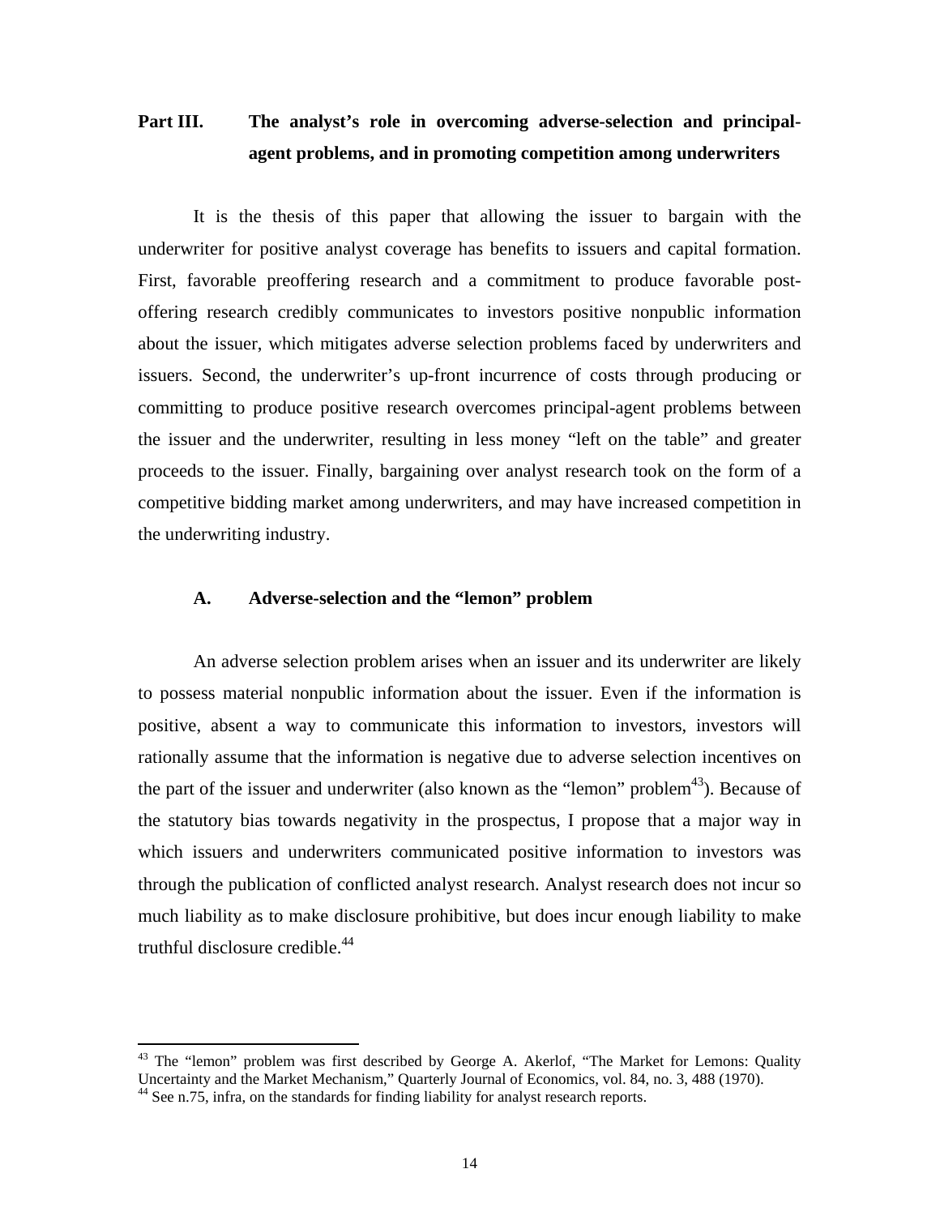## Part III. The analyst's role in overcoming adverse-selection and principal-agent problems, and in promoting competition among underwriters

It is the thesis of this paper that allowing the issuer to bargain with the underwriter for positive analyst coverage has benefits to issuers and capital formation. First, favorable preoffering research and a commitment to produce favorable post-offering research credibly communicates to investors positive nonpublic information about the issuer, which mitigates adverse selection problems faced by underwriters and issuers. Second, the underwriter's up-front incurrence of costs through producing or committing to produce positive research overcomes principal-agent problems between the issuer and the underwriter, resulting in less money "left on the table" and greater proceeds to the issuer. Finally, bargaining over analyst research took on the form of a competitive bidding market among underwriters, and may have increased competition in the underwriting industry.

### A. Adverse-selection and the "lemon" problem

An adverse selection problem arises when an issuer and its underwriter are likely to possess material nonpublic information about the issuer. Even if the information is positive, absent a way to communicate this information to investors, investors will rationally assume that the information is negative due to adverse selection incentives on the part of the issuer and underwriter (also known as the "lemon" problem[43]). Because of the statutory bias towards negativity in the prospectus, I propose that a major way in which issuers and underwriters communicated positive information to investors was through the publication of conflicted analyst research. Analyst research does not incur so much liability as to make disclosure prohibitive, but does incur enough liability to make truthful disclosure credible.[44]

---

[43] The "lemon" problem was first described by George A. Akerlof, "The Market for Lemons: Quality Uncertainty and the Market Mechanism," Quarterly Journal of Economics, vol. 84, no. 3, 488 (1970).

[44] See n.75, infra, on the standards for finding liability for analyst research reports.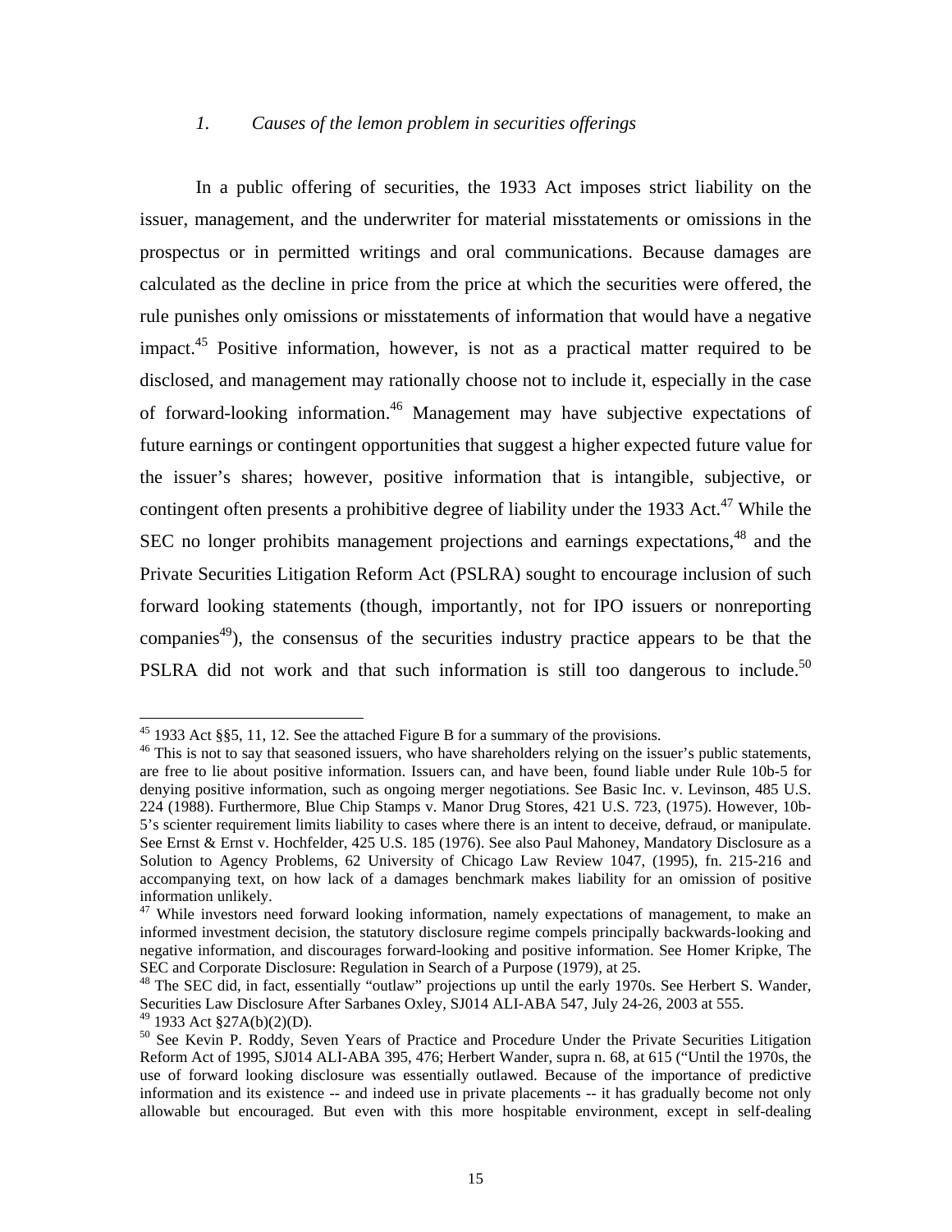### *1. Causes of the lemon problem in securities offerings*

In a public offering of securities, the 1933 Act imposes strict liability on the issuer, management, and the underwriter for material misstatements or omissions in the prospectus or in permitted writings and oral communications. Because damages are calculated as the decline in price from the price at which the securities were offered, the rule punishes only omissions or misstatements of information that would have a negative impact.[45] Positive information, however, is not as a practical matter required to be disclosed, and management may rationally choose not to include it, especially in the case of forward-looking information.[46] Management may have subjective expectations of future earnings or contingent opportunities that suggest a higher expected future value for the issuer's shares; however, positive information that is intangible, subjective, or contingent often presents a prohibitive degree of liability under the 1933 Act.[47] While the SEC no longer prohibits management projections and earnings expectations,[48] and the Private Securities Litigation Reform Act (PSLRA) sought to encourage inclusion of such forward looking statements (though, importantly, not for IPO issuers or nonreporting companies[49]), the consensus of the securities industry practice appears to be that the PSLRA did not work and that such information is still too dangerous to include.[50]

---

[45] 1933 Act §§5, 11, 12. See the attached Figure B for a summary of the provisions.

[46] This is not to say that seasoned issuers, who have shareholders relying on the issuer's public statements, are free to lie about positive information. Issuers can, and have been, found liable under Rule 10b-5 for denying positive information, such as ongoing merger negotiations. See Basic Inc. v. Levinson, 485 U.S. 224 (1988). Furthermore, Blue Chip Stamps v. Manor Drug Stores, 421 U.S. 723, (1975). However, 10b-5's scienter requirement limits liability to cases where there is an intent to deceive, defraud, or manipulate. See Ernst & Ernst v. Hochfelder, 425 U.S. 185 (1976). See also Paul Mahoney, Mandatory Disclosure as a Solution to Agency Problems, 62 University of Chicago Law Review 1047, (1995), fn. 215-216 and accompanying text, on how lack of a damages benchmark makes liability for an omission of positive information unlikely.

[47] While investors need forward looking information, namely expectations of management, to make an informed investment decision, the statutory disclosure regime compels principally backwards-looking and negative information, and discourages forward-looking and positive information. See Homer Kripke, The SEC and Corporate Disclosure: Regulation in Search of a Purpose (1979), at 25.

[48] The SEC did, in fact, essentially "outlaw" projections up until the early 1970s. See Herbert S. Wander, Securities Law Disclosure After Sarbanes Oxley, SJ014 ALI-ABA 547, July 24-26, 2003 at 555.

[49] 1933 Act §27A(b)(2)(D).

[50] See Kevin P. Roddy, Seven Years of Practice and Procedure Under the Private Securities Litigation Reform Act of 1995, SJ014 ALI-ABA 395, 476; Herbert Wander, supra n. 68, at 615 ("Until the 1970s, the use of forward looking disclosure was essentially outlawed. Because of the importance of predictive information and its existence -- and indeed use in private placements -- it has gradually become not only allowable but encouraged. But even with this more hospitable environment, except in self-dealing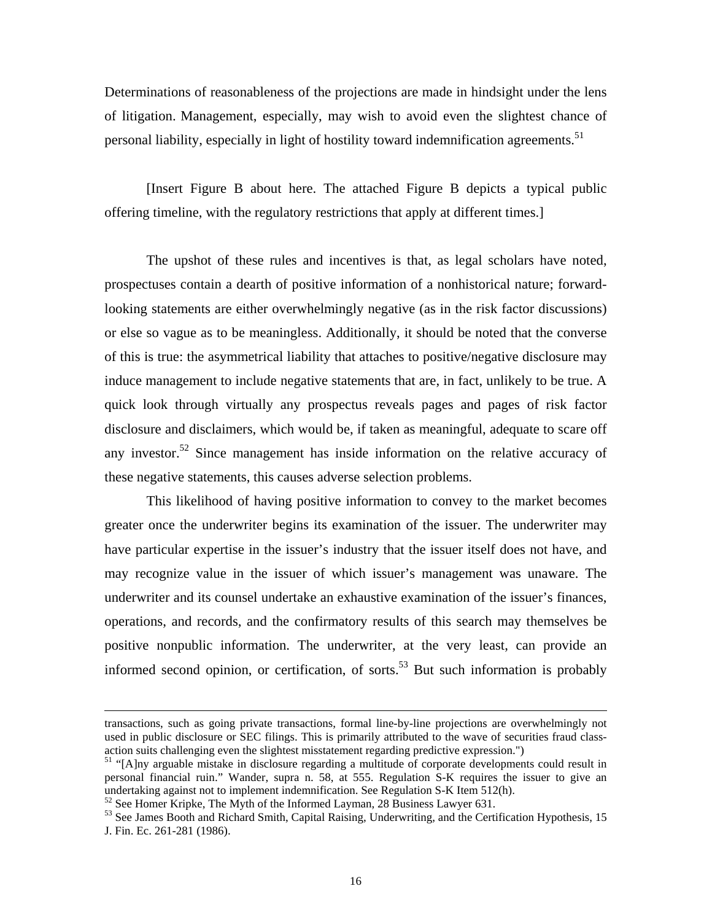Determinations of reasonableness of the projections are made in hindsight under the lens of litigation. Management, especially, may wish to avoid even the slightest chance of personal liability, especially in light of hostility toward indemnification agreements.[51]

[Insert Figure B about here. The attached Figure B depicts a typical public offering timeline, with the regulatory restrictions that apply at different times.]

The upshot of these rules and incentives is that, as legal scholars have noted, prospectuses contain a dearth of positive information of a nonhistorical nature; forward-looking statements are either overwhelmingly negative (as in the risk factor discussions) or else so vague as to be meaningless. Additionally, it should be noted that the converse of this is true: the asymmetrical liability that attaches to positive/negative disclosure may induce management to include negative statements that are, in fact, unlikely to be true. A quick look through virtually any prospectus reveals pages and pages of risk factor disclosure and disclaimers, which would be, if taken as meaningful, adequate to scare off any investor.[52] Since management has inside information on the relative accuracy of these negative statements, this causes adverse selection problems.

This likelihood of having positive information to convey to the market becomes greater once the underwriter begins its examination of the issuer. The underwriter may have particular expertise in the issuer's industry that the issuer itself does not have, and may recognize value in the issuer of which issuer's management was unaware. The underwriter and its counsel undertake an exhaustive examination of the issuer's finances, operations, and records, and the confirmatory results of this search may themselves be positive nonpublic information. The underwriter, at the very least, can provide an informed second opinion, or certification, of sorts.[53] But such information is probably

---

transactions, such as going private transactions, formal line-by-line projections are overwhelmingly not used in public disclosure or SEC filings. This is primarily attributed to the wave of securities fraud class-action suits challenging even the slightest misstatement regarding predictive expression.")

[51] "[A]ny arguable mistake in disclosure regarding a multitude of corporate developments could result in personal financial ruin." Wander, supra n. 58, at 555. Regulation S-K requires the issuer to give an undertaking against not to implement indemnification. See Regulation S-K Item 512(h).

[52] See Homer Kripke, The Myth of the Informed Layman, 28 Business Lawyer 631.

[53] See James Booth and Richard Smith, Capital Raising, Underwriting, and the Certification Hypothesis, 15 J. Fin. Ec. 261-281 (1986).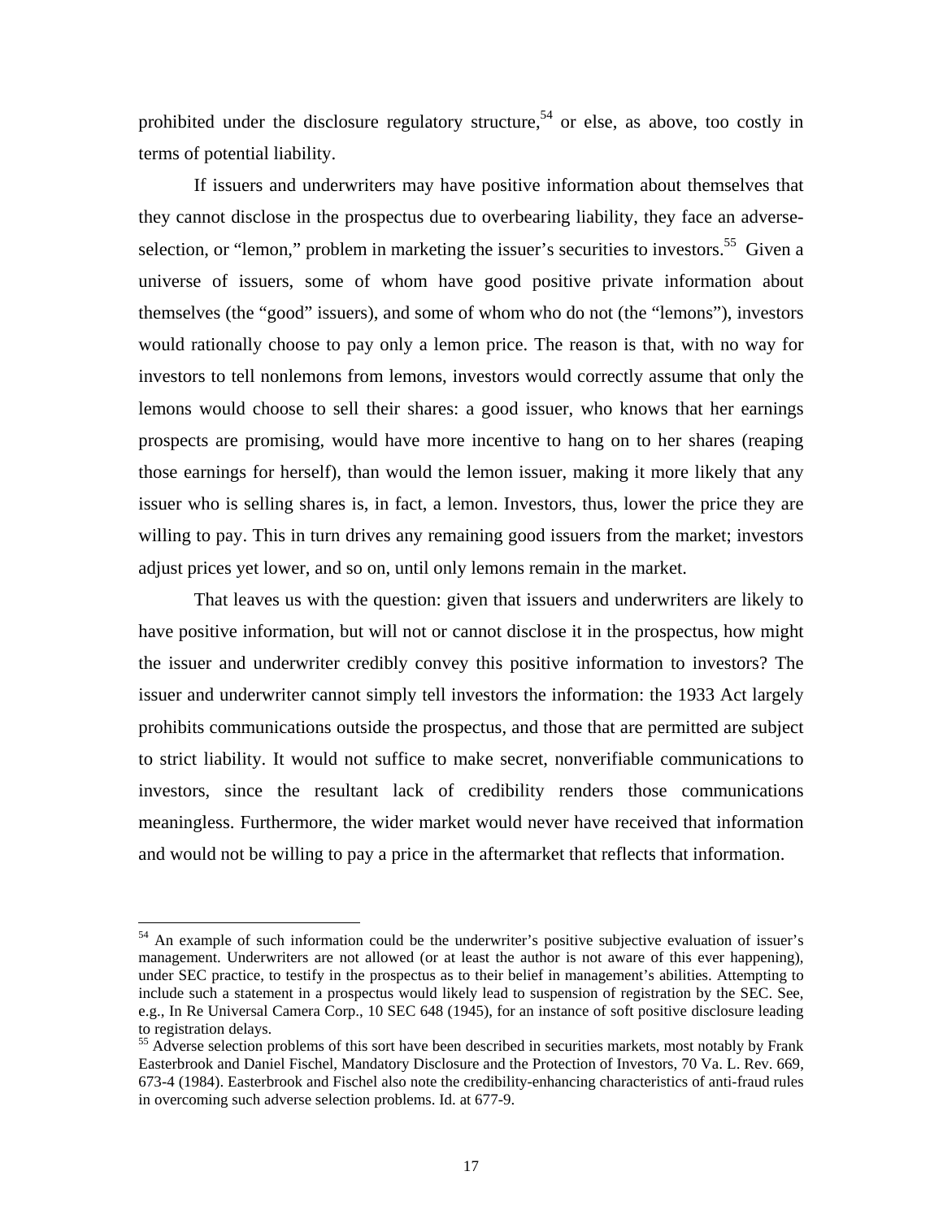prohibited under the disclosure regulatory structure,[54] or else, as above, too costly in terms of potential liability.

If issuers and underwriters may have positive information about themselves that they cannot disclose in the prospectus due to overbearing liability, they face an adverse-selection, or "lemon," problem in marketing the issuer's securities to investors.[55] Given a universe of issuers, some of whom have good positive private information about themselves (the "good" issuers), and some of whom who do not (the "lemons"), investors would rationally choose to pay only a lemon price. The reason is that, with no way for investors to tell nonlemons from lemons, investors would correctly assume that only the lemons would choose to sell their shares: a good issuer, who knows that her earnings prospects are promising, would have more incentive to hang on to her shares (reaping those earnings for herself), than would the lemon issuer, making it more likely that any issuer who is selling shares is, in fact, a lemon. Investors, thus, lower the price they are willing to pay. This in turn drives any remaining good issuers from the market; investors adjust prices yet lower, and so on, until only lemons remain in the market.

That leaves us with the question: given that issuers and underwriters are likely to have positive information, but will not or cannot disclose it in the prospectus, how might the issuer and underwriter credibly convey this positive information to investors? The issuer and underwriter cannot simply tell investors the information: the 1933 Act largely prohibits communications outside the prospectus, and those that are permitted are subject to strict liability. It would not suffice to make secret, nonverifiable communications to investors, since the resultant lack of credibility renders those communications meaningless. Furthermore, the wider market would never have received that information and would not be willing to pay a price in the aftermarket that reflects that information.

---

[54] An example of such information could be the underwriter's positive subjective evaluation of issuer's management. Underwriters are not allowed (or at least the author is not aware of this ever happening), under SEC practice, to testify in the prospectus as to their belief in management's abilities. Attempting to include such a statement in a prospectus would likely lead to suspension of registration by the SEC. See, e.g., In Re Universal Camera Corp., 10 SEC 648 (1945), for an instance of soft positive disclosure leading to registration delays.

[55] Adverse selection problems of this sort have been described in securities markets, most notably by Frank Easterbrook and Daniel Fischel, Mandatory Disclosure and the Protection of Investors, 70 Va. L. Rev. 669, 673-4 (1984). Easterbrook and Fischel also note the credibility-enhancing characteristics of anti-fraud rules in overcoming such adverse selection problems. Id. at 677-9.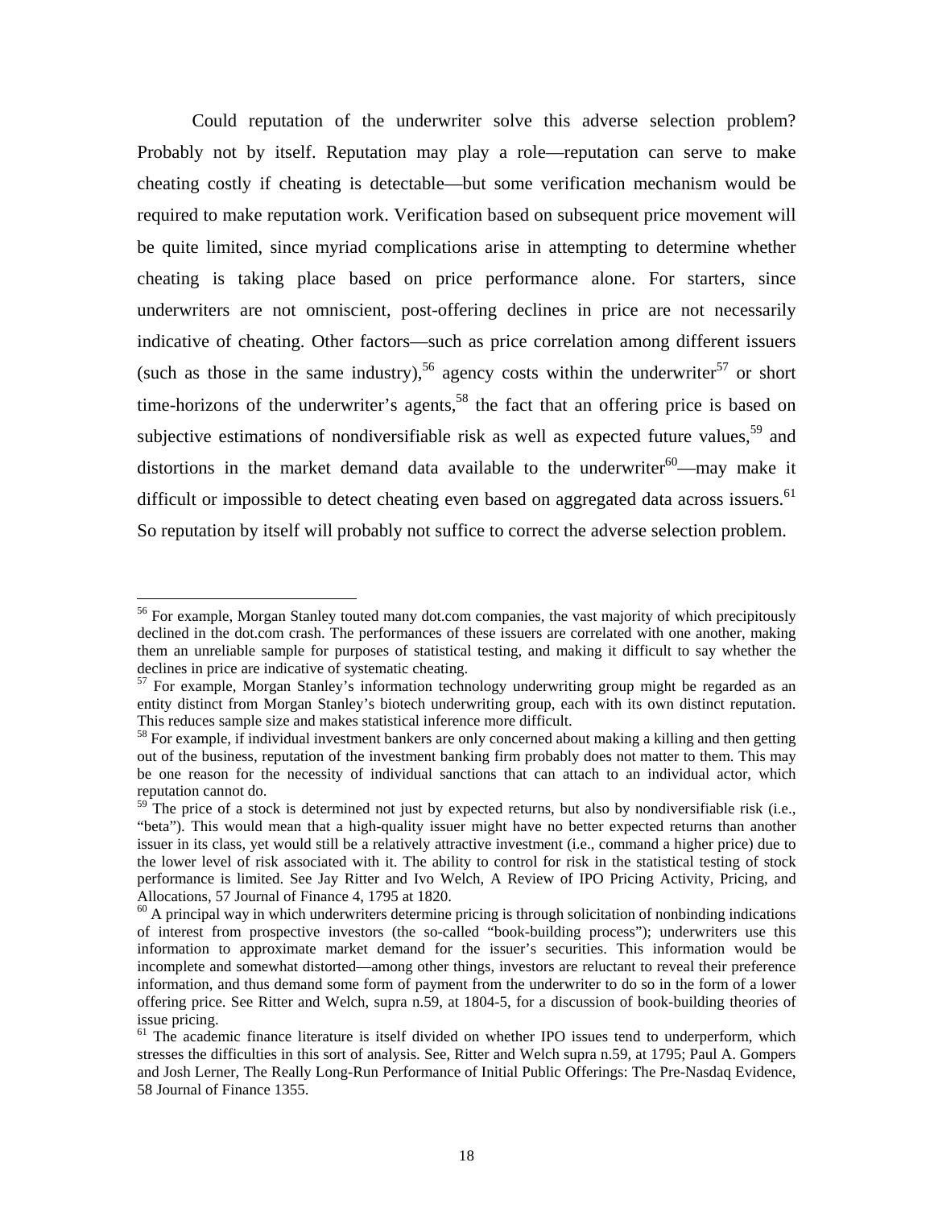Could reputation of the underwriter solve this adverse selection problem? Probably not by itself. Reputation may play a role—reputation can serve to make cheating costly if cheating is detectable—but some verification mechanism would be required to make reputation work. Verification based on subsequent price movement will be quite limited, since myriad complications arise in attempting to determine whether cheating is taking place based on price performance alone. For starters, since underwriters are not omniscient, post-offering declines in price are not necessarily indicative of cheating. Other factors—such as price correlation among different issuers (such as those in the same industry),[56] agency costs within the underwriter[57] or short time-horizons of the underwriter's agents,[58] the fact that an offering price is based on subjective estimations of nondiversifiable risk as well as expected future values,[59] and distortions in the market demand data available to the underwriter[60]—may make it difficult or impossible to detect cheating even based on aggregated data across issuers.[61] So reputation by itself will probably not suffice to correct the adverse selection problem.

---

[56] For example, Morgan Stanley touted many dot.com companies, the vast majority of which precipitously declined in the dot.com crash. The performances of these issuers are correlated with one another, making them an unreliable sample for purposes of statistical testing, and making it difficult to say whether the declines in price are indicative of systematic cheating.

[57] For example, Morgan Stanley's information technology underwriting group might be regarded as an entity distinct from Morgan Stanley's biotech underwriting group, each with its own distinct reputation. This reduces sample size and makes statistical inference more difficult.

[58] For example, if individual investment bankers are only concerned about making a killing and then getting out of the business, reputation of the investment banking firm probably does not matter to them. This may be one reason for the necessity of individual sanctions that can attach to an individual actor, which reputation cannot do.

[59] The price of a stock is determined not just by expected returns, but also by nondiversifiable risk (i.e., "beta"). This would mean that a high-quality issuer might have no better expected returns than another issuer in its class, yet would still be a relatively attractive investment (i.e., command a higher price) due to the lower level of risk associated with it. The ability to control for risk in the statistical testing of stock performance is limited. See Jay Ritter and Ivo Welch, A Review of IPO Pricing Activity, Pricing, and Allocations, 57 Journal of Finance 4, 1795 at 1820.

[60] A principal way in which underwriters determine pricing is through solicitation of nonbinding indications of interest from prospective investors (the so-called "book-building process"); underwriters use this information to approximate market demand for the issuer's securities. This information would be incomplete and somewhat distorted—among other things, investors are reluctant to reveal their preference information, and thus demand some form of payment from the underwriter to do so in the form of a lower offering price. See Ritter and Welch, supra n.59, at 1804-5, for a discussion of book-building theories of issue pricing.

[61] The academic finance literature is itself divided on whether IPO issues tend to underperform, which stresses the difficulties in this sort of analysis. See, Ritter and Welch supra n.59, at 1795; Paul A. Gompers and Josh Lerner, The Really Long-Run Performance of Initial Public Offerings: The Pre-Nasdaq Evidence, 58 Journal of Finance 1355.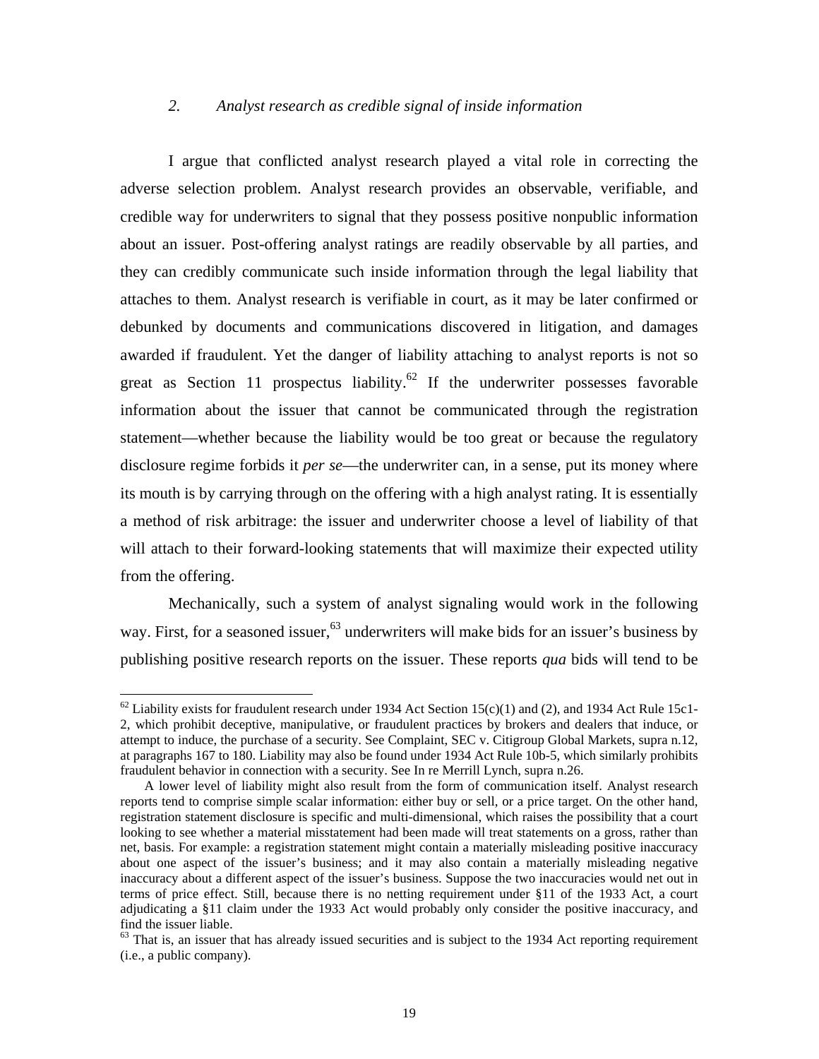### *2. Analyst research as credible signal of inside information*

I argue that conflicted analyst research played a vital role in correcting the adverse selection problem. Analyst research provides an observable, verifiable, and credible way for underwriters to signal that they possess positive nonpublic information about an issuer. Post-offering analyst ratings are readily observable by all parties, and they can credibly communicate such inside information through the legal liability that attaches to them. Analyst research is verifiable in court, as it may be later confirmed or debunked by documents and communications discovered in litigation, and damages awarded if fraudulent. Yet the danger of liability attaching to analyst reports is not so great as Section 11 prospectus liability.[62] If the underwriter possesses favorable information about the issuer that cannot be communicated through the registration statement—whether because the liability would be too great or because the regulatory disclosure regime forbids it *per se*—the underwriter can, in a sense, put its money where its mouth is by carrying through on the offering with a high analyst rating. It is essentially a method of risk arbitrage: the issuer and underwriter choose a level of liability of that will attach to their forward-looking statements that will maximize their expected utility from the offering.

Mechanically, such a system of analyst signaling would work in the following way. First, for a seasoned issuer,[63] underwriters will make bids for an issuer's business by publishing positive research reports on the issuer. These reports *qua* bids will tend to be

---

[62] Liability exists for fraudulent research under 1934 Act Section 15(c)(1) and (2), and 1934 Act Rule 15c1-2, which prohibit deceptive, manipulative, or fraudulent practices by brokers and dealers that induce, or attempt to induce, the purchase of a security. See Complaint, SEC v. Citigroup Global Markets, supra n.12, at paragraphs 167 to 180. Liability may also be found under 1934 Act Rule 10b-5, which similarly prohibits fraudulent behavior in connection with a security. See In re Merrill Lynch, supra n.26.

A lower level of liability might also result from the form of communication itself. Analyst research reports tend to comprise simple scalar information: either buy or sell, or a price target. On the other hand, registration statement disclosure is specific and multi-dimensional, which raises the possibility that a court looking to see whether a material misstatement had been made will treat statements on a gross, rather than net, basis. For example: a registration statement might contain a materially misleading positive inaccuracy about one aspect of the issuer's business; and it may also contain a materially misleading negative inaccuracy about a different aspect of the issuer's business. Suppose the two inaccuracies would net out in terms of price effect. Still, because there is no netting requirement under §11 of the 1933 Act, a court adjudicating a §11 claim under the 1933 Act would probably only consider the positive inaccuracy, and find the issuer liable.

[63] That is, an issuer that has already issued securities and is subject to the 1934 Act reporting requirement (i.e., a public company).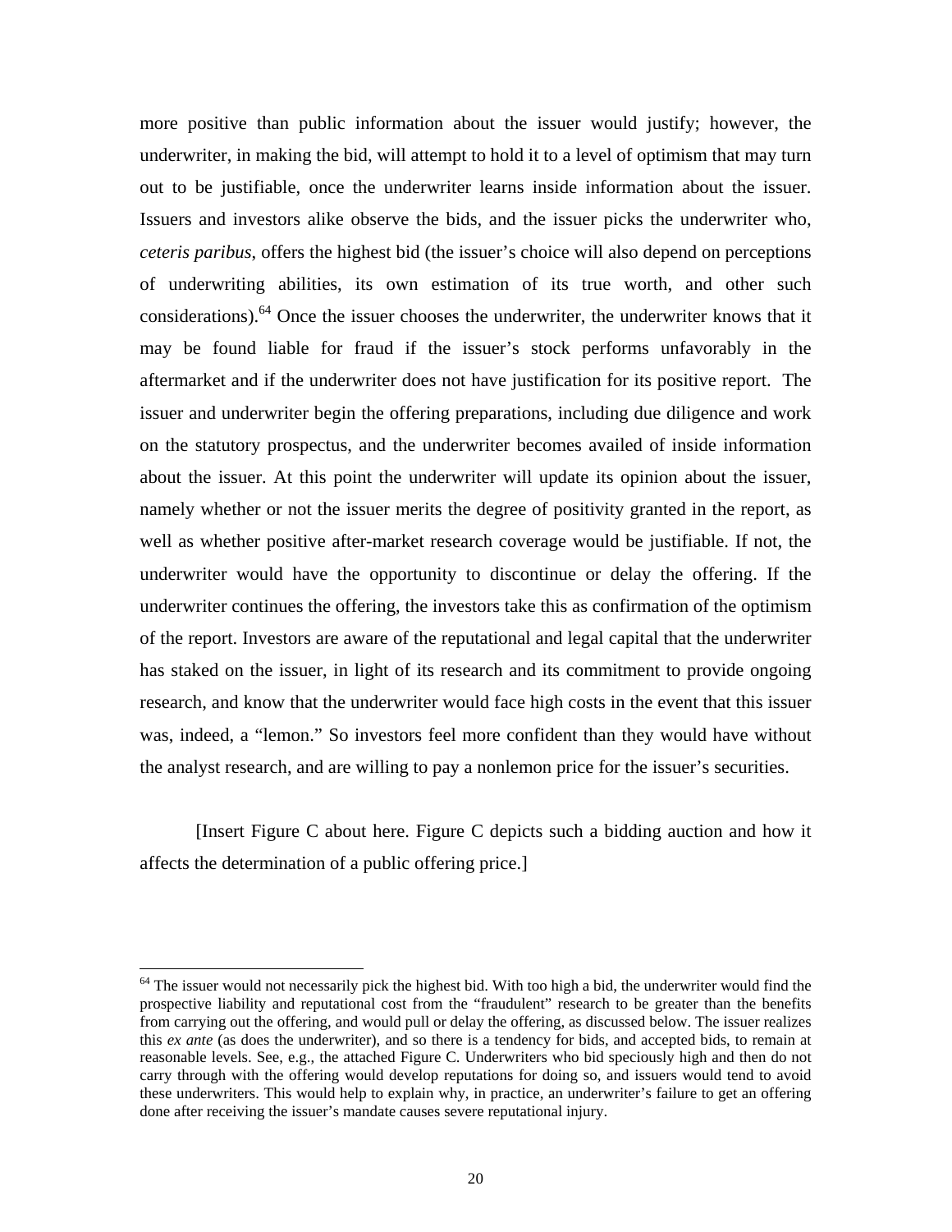more positive than public information about the issuer would justify; however, the underwriter, in making the bid, will attempt to hold it to a level of optimism that may turn out to be justifiable, once the underwriter learns inside information about the issuer. Issuers and investors alike observe the bids, and the issuer picks the underwriter who, *ceteris paribus*, offers the highest bid (the issuer's choice will also depend on perceptions of underwriting abilities, its own estimation of its true worth, and other such considerations).[64] Once the issuer chooses the underwriter, the underwriter knows that it may be found liable for fraud if the issuer's stock performs unfavorably in the aftermarket and if the underwriter does not have justification for its positive report. The issuer and underwriter begin the offering preparations, including due diligence and work on the statutory prospectus, and the underwriter becomes availed of inside information about the issuer. At this point the underwriter will update its opinion about the issuer, namely whether or not the issuer merits the degree of positivity granted in the report, as well as whether positive after-market research coverage would be justifiable. If not, the underwriter would have the opportunity to discontinue or delay the offering. If the underwriter continues the offering, the investors take this as confirmation of the optimism of the report. Investors are aware of the reputational and legal capital that the underwriter has staked on the issuer, in light of its research and its commitment to provide ongoing research, and know that the underwriter would face high costs in the event that this issuer was, indeed, a "lemon." So investors feel more confident than they would have without the analyst research, and are willing to pay a nonlemon price for the issuer's securities.

[Insert Figure C about here. Figure C depicts such a bidding auction and how it affects the determination of a public offering price.]

---

[64] The issuer would not necessarily pick the highest bid. With too high a bid, the underwriter would find the prospective liability and reputational cost from the "fraudulent" research to be greater than the benefits from carrying out the offering, and would pull or delay the offering, as discussed below. The issuer realizes this *ex ante* (as does the underwriter), and so there is a tendency for bids, and accepted bids, to remain at reasonable levels. See, e.g., the attached Figure C. Underwriters who bid speciously high and then do not carry through with the offering would develop reputations for doing so, and issuers would tend to avoid these underwriters. This would help to explain why, in practice, an underwriter's failure to get an offering done after receiving the issuer's mandate causes severe reputational injury.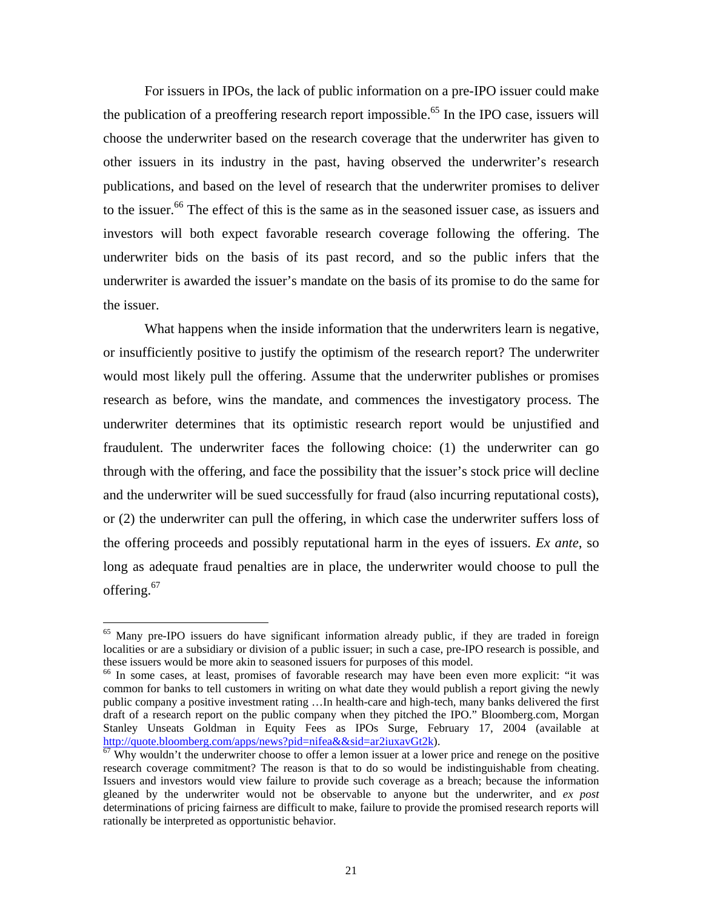For issuers in IPOs, the lack of public information on a pre-IPO issuer could make the publication of a preoffering research report impossible.[65] In the IPO case, issuers will choose the underwriter based on the research coverage that the underwriter has given to other issuers in its industry in the past, having observed the underwriter's research publications, and based on the level of research that the underwriter promises to deliver to the issuer.[66] The effect of this is the same as in the seasoned issuer case, as issuers and investors will both expect favorable research coverage following the offering. The underwriter bids on the basis of its past record, and so the public infers that the underwriter is awarded the issuer's mandate on the basis of its promise to do the same for the issuer.

What happens when the inside information that the underwriters learn is negative, or insufficiently positive to justify the optimism of the research report? The underwriter would most likely pull the offering. Assume that the underwriter publishes or promises research as before, wins the mandate, and commences the investigatory process. The underwriter determines that its optimistic research report would be unjustified and fraudulent. The underwriter faces the following choice: (1) the underwriter can go through with the offering, and face the possibility that the issuer's stock price will decline and the underwriter will be sued successfully for fraud (also incurring reputational costs), or (2) the underwriter can pull the offering, in which case the underwriter suffers loss of the offering proceeds and possibly reputational harm in the eyes of issuers. *Ex ante*, so long as adequate fraud penalties are in place, the underwriter would choose to pull the offering.[67]

---

[65] Many pre-IPO issuers do have significant information already public, if they are traded in foreign localities or are a subsidiary or division of a public issuer; in such a case, pre-IPO research is possible, and these issuers would be more akin to seasoned issuers for purposes of this model.

[66] In some cases, at least, promises of favorable research may have been even more explicit: "it was common for banks to tell customers in writing on what date they would publish a report giving the newly public company a positive investment rating …In health-care and high-tech, many banks delivered the first draft of a research report on the public company when they pitched the IPO." Bloomberg.com, Morgan Stanley Unseats Goldman in Equity Fees as IPOs Surge, February 17, 2004 (available at http://quote.bloomberg.com/apps/news?pid=nifea&&sid=ar2iuxavGt2k).

[67] Why wouldn't the underwriter choose to offer a lemon issuer at a lower price and renege on the positive research coverage commitment? The reason is that to do so would be indistinguishable from cheating. Issuers and investors would view failure to provide such coverage as a breach; because the information gleaned by the underwriter would not be observable to anyone but the underwriter, and *ex post* determinations of pricing fairness are difficult to make, failure to provide the promised research reports will rationally be interpreted as opportunistic behavior.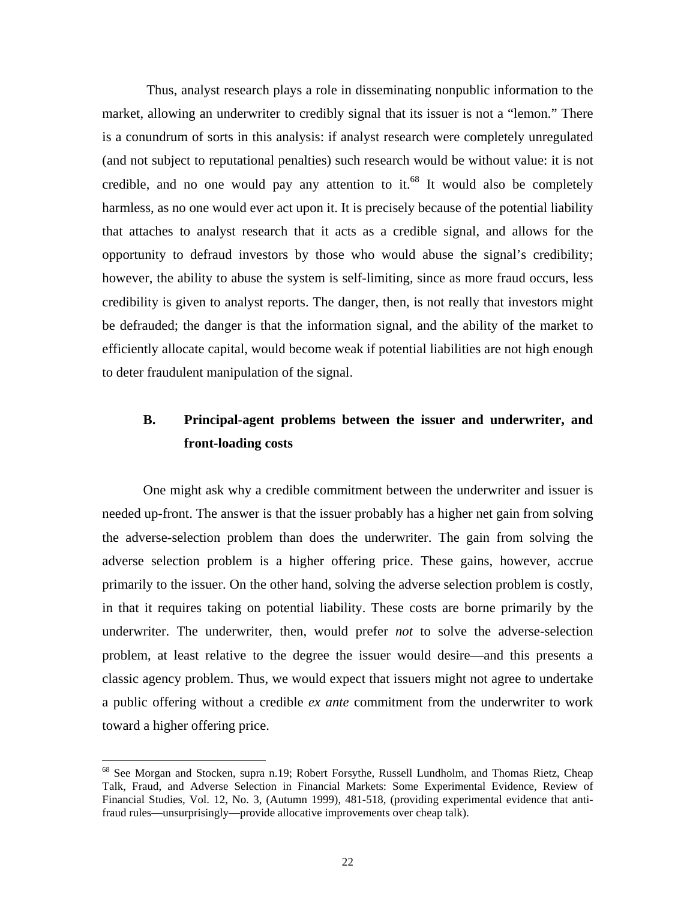Thus, analyst research plays a role in disseminating nonpublic information to the market, allowing an underwriter to credibly signal that its issuer is not a "lemon." There is a conundrum of sorts in this analysis: if analyst research were completely unregulated (and not subject to reputational penalties) such research would be without value: it is not credible, and no one would pay any attention to it.[68] It would also be completely harmless, as no one would ever act upon it. It is precisely because of the potential liability that attaches to analyst research that it acts as a credible signal, and allows for the opportunity to defraud investors by those who would abuse the signal's credibility; however, the ability to abuse the system is self-limiting, since as more fraud occurs, less credibility is given to analyst reports. The danger, then, is not really that investors might be defrauded; the danger is that the information signal, and the ability of the market to efficiently allocate capital, would become weak if potential liabilities are not high enough to deter fraudulent manipulation of the signal.

### B. Principal-agent problems between the issuer and underwriter, and front-loading costs

One might ask why a credible commitment between the underwriter and issuer is needed up-front. The answer is that the issuer probably has a higher net gain from solving the adverse-selection problem than does the underwriter. The gain from solving the adverse selection problem is a higher offering price. These gains, however, accrue primarily to the issuer. On the other hand, solving the adverse selection problem is costly, in that it requires taking on potential liability. These costs are borne primarily by the underwriter. The underwriter, then, would prefer *not* to solve the adverse-selection problem, at least relative to the degree the issuer would desire—and this presents a classic agency problem. Thus, we would expect that issuers might not agree to undertake a public offering without a credible *ex ante* commitment from the underwriter to work toward a higher offering price.

---

[68] See Morgan and Stocken, supra n.19; Robert Forsythe, Russell Lundholm, and Thomas Rietz, Cheap Talk, Fraud, and Adverse Selection in Financial Markets: Some Experimental Evidence, Review of Financial Studies, Vol. 12, No. 3, (Autumn 1999), 481-518, (providing experimental evidence that anti-fraud rules—unsurprisingly—provide allocative improvements over cheap talk).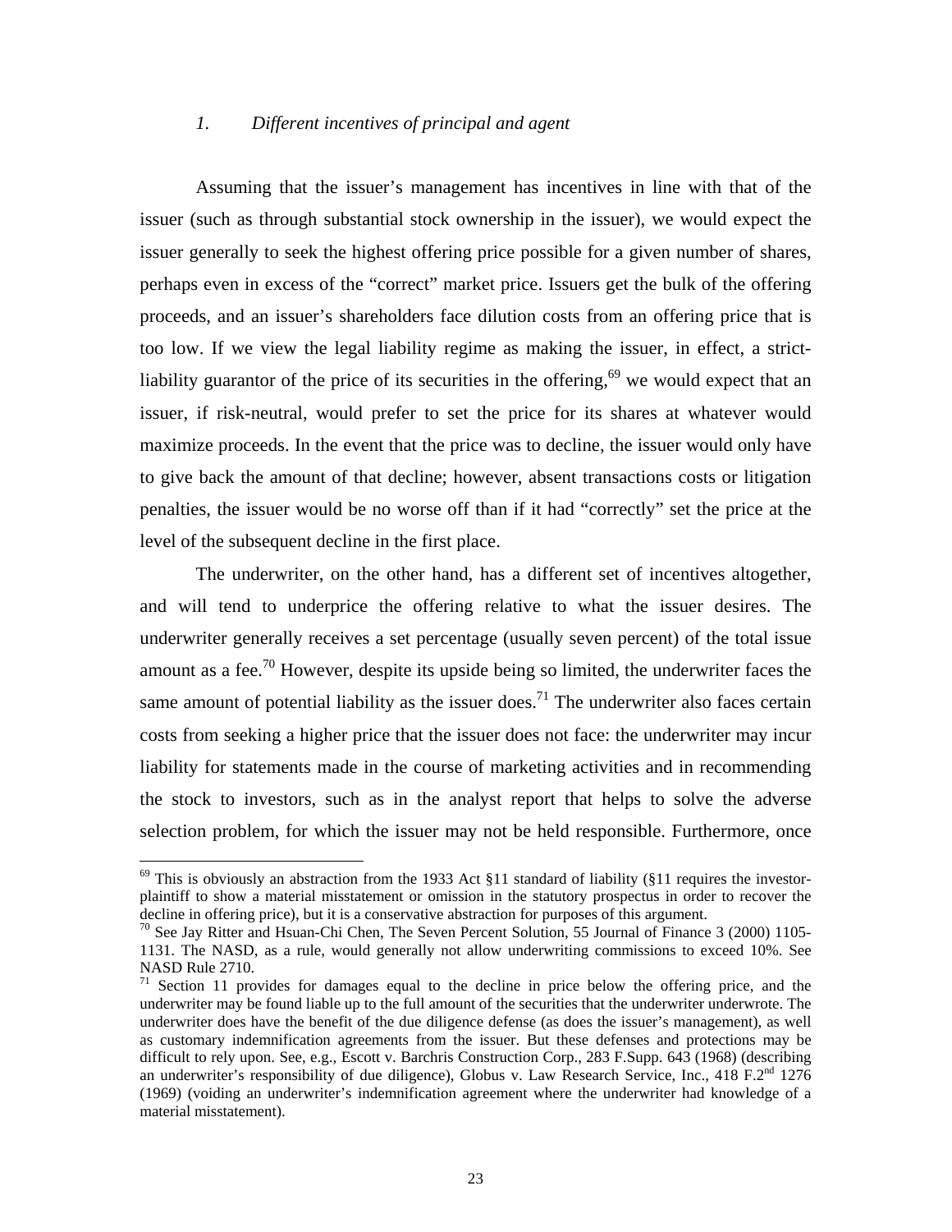### *1. Different incentives of principal and agent*

Assuming that the issuer's management has incentives in line with that of the issuer (such as through substantial stock ownership in the issuer), we would expect the issuer generally to seek the highest offering price possible for a given number of shares, perhaps even in excess of the "correct" market price. Issuers get the bulk of the offering proceeds, and an issuer's shareholders face dilution costs from an offering price that is too low. If we view the legal liability regime as making the issuer, in effect, a strict-liability guarantor of the price of its securities in the offering,[69] we would expect that an issuer, if risk-neutral, would prefer to set the price for its shares at whatever would maximize proceeds. In the event that the price was to decline, the issuer would only have to give back the amount of that decline; however, absent transactions costs or litigation penalties, the issuer would be no worse off than if it had "correctly" set the price at the level of the subsequent decline in the first place.

The underwriter, on the other hand, has a different set of incentives altogether, and will tend to underprice the offering relative to what the issuer desires. The underwriter generally receives a set percentage (usually seven percent) of the total issue amount as a fee.[70] However, despite its upside being so limited, the underwriter faces the same amount of potential liability as the issuer does.[71] The underwriter also faces certain costs from seeking a higher price that the issuer does not face: the underwriter may incur liability for statements made in the course of marketing activities and in recommending the stock to investors, such as in the analyst report that helps to solve the adverse selection problem, for which the issuer may not be held responsible. Furthermore, once

---

[69] This is obviously an abstraction from the 1933 Act §11 standard of liability (§11 requires the investor-plaintiff to show a material misstatement or omission in the statutory prospectus in order to recover the decline in offering price), but it is a conservative abstraction for purposes of this argument.

[70] See Jay Ritter and Hsuan-Chi Chen, The Seven Percent Solution, 55 Journal of Finance 3 (2000) 1105-1131. The NASD, as a rule, would generally not allow underwriting commissions to exceed 10%. See NASD Rule 2710.

[71] Section 11 provides for damages equal to the decline in price below the offering price, and the underwriter may be found liable up to the full amount of the securities that the underwriter underwrote. The underwriter does have the benefit of the due diligence defense (as does the issuer's management), as well as customary indemnification agreements from the issuer. But these defenses and protections may be difficult to rely upon. See, e.g., Escott v. Barchris Construction Corp., 283 F.Supp. 643 (1968) (describing an underwriter's responsibility of due diligence), Globus v. Law Research Service, Inc., 418 F.2nd 1276 (1969) (voiding an underwriter's indemnification agreement where the underwriter had knowledge of a material misstatement).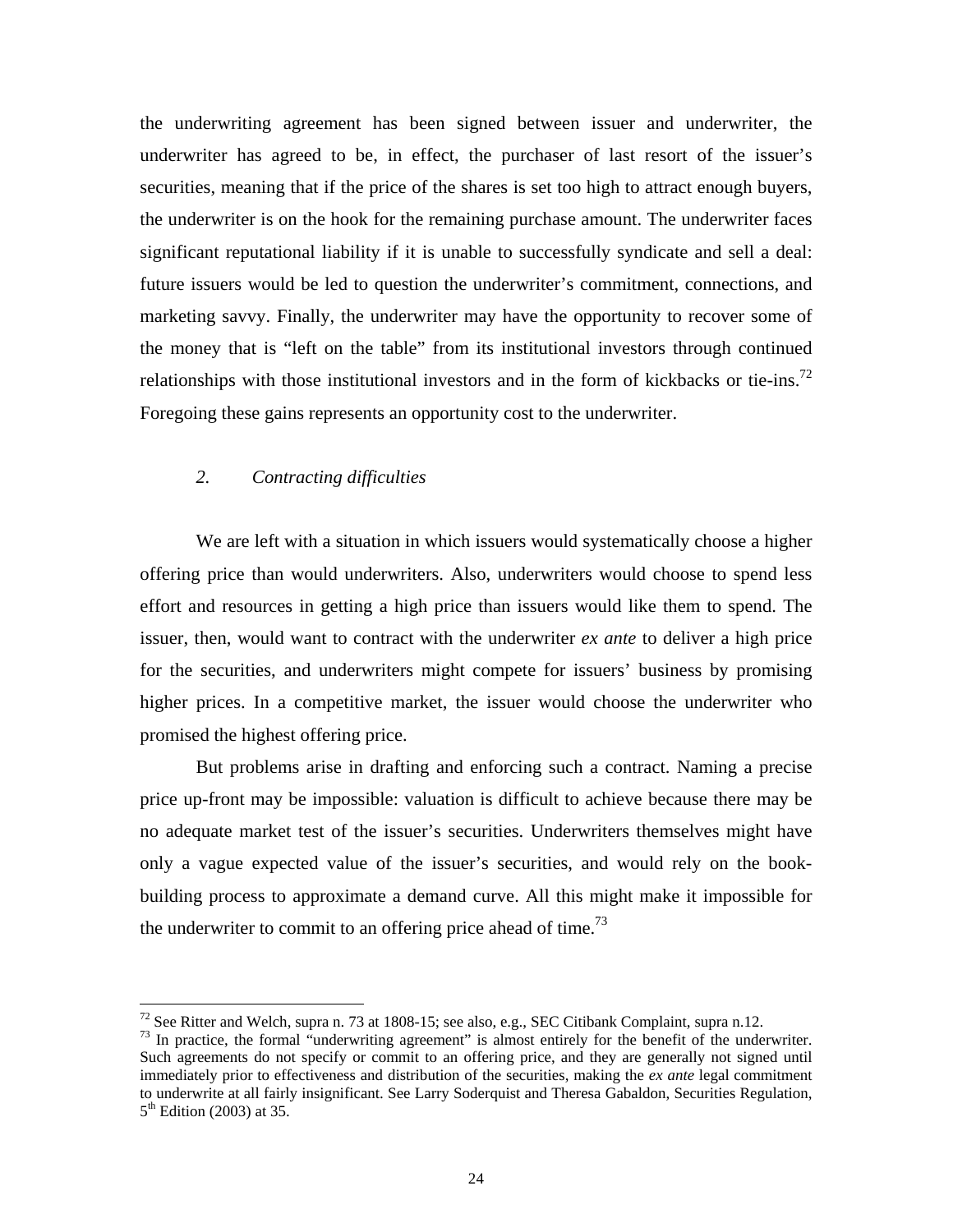the underwriting agreement has been signed between issuer and underwriter, the underwriter has agreed to be, in effect, the purchaser of last resort of the issuer's securities, meaning that if the price of the shares is set too high to attract enough buyers, the underwriter is on the hook for the remaining purchase amount. The underwriter faces significant reputational liability if it is unable to successfully syndicate and sell a deal: future issuers would be led to question the underwriter's commitment, connections, and marketing savvy. Finally, the underwriter may have the opportunity to recover some of the money that is "left on the table" from its institutional investors through continued relationships with those institutional investors and in the form of kickbacks or tie-ins.[72] Foregoing these gains represents an opportunity cost to the underwriter.

### 2. *Contracting difficulties*

We are left with a situation in which issuers would systematically choose a higher offering price than would underwriters. Also, underwriters would choose to spend less effort and resources in getting a high price than issuers would like them to spend. The issuer, then, would want to contract with the underwriter *ex ante* to deliver a high price for the securities, and underwriters might compete for issuers' business by promising higher prices. In a competitive market, the issuer would choose the underwriter who promised the highest offering price.

But problems arise in drafting and enforcing such a contract. Naming a precise price up-front may be impossible: valuation is difficult to achieve because there may be no adequate market test of the issuer's securities. Underwriters themselves might have only a vague expected value of the issuer's securities, and would rely on the book-building process to approximate a demand curve. All this might make it impossible for the underwriter to commit to an offering price ahead of time.[73]

---

[72] See Ritter and Welch, supra n. 73 at 1808-15; see also, e.g., SEC Citibank Complaint, supra n.12.

[73] In practice, the formal "underwriting agreement" is almost entirely for the benefit of the underwriter. Such agreements do not specify or commit to an offering price, and they are generally not signed until immediately prior to effectiveness and distribution of the securities, making the *ex ante* legal commitment to underwrite at all fairly insignificant. See Larry Soderquist and Theresa Gabaldon, Securities Regulation, 5th Edition (2003) at 35.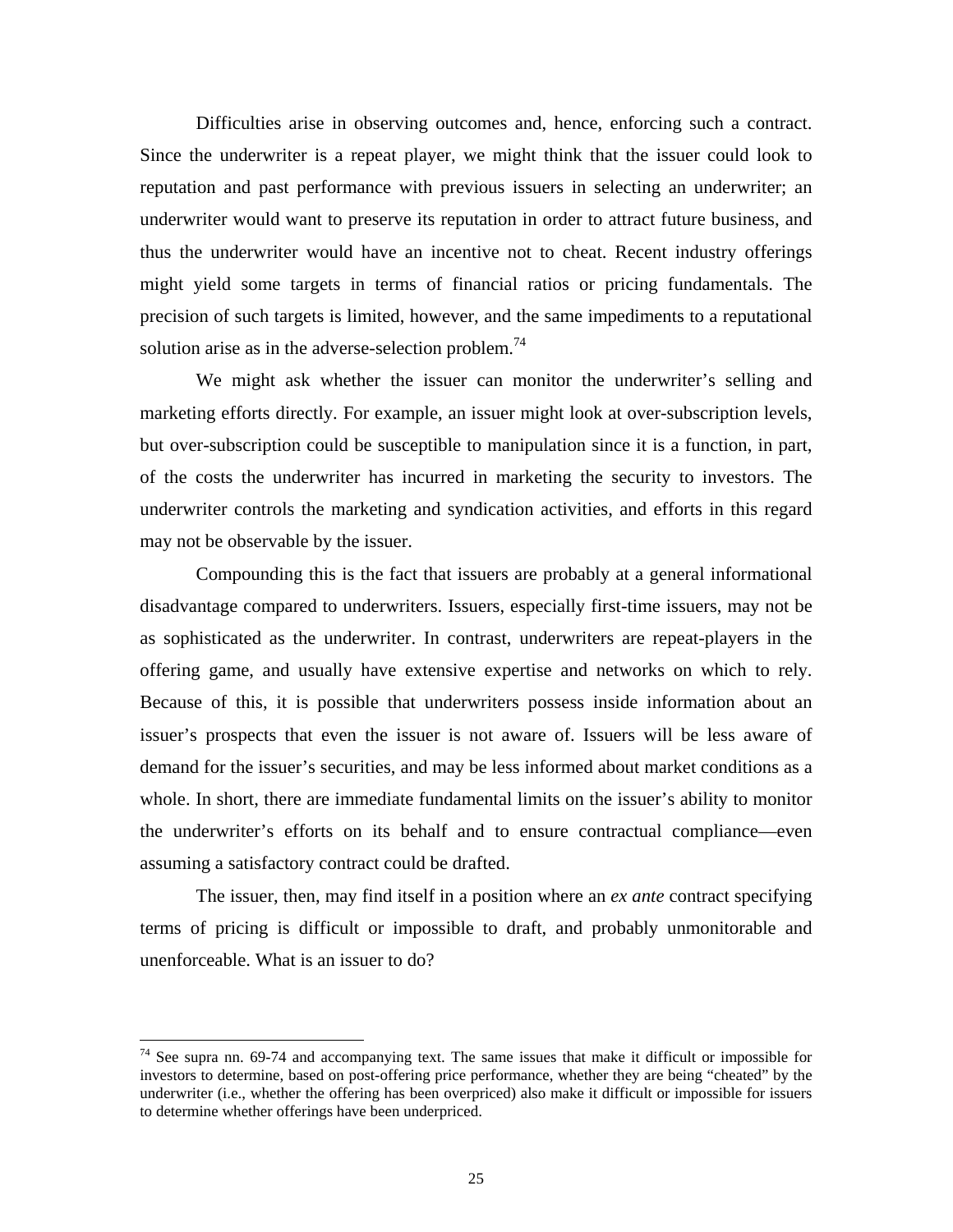Difficulties arise in observing outcomes and, hence, enforcing such a contract. Since the underwriter is a repeat player, we might think that the issuer could look to reputation and past performance with previous issuers in selecting an underwriter; an underwriter would want to preserve its reputation in order to attract future business, and thus the underwriter would have an incentive not to cheat. Recent industry offerings might yield some targets in terms of financial ratios or pricing fundamentals. The precision of such targets is limited, however, and the same impediments to a reputational solution arise as in the adverse-selection problem.[74]

We might ask whether the issuer can monitor the underwriter's selling and marketing efforts directly. For example, an issuer might look at over-subscription levels, but over-subscription could be susceptible to manipulation since it is a function, in part, of the costs the underwriter has incurred in marketing the security to investors. The underwriter controls the marketing and syndication activities, and efforts in this regard may not be observable by the issuer.

Compounding this is the fact that issuers are probably at a general informational disadvantage compared to underwriters. Issuers, especially first-time issuers, may not be as sophisticated as the underwriter. In contrast, underwriters are repeat-players in the offering game, and usually have extensive expertise and networks on which to rely. Because of this, it is possible that underwriters possess inside information about an issuer's prospects that even the issuer is not aware of. Issuers will be less aware of demand for the issuer's securities, and may be less informed about market conditions as a whole. In short, there are immediate fundamental limits on the issuer's ability to monitor the underwriter's efforts on its behalf and to ensure contractual compliance—even assuming a satisfactory contract could be drafted.

The issuer, then, may find itself in a position where an *ex ante* contract specifying terms of pricing is difficult or impossible to draft, and probably unmonitorable and unenforceable. What is an issuer to do?

---

[74] See supra nn. 69-74 and accompanying text. The same issues that make it difficult or impossible for investors to determine, based on post-offering price performance, whether they are being "cheated" by the underwriter (i.e., whether the offering has been overpriced) also make it difficult or impossible for issuers to determine whether offerings have been underpriced.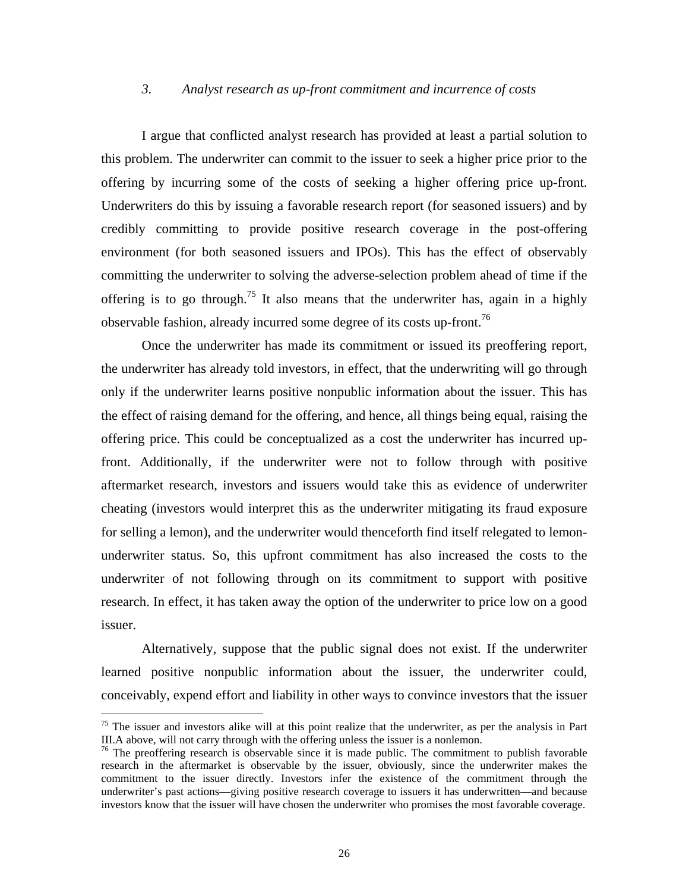### *3. Analyst research as up-front commitment and incurrence of costs*

I argue that conflicted analyst research has provided at least a partial solution to this problem. The underwriter can commit to the issuer to seek a higher price prior to the offering by incurring some of the costs of seeking a higher offering price up-front. Underwriters do this by issuing a favorable research report (for seasoned issuers) and by credibly committing to provide positive research coverage in the post-offering environment (for both seasoned issuers and IPOs). This has the effect of observably committing the underwriter to solving the adverse-selection problem ahead of time if the offering is to go through.[75] It also means that the underwriter has, again in a highly observable fashion, already incurred some degree of its costs up-front.[76]

Once the underwriter has made its commitment or issued its preoffering report, the underwriter has already told investors, in effect, that the underwriting will go through only if the underwriter learns positive nonpublic information about the issuer. This has the effect of raising demand for the offering, and hence, all things being equal, raising the offering price. This could be conceptualized as a cost the underwriter has incurred up-front. Additionally, if the underwriter were not to follow through with positive aftermarket research, investors and issuers would take this as evidence of underwriter cheating (investors would interpret this as the underwriter mitigating its fraud exposure for selling a lemon), and the underwriter would thenceforth find itself relegated to lemon-underwriter status. So, this upfront commitment has also increased the costs to the underwriter of not following through on its commitment to support with positive research. In effect, it has taken away the option of the underwriter to price low on a good issuer.

Alternatively, suppose that the public signal does not exist. If the underwriter learned positive nonpublic information about the issuer, the underwriter could, conceivably, expend effort and liability in other ways to convince investors that the issuer

---

[75] The issuer and investors alike will at this point realize that the underwriter, as per the analysis in Part III.A above, will not carry through with the offering unless the issuer is a nonlemon.

[76] The preoffering research is observable since it is made public. The commitment to publish favorable research in the aftermarket is observable by the issuer, obviously, since the underwriter makes the commitment to the issuer directly. Investors infer the existence of the commitment through the underwriter's past actions—giving positive research coverage to issuers it has underwritten—and because investors know that the issuer will have chosen the underwriter who promises the most favorable coverage.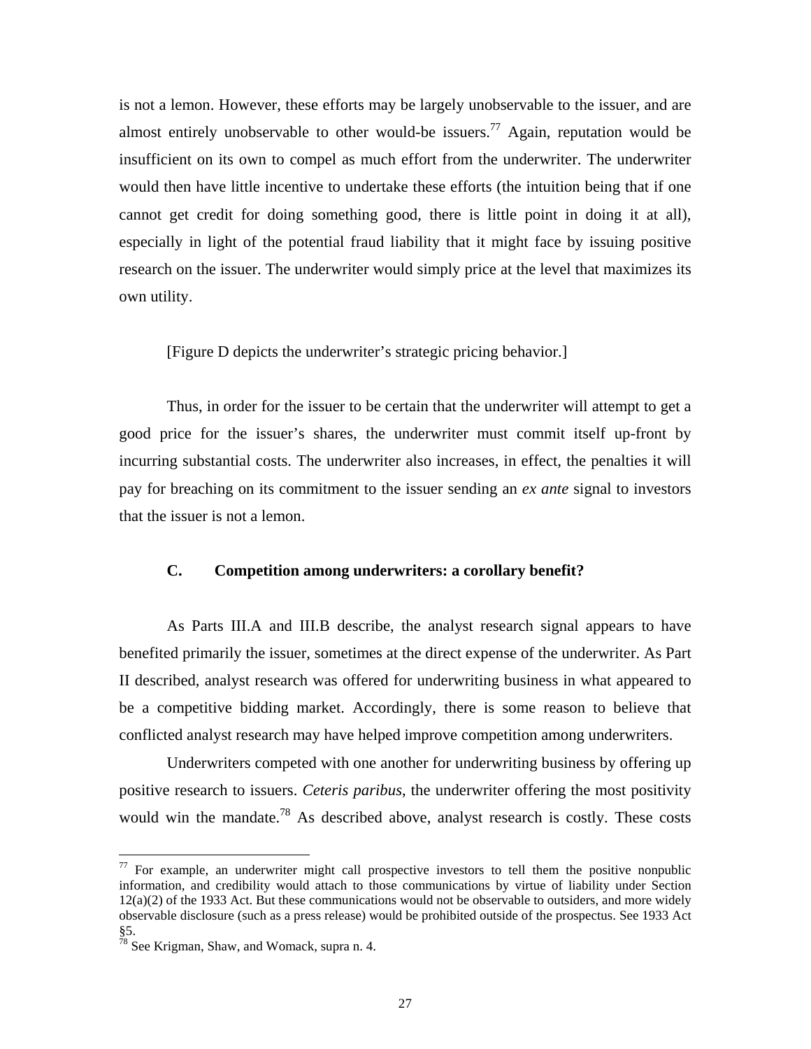is not a lemon. However, these efforts may be largely unobservable to the issuer, and are almost entirely unobservable to other would-be issuers.[77] Again, reputation would be insufficient on its own to compel as much effort from the underwriter. The underwriter would then have little incentive to undertake these efforts (the intuition being that if one cannot get credit for doing something good, there is little point in doing it at all), especially in light of the potential fraud liability that it might face by issuing positive research on the issuer. The underwriter would simply price at the level that maximizes its own utility.

[Figure D depicts the underwriter's strategic pricing behavior.]

Thus, in order for the issuer to be certain that the underwriter will attempt to get a good price for the issuer's shares, the underwriter must commit itself up-front by incurring substantial costs. The underwriter also increases, in effect, the penalties it will pay for breaching on its commitment to the issuer sending an *ex ante* signal to investors that the issuer is not a lemon.

### C. Competition among underwriters: a corollary benefit?

As Parts III.A and III.B describe, the analyst research signal appears to have benefited primarily the issuer, sometimes at the direct expense of the underwriter. As Part II described, analyst research was offered for underwriting business in what appeared to be a competitive bidding market. Accordingly, there is some reason to believe that conflicted analyst research may have helped improve competition among underwriters.

Underwriters competed with one another for underwriting business by offering up positive research to issuers. *Ceteris paribus*, the underwriter offering the most positivity would win the mandate.[78] As described above, analyst research is costly. These costs

---

[77] For example, an underwriter might call prospective investors to tell them the positive nonpublic information, and credibility would attach to those communications by virtue of liability under Section 12(a)(2) of the 1933 Act. But these communications would not be observable to outsiders, and more widely observable disclosure (such as a press release) would be prohibited outside of the prospectus. See 1933 Act §5.

[78] See Krigman, Shaw, and Womack, supra n. 4.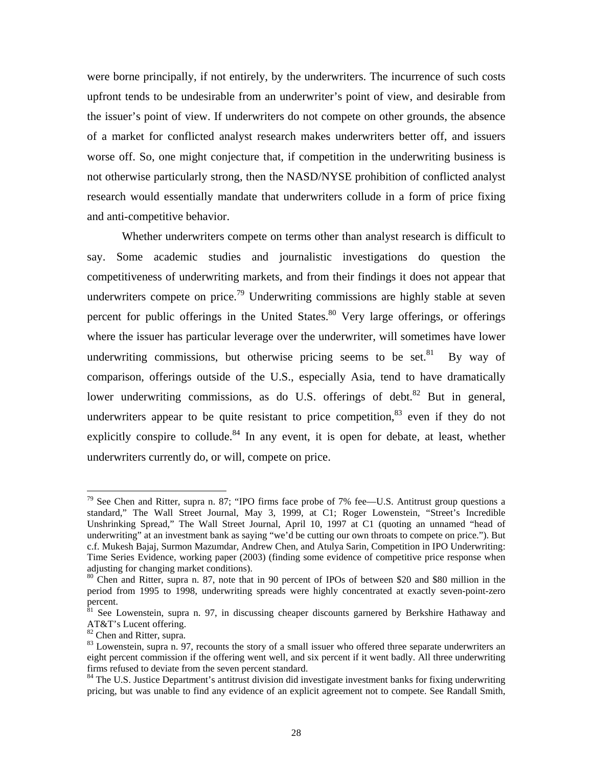were borne principally, if not entirely, by the underwriters. The incurrence of such costs upfront tends to be undesirable from an underwriter's point of view, and desirable from the issuer's point of view. If underwriters do not compete on other grounds, the absence of a market for conflicted analyst research makes underwriters better off, and issuers worse off. So, one might conjecture that, if competition in the underwriting business is not otherwise particularly strong, then the NASD/NYSE prohibition of conflicted analyst research would essentially mandate that underwriters collude in a form of price fixing and anti-competitive behavior.

Whether underwriters compete on terms other than analyst research is difficult to say. Some academic studies and journalistic investigations do question the competitiveness of underwriting markets, and from their findings it does not appear that underwriters compete on price.[79] Underwriting commissions are highly stable at seven percent for public offerings in the United States.[80] Very large offerings, or offerings where the issuer has particular leverage over the underwriter, will sometimes have lower underwriting commissions, but otherwise pricing seems to be set.[81] By way of comparison, offerings outside of the U.S., especially Asia, tend to have dramatically lower underwriting commissions, as do U.S. offerings of debt.[82] But in general, underwriters appear to be quite resistant to price competition,[83] even if they do not explicitly conspire to collude.[84] In any event, it is open for debate, at least, whether underwriters currently do, or will, compete on price.

---

[79] See Chen and Ritter, supra n. 87; "IPO firms face probe of 7% fee—U.S. Antitrust group questions a standard," The Wall Street Journal, May 3, 1999, at C1; Roger Lowenstein, "Street's Incredible Unshrinking Spread," The Wall Street Journal, April 10, 1997 at C1 (quoting an unnamed "head of underwriting" at an investment bank as saying "we'd be cutting our own throats to compete on price."). But c.f. Mukesh Bajaj, Surmon Mazumdar, Andrew Chen, and Atulya Sarin, Competition in IPO Underwriting: Time Series Evidence, working paper (2003) (finding some evidence of competitive price response when adjusting for changing market conditions).

[80] Chen and Ritter, supra n. 87, note that in 90 percent of IPOs of between $20 and $80 million in the period from 1995 to 1998, underwriting spreads were highly concentrated at exactly seven-point-zero percent.

[81] See Lowenstein, supra n. 97, in discussing cheaper discounts garnered by Berkshire Hathaway and AT&T's Lucent offering.

[82] Chen and Ritter, supra.

[83] Lowenstein, supra n. 97, recounts the story of a small issuer who offered three separate underwriters an eight percent commission if the offering went well, and six percent if it went badly. All three underwriting firms refused to deviate from the seven percent standard.

[84] The U.S. Justice Department's antitrust division did investigate investment banks for fixing underwriting pricing, but was unable to find any evidence of an explicit agreement not to compete. See Randall Smith,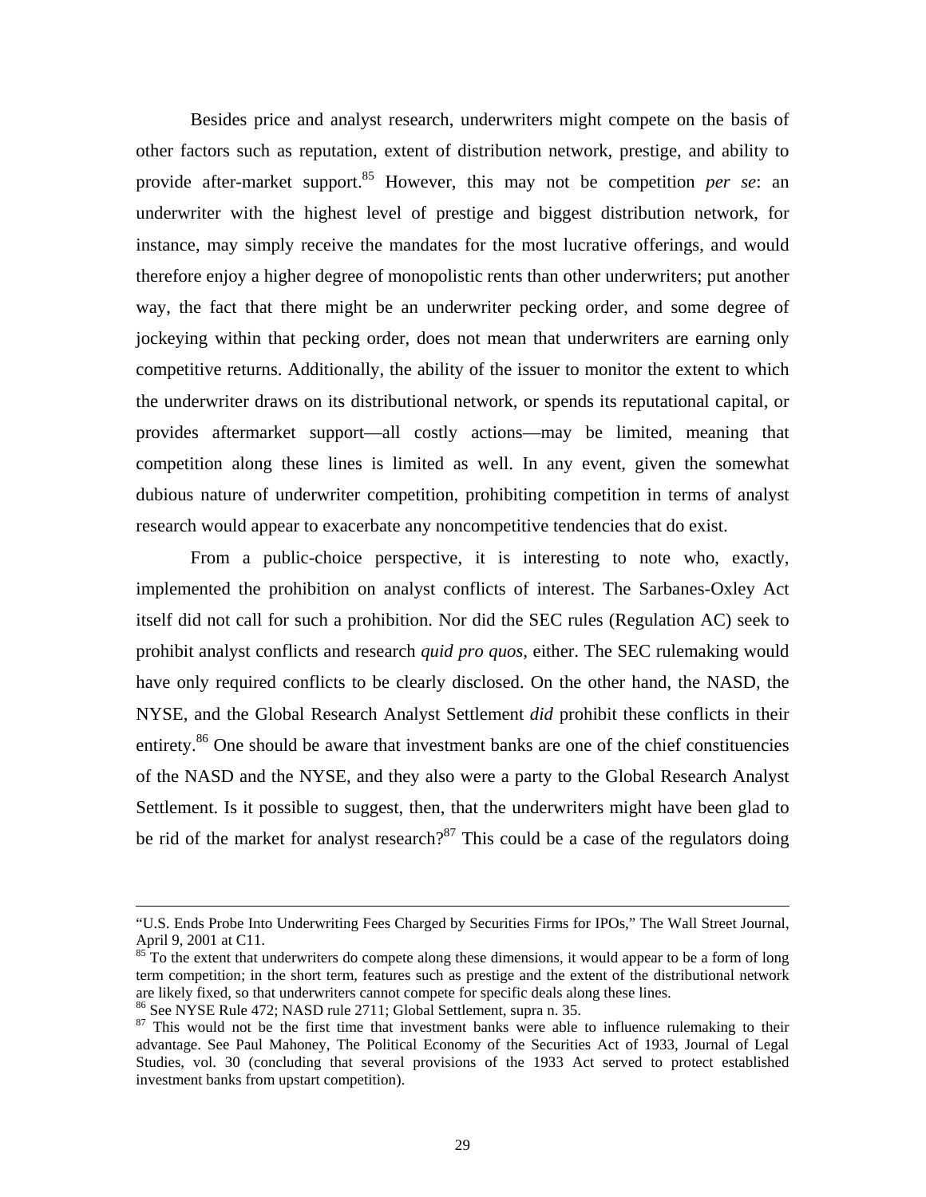Besides price and analyst research, underwriters might compete on the basis of other factors such as reputation, extent of distribution network, prestige, and ability to provide after-market support.[85] However, this may not be competition *per se*: an underwriter with the highest level of prestige and biggest distribution network, for instance, may simply receive the mandates for the most lucrative offerings, and would therefore enjoy a higher degree of monopolistic rents than other underwriters; put another way, the fact that there might be an underwriter pecking order, and some degree of jockeying within that pecking order, does not mean that underwriters are earning only competitive returns. Additionally, the ability of the issuer to monitor the extent to which the underwriter draws on its distributional network, or spends its reputational capital, or provides aftermarket support—all costly actions—may be limited, meaning that competition along these lines is limited as well. In any event, given the somewhat dubious nature of underwriter competition, prohibiting competition in terms of analyst research would appear to exacerbate any noncompetitive tendencies that do exist.

From a public-choice perspective, it is interesting to note who, exactly, implemented the prohibition on analyst conflicts of interest. The Sarbanes-Oxley Act itself did not call for such a prohibition. Nor did the SEC rules (Regulation AC) seek to prohibit analyst conflicts and research *quid pro quos*, either. The SEC rulemaking would have only required conflicts to be clearly disclosed. On the other hand, the NASD, the NYSE, and the Global Research Analyst Settlement *did* prohibit these conflicts in their entirety.[86] One should be aware that investment banks are one of the chief constituencies of the NASD and the NYSE, and they also were a party to the Global Research Analyst Settlement. Is it possible to suggest, then, that the underwriters might have been glad to be rid of the market for analyst research?[87] This could be a case of the regulators doing

---

"U.S. Ends Probe Into Underwriting Fees Charged by Securities Firms for IPOs," The Wall Street Journal, April 9, 2001 at C11.

[85] To the extent that underwriters do compete along these dimensions, it would appear to be a form of long term competition; in the short term, features such as prestige and the extent of the distributional network are likely fixed, so that underwriters cannot compete for specific deals along these lines.

[86] See NYSE Rule 472; NASD rule 2711; Global Settlement, supra n. 35.

[87] This would not be the first time that investment banks were able to influence rulemaking to their advantage. See Paul Mahoney, The Political Economy of the Securities Act of 1933, Journal of Legal Studies, vol. 30 (concluding that several provisions of the 1933 Act served to protect established investment banks from upstart competition).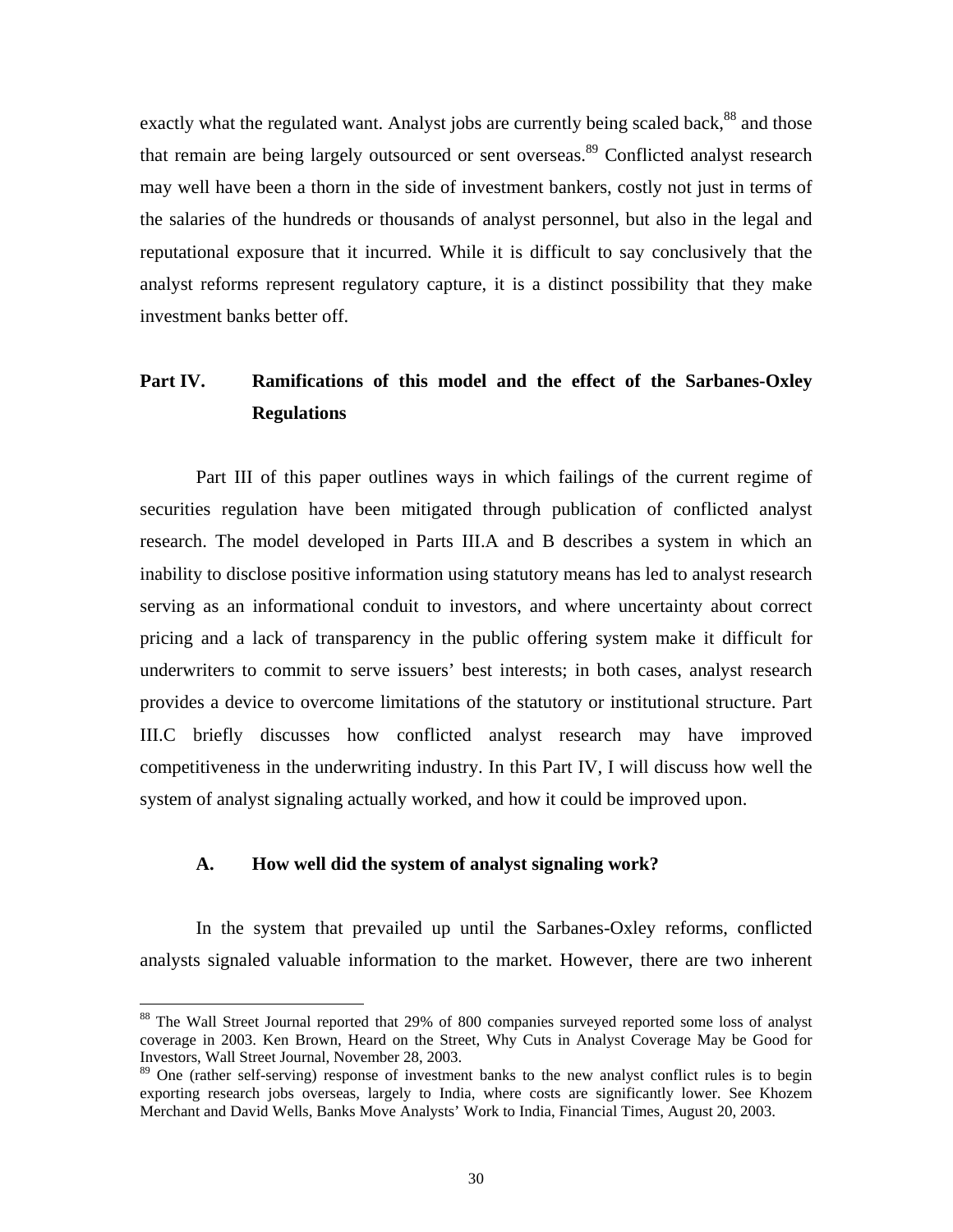exactly what the regulated want. Analyst jobs are currently being scaled back,[88] and those that remain are being largely outsourced or sent overseas.[89] Conflicted analyst research may well have been a thorn in the side of investment bankers, costly not just in terms of the salaries of the hundreds or thousands of analyst personnel, but also in the legal and reputational exposure that it incurred. While it is difficult to say conclusively that the analyst reforms represent regulatory capture, it is a distinct possibility that they make investment banks better off.

## Part IV. Ramifications of this model and the effect of the Sarbanes-Oxley Regulations

Part III of this paper outlines ways in which failings of the current regime of securities regulation have been mitigated through publication of conflicted analyst research. The model developed in Parts III.A and B describes a system in which an inability to disclose positive information using statutory means has led to analyst research serving as an informational conduit to investors, and where uncertainty about correct pricing and a lack of transparency in the public offering system make it difficult for underwriters to commit to serve issuers' best interests; in both cases, analyst research provides a device to overcome limitations of the statutory or institutional structure. Part III.C briefly discusses how conflicted analyst research may have improved competitiveness in the underwriting industry. In this Part IV, I will discuss how well the system of analyst signaling actually worked, and how it could be improved upon.

### A. How well did the system of analyst signaling work?

In the system that prevailed up until the Sarbanes-Oxley reforms, conflicted analysts signaled valuable information to the market. However, there are two inherent

---

[88] The Wall Street Journal reported that 29% of 800 companies surveyed reported some loss of analyst coverage in 2003. Ken Brown, Heard on the Street, Why Cuts in Analyst Coverage May be Good for Investors, Wall Street Journal, November 28, 2003.

[89] One (rather self-serving) response of investment banks to the new analyst conflict rules is to begin exporting research jobs overseas, largely to India, where costs are significantly lower. See Khozem Merchant and David Wells, Banks Move Analysts' Work to India, Financial Times, August 20, 2003.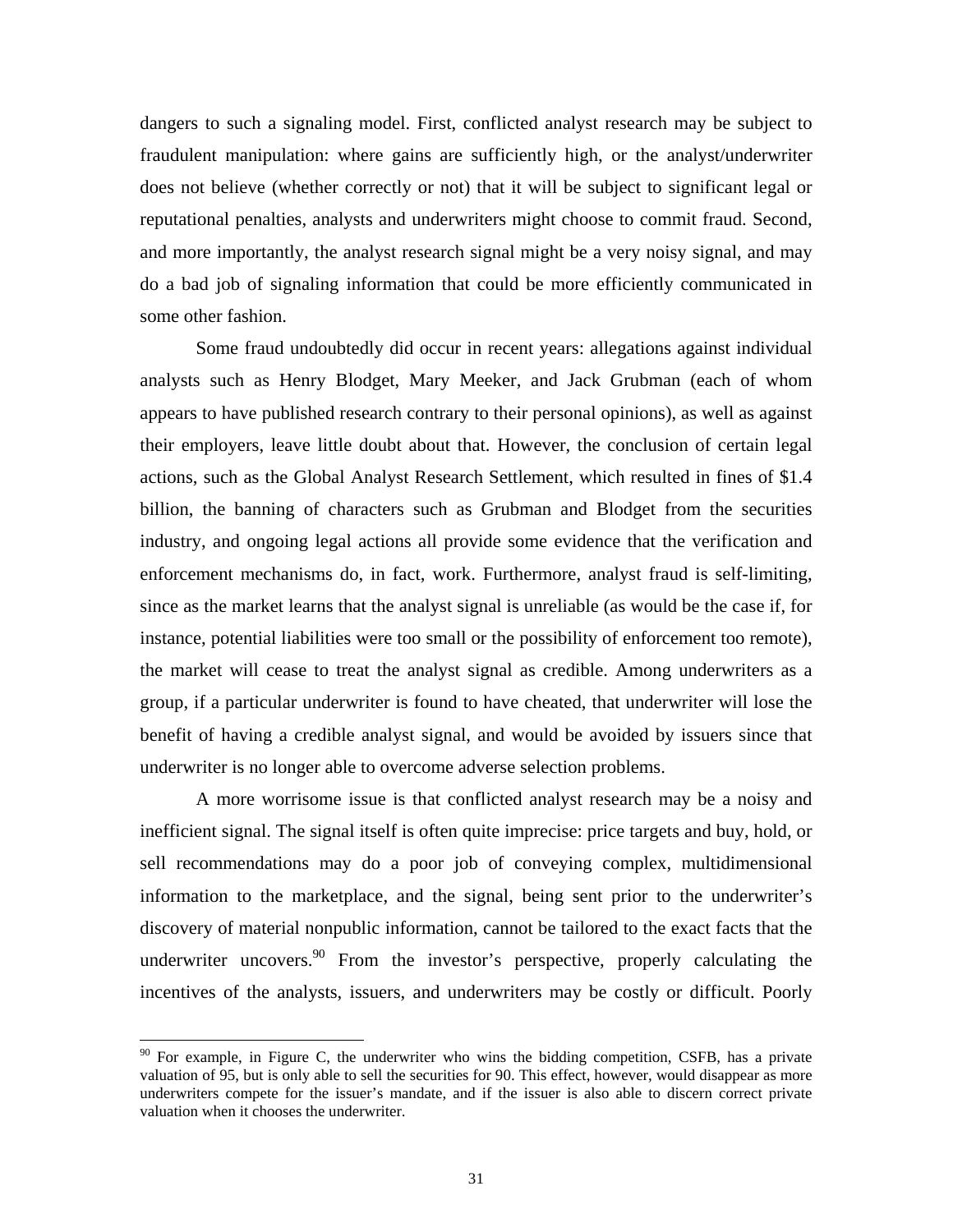dangers to such a signaling model. First, conflicted analyst research may be subject to fraudulent manipulation: where gains are sufficiently high, or the analyst/underwriter does not believe (whether correctly or not) that it will be subject to significant legal or reputational penalties, analysts and underwriters might choose to commit fraud. Second, and more importantly, the analyst research signal might be a very noisy signal, and may do a bad job of signaling information that could be more efficiently communicated in some other fashion.

Some fraud undoubtedly did occur in recent years: allegations against individual analysts such as Henry Blodget, Mary Meeker, and Jack Grubman (each of whom appears to have published research contrary to their personal opinions), as well as against their employers, leave little doubt about that. However, the conclusion of certain legal actions, such as the Global Analyst Research Settlement, which resulted in fines of $1.4 billion, the banning of characters such as Grubman and Blodget from the securities industry, and ongoing legal actions all provide some evidence that the verification and enforcement mechanisms do, in fact, work. Furthermore, analyst fraud is self-limiting, since as the market learns that the analyst signal is unreliable (as would be the case if, for instance, potential liabilities were too small or the possibility of enforcement too remote), the market will cease to treat the analyst signal as credible. Among underwriters as a group, if a particular underwriter is found to have cheated, that underwriter will lose the benefit of having a credible analyst signal, and would be avoided by issuers since that underwriter is no longer able to overcome adverse selection problems.

A more worrisome issue is that conflicted analyst research may be a noisy and inefficient signal. The signal itself is often quite imprecise: price targets and buy, hold, or sell recommendations may do a poor job of conveying complex, multidimensional information to the marketplace, and the signal, being sent prior to the underwriter's discovery of material nonpublic information, cannot be tailored to the exact facts that the underwriter uncovers.[90] From the investor's perspective, properly calculating the incentives of the analysts, issuers, and underwriters may be costly or difficult. Poorly

[90] For example, in Figure C, the underwriter who wins the bidding competition, CSFB, has a private valuation of 95, but is only able to sell the securities for 90. This effect, however, would disappear as more underwriters compete for the issuer's mandate, and if the issuer is also able to discern correct private valuation when it chooses the underwriter.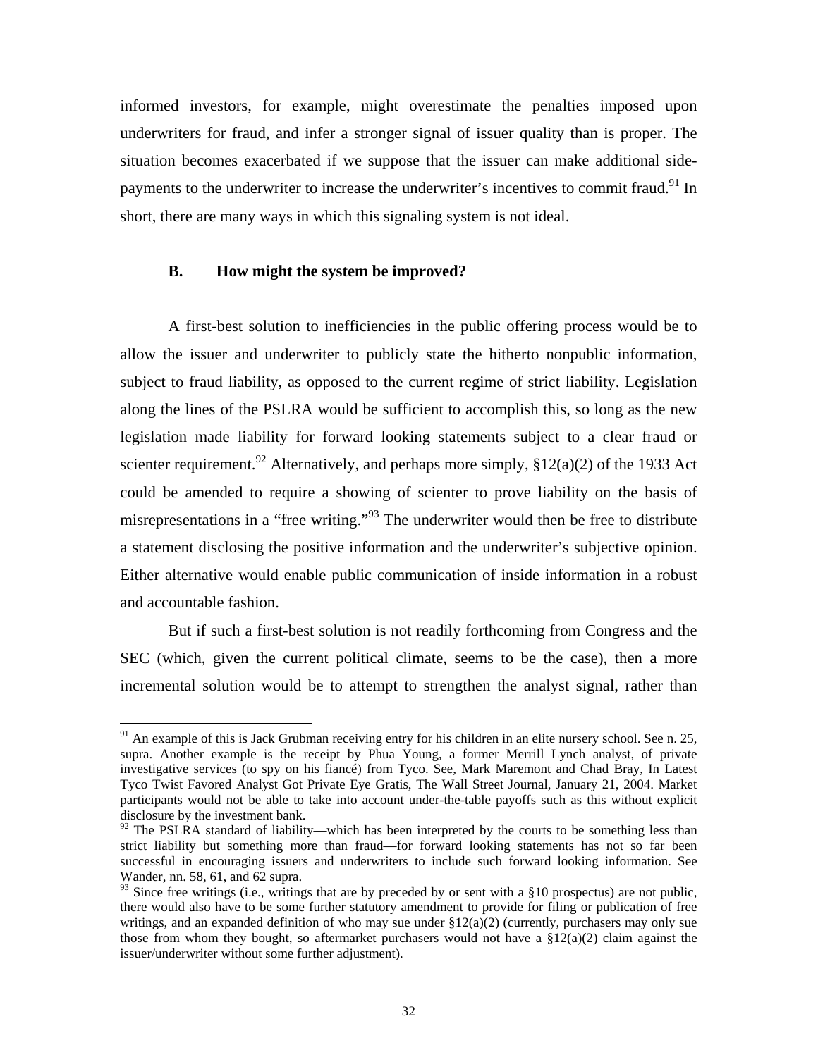informed investors, for example, might overestimate the penalties imposed upon underwriters for fraud, and infer a stronger signal of issuer quality than is proper. The situation becomes exacerbated if we suppose that the issuer can make additional side-payments to the underwriter to increase the underwriter's incentives to commit fraud.[91] In short, there are many ways in which this signaling system is not ideal.

### B. How might the system be improved?

A first-best solution to inefficiencies in the public offering process would be to allow the issuer and underwriter to publicly state the hitherto nonpublic information, subject to fraud liability, as opposed to the current regime of strict liability. Legislation along the lines of the PSLRA would be sufficient to accomplish this, so long as the new legislation made liability for forward looking statements subject to a clear fraud or scienter requirement.[92] Alternatively, and perhaps more simply, §12(a)(2) of the 1933 Act could be amended to require a showing of scienter to prove liability on the basis of misrepresentations in a "free writing."[93] The underwriter would then be free to distribute a statement disclosing the positive information and the underwriter's subjective opinion. Either alternative would enable public communication of inside information in a robust and accountable fashion.

But if such a first-best solution is not readily forthcoming from Congress and the SEC (which, given the current political climate, seems to be the case), then a more incremental solution would be to attempt to strengthen the analyst signal, rather than

---

[91] An example of this is Jack Grubman receiving entry for his children in an elite nursery school. See n. 25, supra. Another example is the receipt by Phua Young, a former Merrill Lynch analyst, of private investigative services (to spy on his fiancé) from Tyco. See, Mark Maremont and Chad Bray, In Latest Tyco Twist Favored Analyst Got Private Eye Gratis, The Wall Street Journal, January 21, 2004. Market participants would not be able to take into account under-the-table payoffs such as this without explicit disclosure by the investment bank.

[92] The PSLRA standard of liability—which has been interpreted by the courts to be something less than strict liability but something more than fraud—for forward looking statements has not so far been successful in encouraging issuers and underwriters to include such forward looking information. See Wander, nn. 58, 61, and 62 supra.

[93] Since free writings (i.e., writings that are by preceded by or sent with a §10 prospectus) are not public, there would also have to be some further statutory amendment to provide for filing or publication of free writings, and an expanded definition of who may sue under §12(a)(2) (currently, purchasers may only sue those from whom they bought, so aftermarket purchasers would not have a §12(a)(2) claim against the issuer/underwriter without some further adjustment).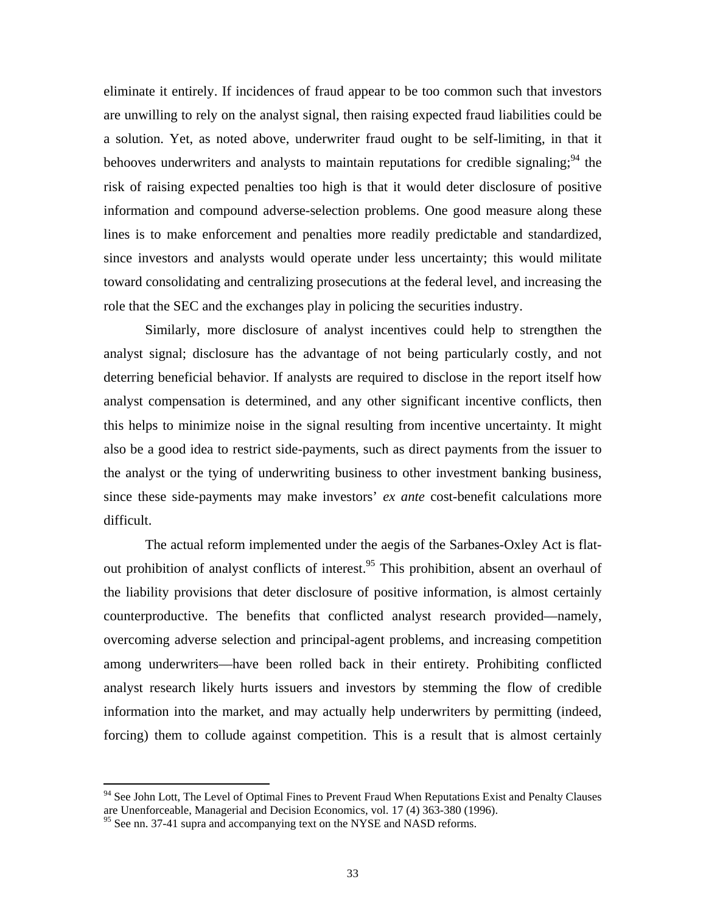eliminate it entirely. If incidences of fraud appear to be too common such that investors are unwilling to rely on the analyst signal, then raising expected fraud liabilities could be a solution. Yet, as noted above, underwriter fraud ought to be self-limiting, in that it behooves underwriters and analysts to maintain reputations for credible signaling;[94] the risk of raising expected penalties too high is that it would deter disclosure of positive information and compound adverse-selection problems. One good measure along these lines is to make enforcement and penalties more readily predictable and standardized, since investors and analysts would operate under less uncertainty; this would militate toward consolidating and centralizing prosecutions at the federal level, and increasing the role that the SEC and the exchanges play in policing the securities industry.

Similarly, more disclosure of analyst incentives could help to strengthen the analyst signal; disclosure has the advantage of not being particularly costly, and not deterring beneficial behavior. If analysts are required to disclose in the report itself how analyst compensation is determined, and any other significant incentive conflicts, then this helps to minimize noise in the signal resulting from incentive uncertainty. It might also be a good idea to restrict side-payments, such as direct payments from the issuer to the analyst or the tying of underwriting business to other investment banking business, since these side-payments may make investors' *ex ante* cost-benefit calculations more difficult.

The actual reform implemented under the aegis of the Sarbanes-Oxley Act is flat-out prohibition of analyst conflicts of interest.[95] This prohibition, absent an overhaul of the liability provisions that deter disclosure of positive information, is almost certainly counterproductive. The benefits that conflicted analyst research provided—namely, overcoming adverse selection and principal-agent problems, and increasing competition among underwriters—have been rolled back in their entirety. Prohibiting conflicted analyst research likely hurts issuers and investors by stemming the flow of credible information into the market, and may actually help underwriters by permitting (indeed, forcing) them to collude against competition. This is a result that is almost certainly

---

[94] See John Lott, The Level of Optimal Fines to Prevent Fraud When Reputations Exist and Penalty Clauses are Unenforceable, Managerial and Decision Economics, vol. 17 (4) 363-380 (1996).

[95] See nn. 37-41 supra and accompanying text on the NYSE and NASD reforms.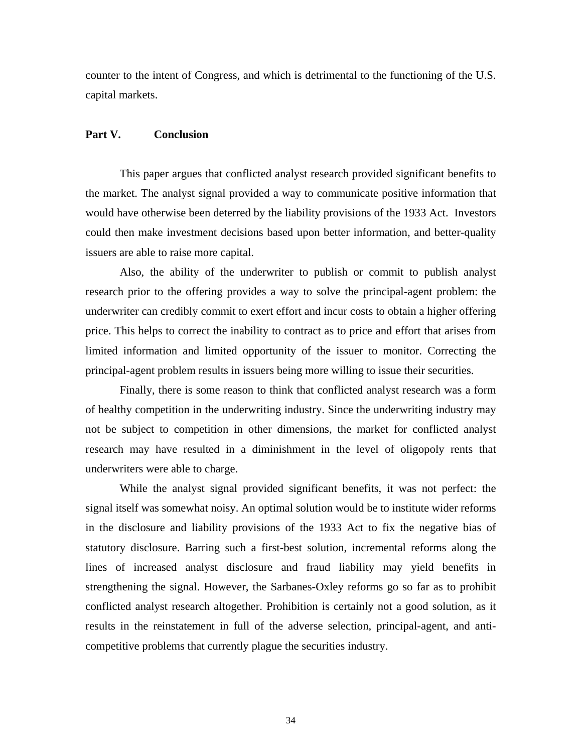counter to the intent of Congress, and which is detrimental to the functioning of the U.S. capital markets.

## Part V. Conclusion

This paper argues that conflicted analyst research provided significant benefits to the market. The analyst signal provided a way to communicate positive information that would have otherwise been deterred by the liability provisions of the 1933 Act. Investors could then make investment decisions based upon better information, and better-quality issuers are able to raise more capital.

Also, the ability of the underwriter to publish or commit to publish analyst research prior to the offering provides a way to solve the principal-agent problem: the underwriter can credibly commit to exert effort and incur costs to obtain a higher offering price. This helps to correct the inability to contract as to price and effort that arises from limited information and limited opportunity of the issuer to monitor. Correcting the principal-agent problem results in issuers being more willing to issue their securities.

Finally, there is some reason to think that conflicted analyst research was a form of healthy competition in the underwriting industry. Since the underwriting industry may not be subject to competition in other dimensions, the market for conflicted analyst research may have resulted in a diminishment in the level of oligopoly rents that underwriters were able to charge.

While the analyst signal provided significant benefits, it was not perfect: the signal itself was somewhat noisy. An optimal solution would be to institute wider reforms in the disclosure and liability provisions of the 1933 Act to fix the negative bias of statutory disclosure. Barring such a first-best solution, incremental reforms along the lines of increased analyst disclosure and fraud liability may yield benefits in strengthening the signal. However, the Sarbanes-Oxley reforms go so far as to prohibit conflicted analyst research altogether. Prohibition is certainly not a good solution, as it results in the reinstatement in full of the adverse selection, principal-agent, and anti-competitive problems that currently plague the securities industry.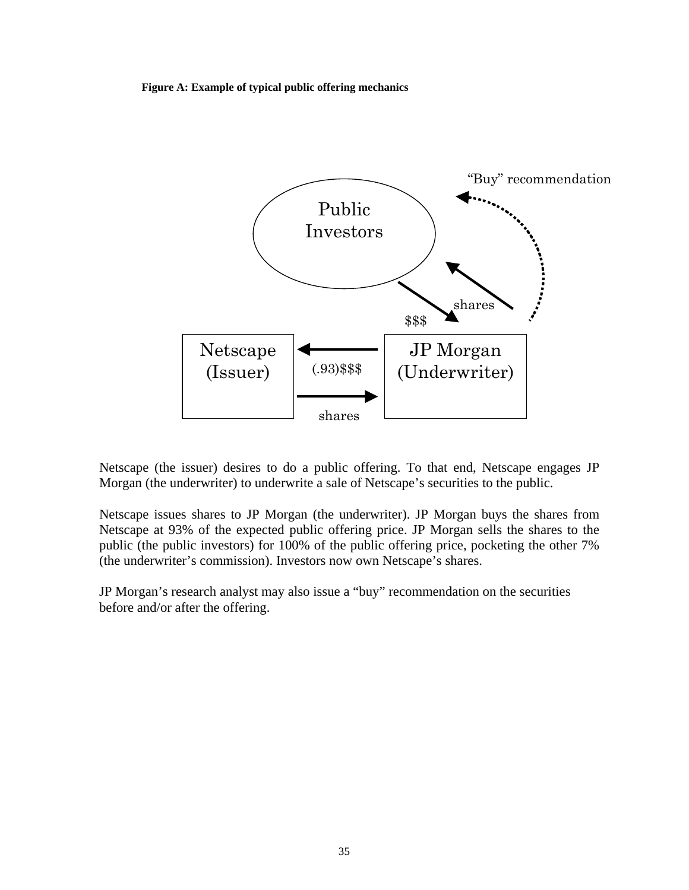**Figure A: Example of typical public offering mechanics**

Netscape (the issuer) desires to do a public offering. To that end, Netscape engages JP Morgan (the underwriter) to underwrite a sale of Netscape's securities to the public.

Netscape issues shares to JP Morgan (the underwriter). JP Morgan buys the shares from Netscape at 93% of the expected public offering price. JP Morgan sells the shares to the public (the public investors) for 100% of the public offering price, pocketing the other 7% (the underwriter's commission). Investors now own Netscape's shares.

JP Morgan's research analyst may also issue a "buy" recommendation on the securities before and/or after the offering.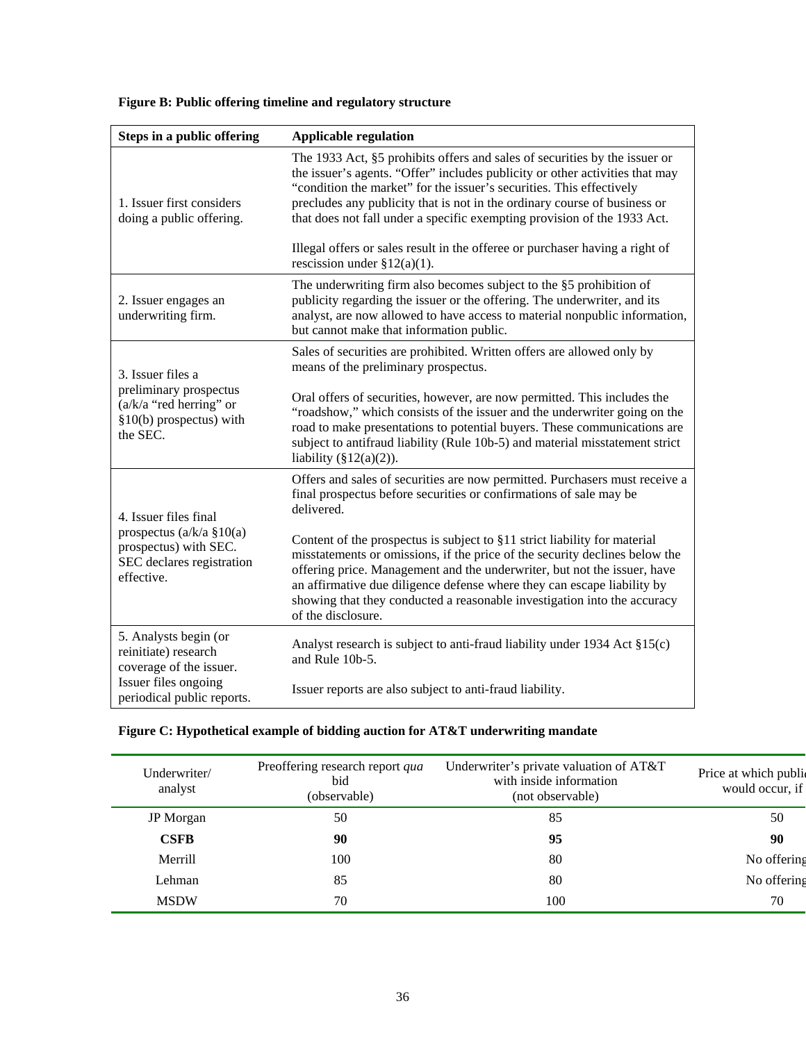**Figure B: Public offering timeline and regulatory structure**

| Steps in a public offering | Applicable regulation |
|---|---|
| 1. Issuer first considers doing a public offering. | The 1933 Act, §5 prohibits offers and sales of securities by the issuer or the issuer's agents. "Offer" includes publicity or other activities that may "condition the market" for the issuer's securities. This effectively precludes any publicity that is not in the ordinary course of business or that does not fall under a specific exempting provision of the 1933 Act.<br><br>Illegal offers or sales result in the offeree or purchaser having a right of rescission under §12(a)(1). |
| 2. Issuer engages an underwriting firm. | The underwriting firm also becomes subject to the §5 prohibition of publicity regarding the issuer or the offering. The underwriter, and its analyst, are now allowed to have access to material nonpublic information, but cannot make that information public. |
| 3. Issuer files a preliminary prospectus (a/k/a "red herring" or §10(b) prospectus) with the SEC. | Sales of securities are prohibited. Written offers are allowed only by means of the preliminary prospectus.<br><br>Oral offers of securities, however, are now permitted. This includes the "roadshow," which consists of the issuer and the underwriter going on the road to make presentations to potential buyers. These communications are subject to antifraud liability (Rule 10b-5) and material misstatement strict liability (§12(a)(2)). |
| 4. Issuer files final prospectus (a/k/a §10(a) prospectus) with SEC. SEC declares registration effective. | Offers and sales of securities are now permitted. Purchasers must receive a final prospectus before securities or confirmations of sale may be delivered.<br><br>Content of the prospectus is subject to §11 strict liability for material misstatements or omissions, if the price of the security declines below the offering price. Management and the underwriter, but not the issuer, have an affirmative due diligence defense where they can escape liability by showing that they conducted a reasonable investigation into the accuracy of the disclosure. |
| 5. Analysts begin (or reinitiate) research coverage of the issuer. Issuer files ongoing periodical public reports. | Analyst research is subject to anti-fraud liability under 1934 Act §15(c) and Rule 10b-5.<br><br>Issuer reports are also subject to anti-fraud liability. |

**Figure C: Hypothetical example of bidding auction for AT&T underwriting mandate**

| Underwriter/ analyst | Preoffering research report *qua* bid (observable) | Underwriter's private valuation of AT&T with inside information (not observable) | Price at which public would occur, if |
|---|---|---|---|
| JP Morgan | 50 | 85 | 50 |
| **CSFB** | **90** | **95** | **90** |
| Merrill | 100 | 80 | No offering |
| Lehman | 85 | 80 | No offering |
| MSDW | 70 | 100 | 70 |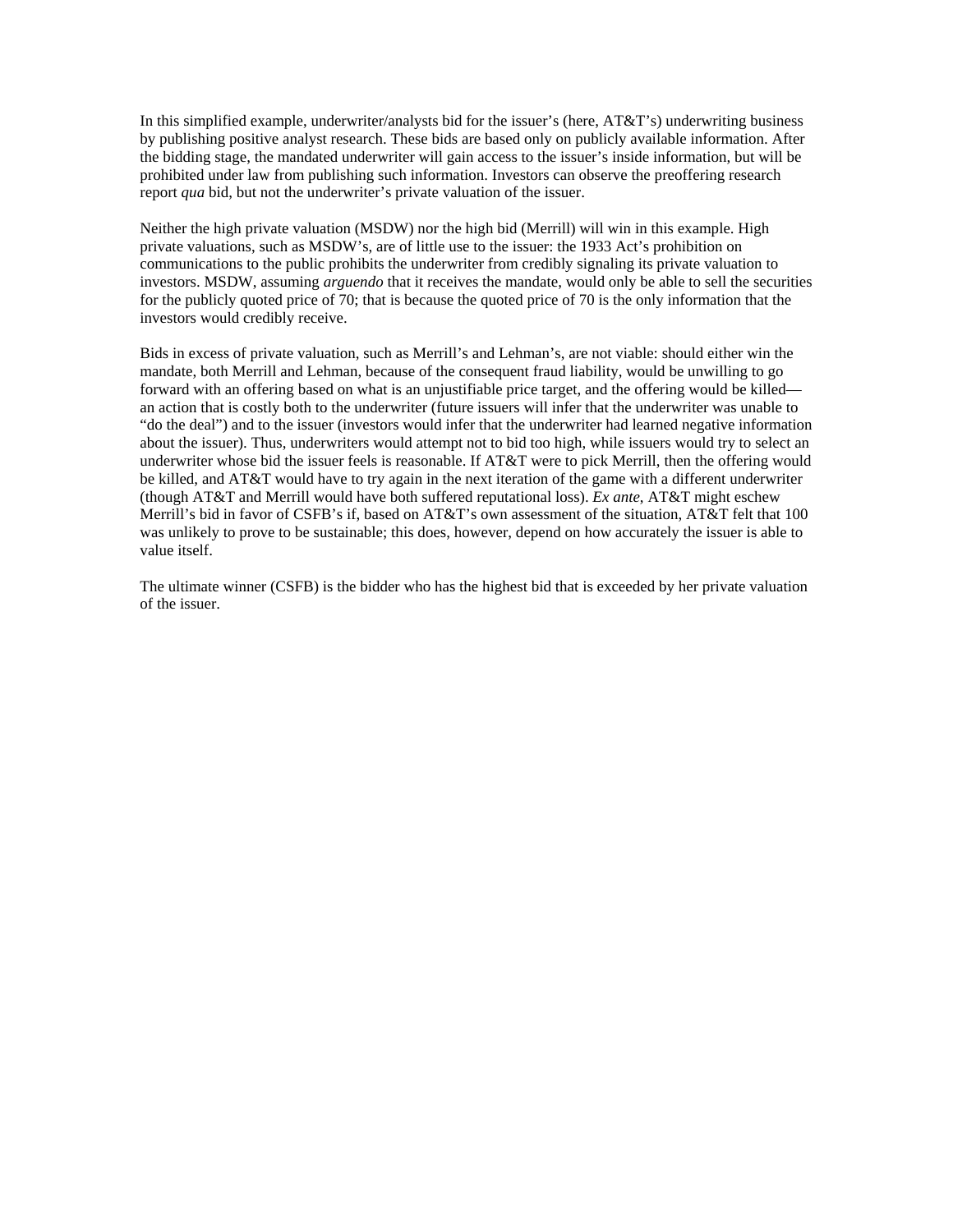In this simplified example, underwriter/analysts bid for the issuer's (here, AT&T's) underwriting business by publishing positive analyst research. These bids are based only on publicly available information. After the bidding stage, the mandated underwriter will gain access to the issuer's inside information, but will be prohibited under law from publishing such information. Investors can observe the preoffering research report *qua* bid, but not the underwriter's private valuation of the issuer.

Neither the high private valuation (MSDW) nor the high bid (Merrill) will win in this example. High private valuations, such as MSDW's, are of little use to the issuer: the 1933 Act's prohibition on communications to the public prohibits the underwriter from credibly signaling its private valuation to investors. MSDW, assuming *arguendo* that it receives the mandate, would only be able to sell the securities for the publicly quoted price of 70; that is because the quoted price of 70 is the only information that the investors would credibly receive.

Bids in excess of private valuation, such as Merrill's and Lehman's, are not viable: should either win the mandate, both Merrill and Lehman, because of the consequent fraud liability, would be unwilling to go forward with an offering based on what is an unjustifiable price target, and the offering would be killed—an action that is costly both to the underwriter (future issuers will infer that the underwriter was unable to "do the deal") and to the issuer (investors would infer that the underwriter had learned negative information about the issuer). Thus, underwriters would attempt not to bid too high, while issuers would try to select an underwriter whose bid the issuer feels is reasonable. If AT&T were to pick Merrill, then the offering would be killed, and AT&T would have to try again in the next iteration of the game with a different underwriter (though AT&T and Merrill would have both suffered reputational loss). *Ex ante*, AT&T might eschew Merrill's bid in favor of CSFB's if, based on AT&T's own assessment of the situation, AT&T felt that 100 was unlikely to prove to be sustainable; this does, however, depend on how accurately the issuer is able to value itself.

The ultimate winner (CSFB) is the bidder who has the highest bid that is exceeded by her private valuation of the issuer.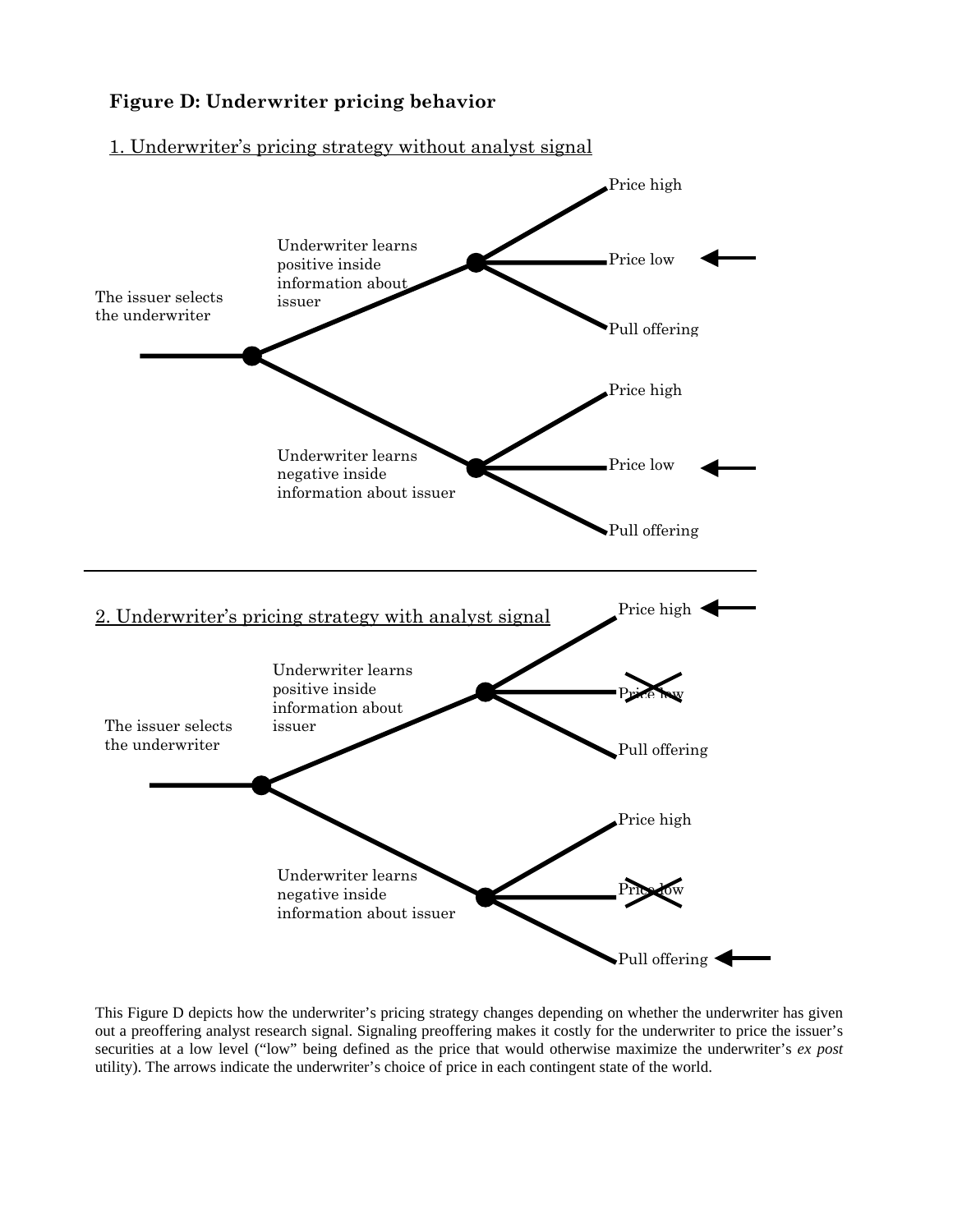**Figure D: Underwriter pricing behavior**

1. Underwriter's pricing strategy without analyst signal

The issuer selects the underwriter

Underwriter learns positive inside information about issuer

Price high

Price low

Pull offering

Underwriter learns negative inside information about issuer

Price high

Price low

Pull offering

2. Underwriter's pricing strategy with analyst signal

The issuer selects the underwriter

Underwriter learns positive inside information about issuer

Price high

Price low

Pull offering

Underwriter learns negative inside information about issuer

Price high

Price low

Pull offering

This Figure D depicts how the underwriter's pricing strategy changes depending on whether the underwriter has given out a preoffering analyst research signal. Signaling preoffering makes it costly for the underwriter to price the issuer's securities at a low level ("low" being defined as the price that would otherwise maximize the underwriter's *ex post* utility). The arrows indicate the underwriter's choice of price in each contingent state of the world.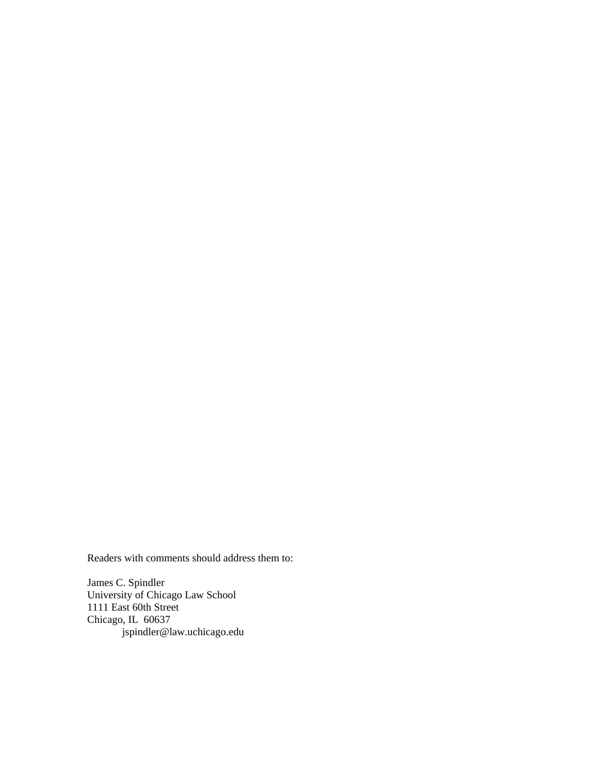Readers with comments should address them to:

James C. Spindler  
University of Chicago Law School  
1111 East 60th Street  
Chicago, IL 60637  
jspindler@law.uchicago.edu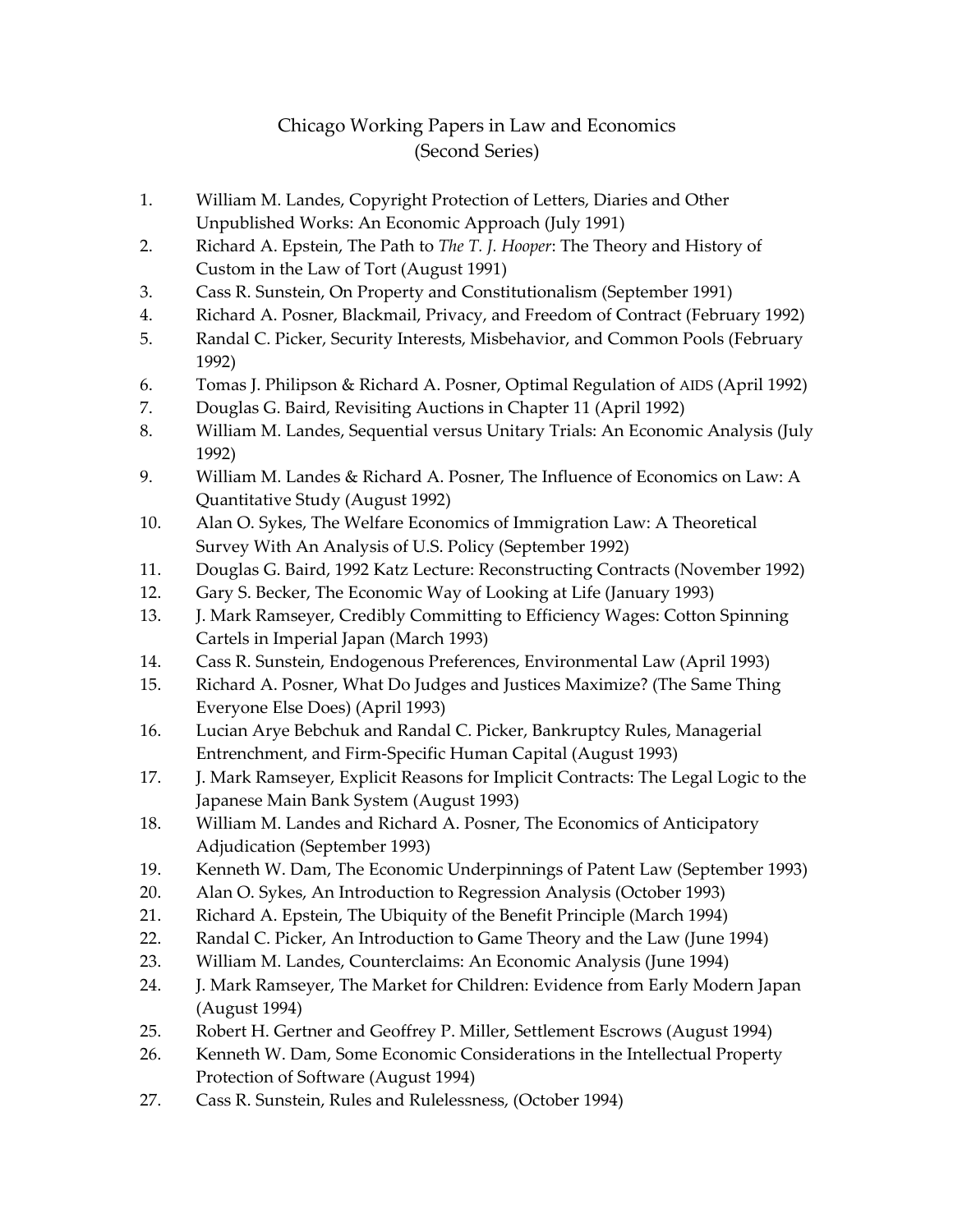# Chicago Working Papers in Law and Economics
## (Second Series)

1. William M. Landes, Copyright Protection of Letters, Diaries and Other Unpublished Works: An Economic Approach (July 1991)
2. Richard A. Epstein, The Path to *The T. J. Hooper*: The Theory and History of Custom in the Law of Tort (August 1991)
3. Cass R. Sunstein, On Property and Constitutionalism (September 1991)
4. Richard A. Posner, Blackmail, Privacy, and Freedom of Contract (February 1992)
5. Randal C. Picker, Security Interests, Misbehavior, and Common Pools (February 1992)
6. Tomas J. Philipson & Richard A. Posner, Optimal Regulation of AIDS (April 1992)
7. Douglas G. Baird, Revisiting Auctions in Chapter 11 (April 1992)
8. William M. Landes, Sequential versus Unitary Trials: An Economic Analysis (July 1992)
9. William M. Landes & Richard A. Posner, The Influence of Economics on Law: A Quantitative Study (August 1992)
10. Alan O. Sykes, The Welfare Economics of Immigration Law: A Theoretical Survey With An Analysis of U.S. Policy (September 1992)
11. Douglas G. Baird, 1992 Katz Lecture: Reconstructing Contracts (November 1992)
12. Gary S. Becker, The Economic Way of Looking at Life (January 1993)
13. J. Mark Ramseyer, Credibly Committing to Efficiency Wages: Cotton Spinning Cartels in Imperial Japan (March 1993)
14. Cass R. Sunstein, Endogenous Preferences, Environmental Law (April 1993)
15. Richard A. Posner, What Do Judges and Justices Maximize? (The Same Thing Everyone Else Does) (April 1993)
16. Lucian Arye Bebchuk and Randal C. Picker, Bankruptcy Rules, Managerial Entrenchment, and Firm-Specific Human Capital (August 1993)
17. J. Mark Ramseyer, Explicit Reasons for Implicit Contracts: The Legal Logic to the Japanese Main Bank System (August 1993)
18. William M. Landes and Richard A. Posner, The Economics of Anticipatory Adjudication (September 1993)
19. Kenneth W. Dam, The Economic Underpinnings of Patent Law (September 1993)
20. Alan O. Sykes, An Introduction to Regression Analysis (October 1993)
21. Richard A. Epstein, The Ubiquity of the Benefit Principle (March 1994)
22. Randal C. Picker, An Introduction to Game Theory and the Law (June 1994)
23. William M. Landes, Counterclaims: An Economic Analysis (June 1994)
24. J. Mark Ramseyer, The Market for Children: Evidence from Early Modern Japan (August 1994)
25. Robert H. Gertner and Geoffrey P. Miller, Settlement Escrows (August 1994)
26. Kenneth W. Dam, Some Economic Considerations in the Intellectual Property Protection of Software (August 1994)
27. Cass R. Sunstein, Rules and Rulelessness, (October 1994)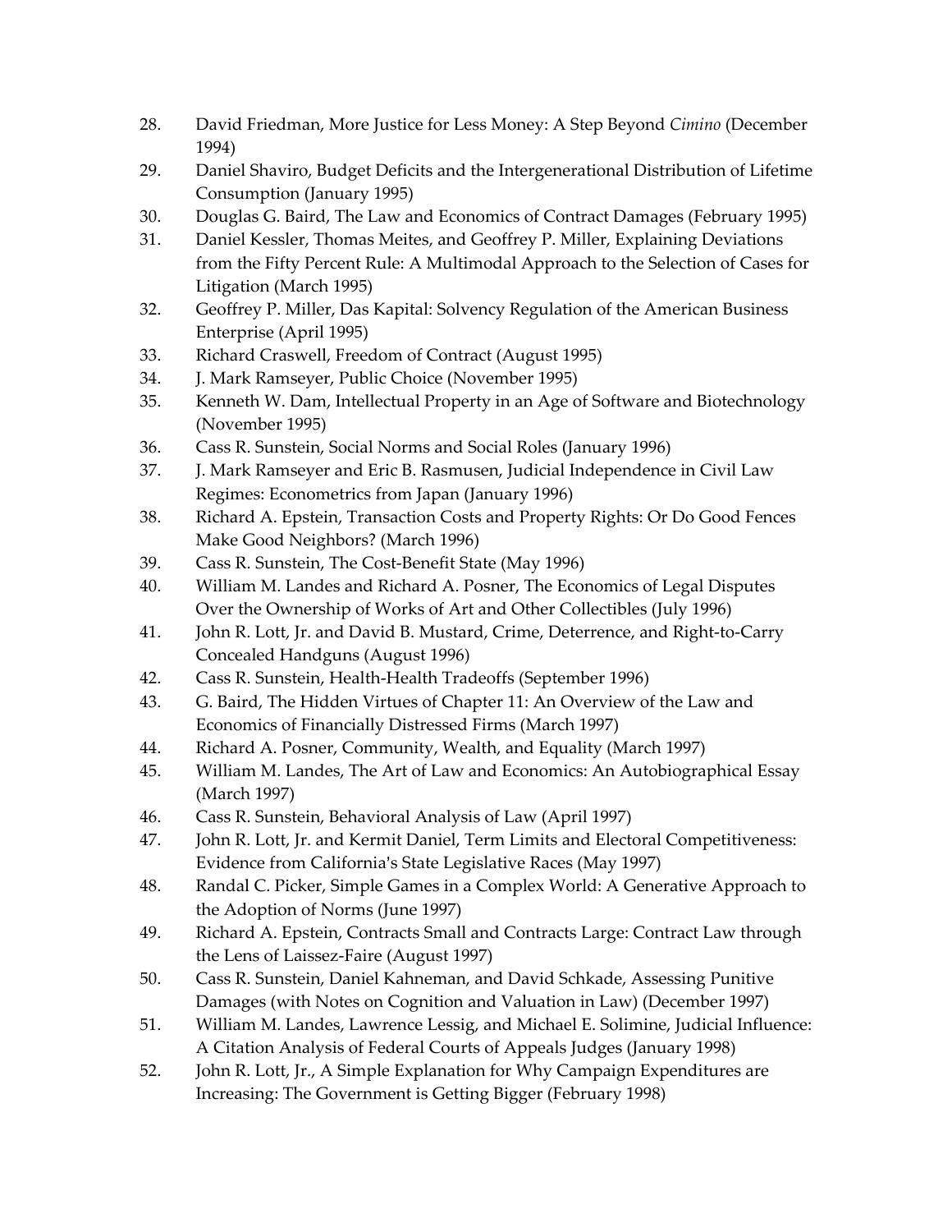28. David Friedman, More Justice for Less Money: A Step Beyond *Cimino* (December 1994)
29. Daniel Shaviro, Budget Deficits and the Intergenerational Distribution of Lifetime Consumption (January 1995)
30. Douglas G. Baird, The Law and Economics of Contract Damages (February 1995)
31. Daniel Kessler, Thomas Meites, and Geoffrey P. Miller, Explaining Deviations from the Fifty Percent Rule: A Multimodal Approach to the Selection of Cases for Litigation (March 1995)
32. Geoffrey P. Miller, Das Kapital: Solvency Regulation of the American Business Enterprise (April 1995)
33. Richard Craswell, Freedom of Contract (August 1995)
34. J. Mark Ramseyer, Public Choice (November 1995)
35. Kenneth W. Dam, Intellectual Property in an Age of Software and Biotechnology (November 1995)
36. Cass R. Sunstein, Social Norms and Social Roles (January 1996)
37. J. Mark Ramseyer and Eric B. Rasmusen, Judicial Independence in Civil Law Regimes: Econometrics from Japan (January 1996)
38. Richard A. Epstein, Transaction Costs and Property Rights: Or Do Good Fences Make Good Neighbors? (March 1996)
39. Cass R. Sunstein, The Cost-Benefit State (May 1996)
40. William M. Landes and Richard A. Posner, The Economics of Legal Disputes Over the Ownership of Works of Art and Other Collectibles (July 1996)
41. John R. Lott, Jr. and David B. Mustard, Crime, Deterrence, and Right-to-Carry Concealed Handguns (August 1996)
42. Cass R. Sunstein, Health-Health Tradeoffs (September 1996)
43. G. Baird, The Hidden Virtues of Chapter 11: An Overview of the Law and Economics of Financially Distressed Firms (March 1997)
44. Richard A. Posner, Community, Wealth, and Equality (March 1997)
45. William M. Landes, The Art of Law and Economics: An Autobiographical Essay (March 1997)
46. Cass R. Sunstein, Behavioral Analysis of Law (April 1997)
47. John R. Lott, Jr. and Kermit Daniel, Term Limits and Electoral Competitiveness: Evidence from California's State Legislative Races (May 1997)
48. Randal C. Picker, Simple Games in a Complex World: A Generative Approach to the Adoption of Norms (June 1997)
49. Richard A. Epstein, Contracts Small and Contracts Large: Contract Law through the Lens of Laissez-Faire (August 1997)
50. Cass R. Sunstein, Daniel Kahneman, and David Schkade, Assessing Punitive Damages (with Notes on Cognition and Valuation in Law) (December 1997)
51. William M. Landes, Lawrence Lessig, and Michael E. Solimine, Judicial Influence: A Citation Analysis of Federal Courts of Appeals Judges (January 1998)
52. John R. Lott, Jr., A Simple Explanation for Why Campaign Expenditures are Increasing: The Government is Getting Bigger (February 1998)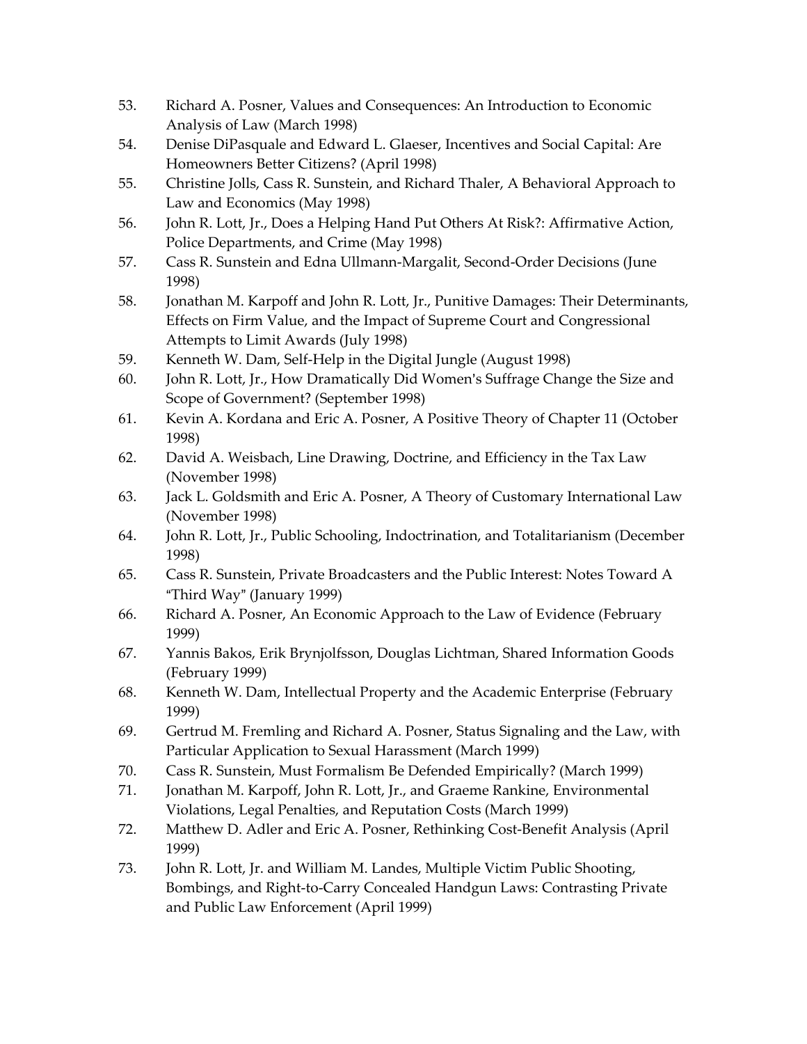53. Richard A. Posner, Values and Consequences: An Introduction to Economic Analysis of Law (March 1998)
54. Denise DiPasquale and Edward L. Glaeser, Incentives and Social Capital: Are Homeowners Better Citizens? (April 1998)
55. Christine Jolls, Cass R. Sunstein, and Richard Thaler, A Behavioral Approach to Law and Economics (May 1998)
56. John R. Lott, Jr., Does a Helping Hand Put Others At Risk?: Affirmative Action, Police Departments, and Crime (May 1998)
57. Cass R. Sunstein and Edna Ullmann-Margalit, Second-Order Decisions (June 1998)
58. Jonathan M. Karpoff and John R. Lott, Jr., Punitive Damages: Their Determinants, Effects on Firm Value, and the Impact of Supreme Court and Congressional Attempts to Limit Awards (July 1998)
59. Kenneth W. Dam, Self-Help in the Digital Jungle (August 1998)
60. John R. Lott, Jr., How Dramatically Did Women's Suffrage Change the Size and Scope of Government? (September 1998)
61. Kevin A. Kordana and Eric A. Posner, A Positive Theory of Chapter 11 (October 1998)
62. David A. Weisbach, Line Drawing, Doctrine, and Efficiency in the Tax Law (November 1998)
63. Jack L. Goldsmith and Eric A. Posner, A Theory of Customary International Law (November 1998)
64. John R. Lott, Jr., Public Schooling, Indoctrination, and Totalitarianism (December 1998)
65. Cass R. Sunstein, Private Broadcasters and the Public Interest: Notes Toward A "Third Way" (January 1999)
66. Richard A. Posner, An Economic Approach to the Law of Evidence (February 1999)
67. Yannis Bakos, Erik Brynjolfsson, Douglas Lichtman, Shared Information Goods (February 1999)
68. Kenneth W. Dam, Intellectual Property and the Academic Enterprise (February 1999)
69. Gertrud M. Fremling and Richard A. Posner, Status Signaling and the Law, with Particular Application to Sexual Harassment (March 1999)
70. Cass R. Sunstein, Must Formalism Be Defended Empirically? (March 1999)
71. Jonathan M. Karpoff, John R. Lott, Jr., and Graeme Rankine, Environmental Violations, Legal Penalties, and Reputation Costs (March 1999)
72. Matthew D. Adler and Eric A. Posner, Rethinking Cost-Benefit Analysis (April 1999)
73. John R. Lott, Jr. and William M. Landes, Multiple Victim Public Shooting, Bombings, and Right-to-Carry Concealed Handgun Laws: Contrasting Private and Public Law Enforcement (April 1999)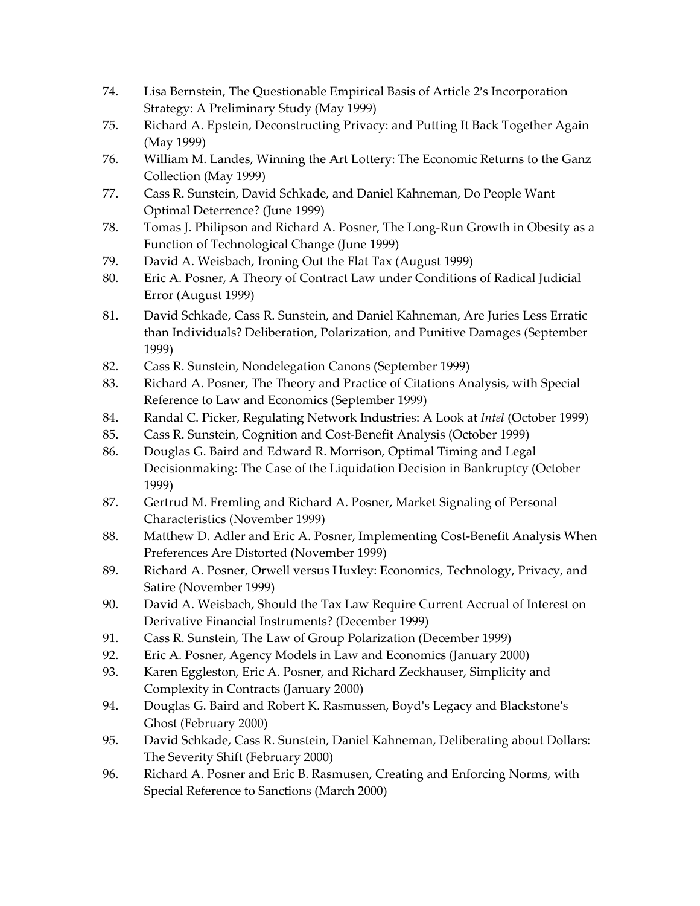74. Lisa Bernstein, The Questionable Empirical Basis of Article 2's Incorporation Strategy: A Preliminary Study (May 1999)
75. Richard A. Epstein, Deconstructing Privacy: and Putting It Back Together Again (May 1999)
76. William M. Landes, Winning the Art Lottery: The Economic Returns to the Ganz Collection (May 1999)
77. Cass R. Sunstein, David Schkade, and Daniel Kahneman, Do People Want Optimal Deterrence? (June 1999)
78. Tomas J. Philipson and Richard A. Posner, The Long-Run Growth in Obesity as a Function of Technological Change (June 1999)
79. David A. Weisbach, Ironing Out the Flat Tax (August 1999)
80. Eric A. Posner, A Theory of Contract Law under Conditions of Radical Judicial Error (August 1999)
81. David Schkade, Cass R. Sunstein, and Daniel Kahneman, Are Juries Less Erratic than Individuals? Deliberation, Polarization, and Punitive Damages (September 1999)
82. Cass R. Sunstein, Nondelegation Canons (September 1999)
83. Richard A. Posner, The Theory and Practice of Citations Analysis, with Special Reference to Law and Economics (September 1999)
84. Randal C. Picker, Regulating Network Industries: A Look at *Intel* (October 1999)
85. Cass R. Sunstein, Cognition and Cost-Benefit Analysis (October 1999)
86. Douglas G. Baird and Edward R. Morrison, Optimal Timing and Legal Decisionmaking: The Case of the Liquidation Decision in Bankruptcy (October 1999)
87. Gertrud M. Fremling and Richard A. Posner, Market Signaling of Personal Characteristics (November 1999)
88. Matthew D. Adler and Eric A. Posner, Implementing Cost-Benefit Analysis When Preferences Are Distorted (November 1999)
89. Richard A. Posner, Orwell versus Huxley: Economics, Technology, Privacy, and Satire (November 1999)
90. David A. Weisbach, Should the Tax Law Require Current Accrual of Interest on Derivative Financial Instruments? (December 1999)
91. Cass R. Sunstein, The Law of Group Polarization (December 1999)
92. Eric A. Posner, Agency Models in Law and Economics (January 2000)
93. Karen Eggleston, Eric A. Posner, and Richard Zeckhauser, Simplicity and Complexity in Contracts (January 2000)
94. Douglas G. Baird and Robert K. Rasmussen, Boyd's Legacy and Blackstone's Ghost (February 2000)
95. David Schkade, Cass R. Sunstein, Daniel Kahneman, Deliberating about Dollars: The Severity Shift (February 2000)
96. Richard A. Posner and Eric B. Rasmusen, Creating and Enforcing Norms, with Special Reference to Sanctions (March 2000)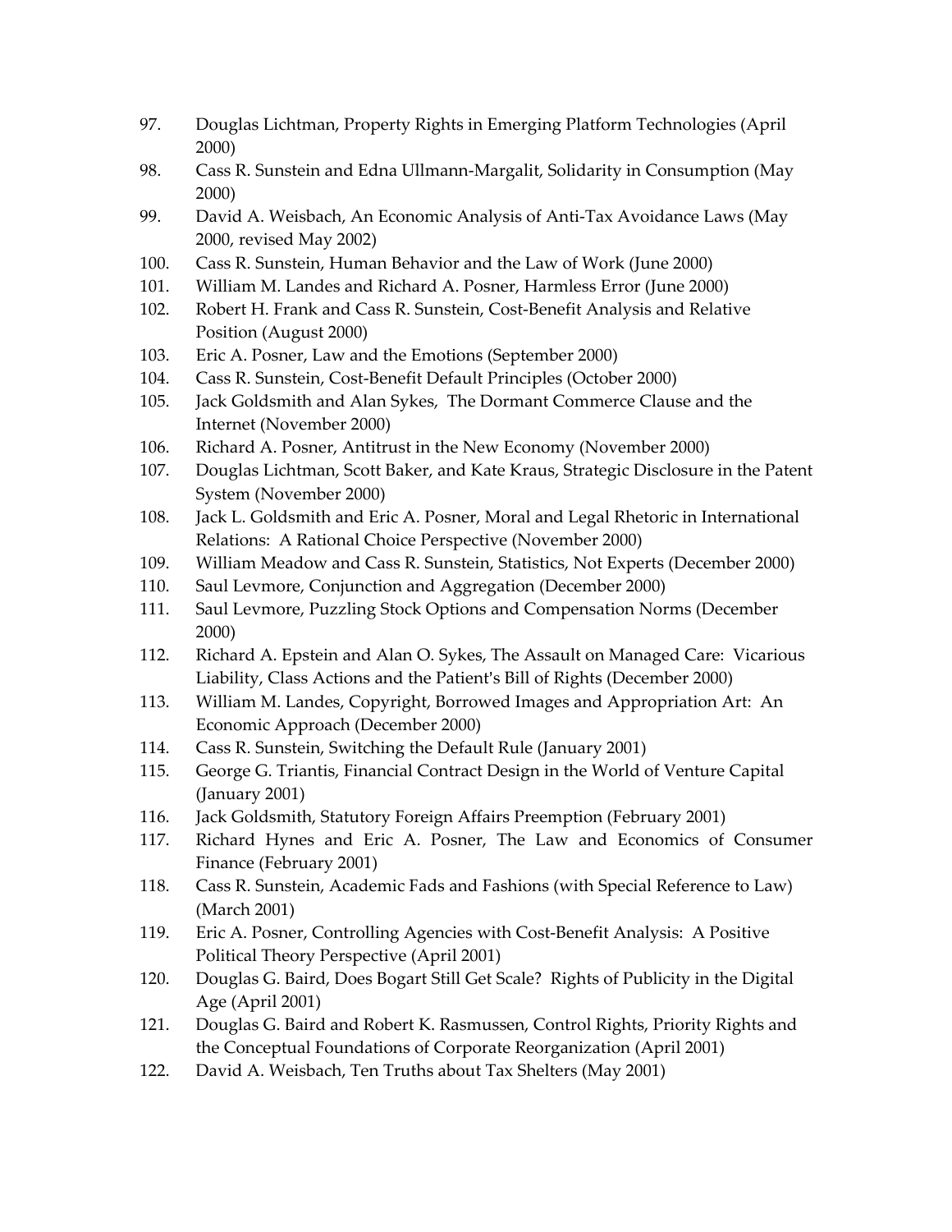97. Douglas Lichtman, Property Rights in Emerging Platform Technologies (April 2000)
98. Cass R. Sunstein and Edna Ullmann-Margalit, Solidarity in Consumption (May 2000)
99. David A. Weisbach, An Economic Analysis of Anti-Tax Avoidance Laws (May 2000, revised May 2002)
100. Cass R. Sunstein, Human Behavior and the Law of Work (June 2000)
101. William M. Landes and Richard A. Posner, Harmless Error (June 2000)
102. Robert H. Frank and Cass R. Sunstein, Cost-Benefit Analysis and Relative Position (August 2000)
103. Eric A. Posner, Law and the Emotions (September 2000)
104. Cass R. Sunstein, Cost-Benefit Default Principles (October 2000)
105. Jack Goldsmith and Alan Sykes, The Dormant Commerce Clause and the Internet (November 2000)
106. Richard A. Posner, Antitrust in the New Economy (November 2000)
107. Douglas Lichtman, Scott Baker, and Kate Kraus, Strategic Disclosure in the Patent System (November 2000)
108. Jack L. Goldsmith and Eric A. Posner, Moral and Legal Rhetoric in International Relations: A Rational Choice Perspective (November 2000)
109. William Meadow and Cass R. Sunstein, Statistics, Not Experts (December 2000)
110. Saul Levmore, Conjunction and Aggregation (December 2000)
111. Saul Levmore, Puzzling Stock Options and Compensation Norms (December 2000)
112. Richard A. Epstein and Alan O. Sykes, The Assault on Managed Care: Vicarious Liability, Class Actions and the Patient's Bill of Rights (December 2000)
113. William M. Landes, Copyright, Borrowed Images and Appropriation Art: An Economic Approach (December 2000)
114. Cass R. Sunstein, Switching the Default Rule (January 2001)
115. George G. Triantis, Financial Contract Design in the World of Venture Capital (January 2001)
116. Jack Goldsmith, Statutory Foreign Affairs Preemption (February 2001)
117. Richard Hynes and Eric A. Posner, The Law and Economics of Consumer Finance (February 2001)
118. Cass R. Sunstein, Academic Fads and Fashions (with Special Reference to Law) (March 2001)
119. Eric A. Posner, Controlling Agencies with Cost-Benefit Analysis: A Positive Political Theory Perspective (April 2001)
120. Douglas G. Baird, Does Bogart Still Get Scale? Rights of Publicity in the Digital Age (April 2001)
121. Douglas G. Baird and Robert K. Rasmussen, Control Rights, Priority Rights and the Conceptual Foundations of Corporate Reorganization (April 2001)
122. David A. Weisbach, Ten Truths about Tax Shelters (May 2001)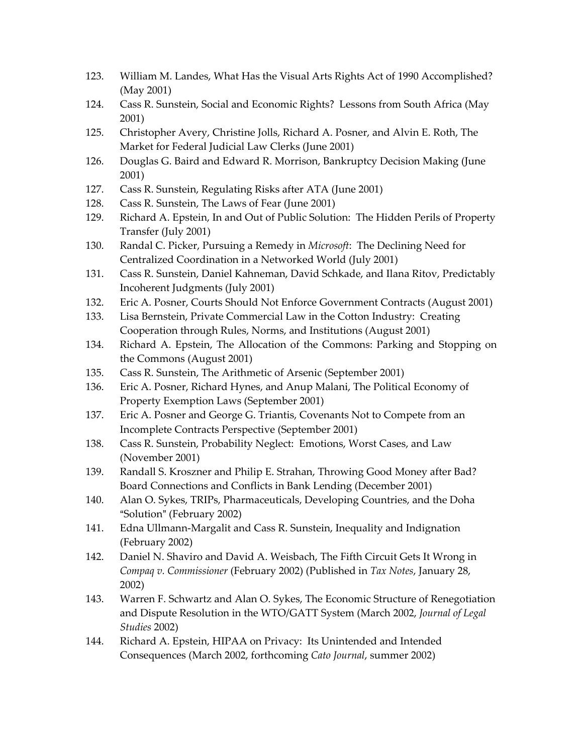123. William M. Landes, What Has the Visual Arts Rights Act of 1990 Accomplished? (May 2001)
124. Cass R. Sunstein, Social and Economic Rights? Lessons from South Africa (May 2001)
125. Christopher Avery, Christine Jolls, Richard A. Posner, and Alvin E. Roth, The Market for Federal Judicial Law Clerks (June 2001)
126. Douglas G. Baird and Edward R. Morrison, Bankruptcy Decision Making (June 2001)
127. Cass R. Sunstein, Regulating Risks after ATA (June 2001)
128. Cass R. Sunstein, The Laws of Fear (June 2001)
129. Richard A. Epstein, In and Out of Public Solution: The Hidden Perils of Property Transfer (July 2001)
130. Randal C. Picker, Pursuing a Remedy in *Microsoft*: The Declining Need for Centralized Coordination in a Networked World (July 2001)
131. Cass R. Sunstein, Daniel Kahneman, David Schkade, and Ilana Ritov, Predictably Incoherent Judgments (July 2001)
132. Eric A. Posner, Courts Should Not Enforce Government Contracts (August 2001)
133. Lisa Bernstein, Private Commercial Law in the Cotton Industry: Creating Cooperation through Rules, Norms, and Institutions (August 2001)
134. Richard A. Epstein, The Allocation of the Commons: Parking and Stopping on the Commons (August 2001)
135. Cass R. Sunstein, The Arithmetic of Arsenic (September 2001)
136. Eric A. Posner, Richard Hynes, and Anup Malani, The Political Economy of Property Exemption Laws (September 2001)
137. Eric A. Posner and George G. Triantis, Covenants Not to Compete from an Incomplete Contracts Perspective (September 2001)
138. Cass R. Sunstein, Probability Neglect: Emotions, Worst Cases, and Law (November 2001)
139. Randall S. Kroszner and Philip E. Strahan, Throwing Good Money after Bad? Board Connections and Conflicts in Bank Lending (December 2001)
140. Alan O. Sykes, TRIPs, Pharmaceuticals, Developing Countries, and the Doha "Solution" (February 2002)
141. Edna Ullmann-Margalit and Cass R. Sunstein, Inequality and Indignation (February 2002)
142. Daniel N. Shaviro and David A. Weisbach, The Fifth Circuit Gets It Wrong in *Compaq v. Commissioner* (February 2002) (Published in *Tax Notes*, January 28, 2002)
143. Warren F. Schwartz and Alan O. Sykes, The Economic Structure of Renegotiation and Dispute Resolution in the WTO/GATT System (March 2002, *Journal of Legal Studies* 2002)
144. Richard A. Epstein, HIPAA on Privacy: Its Unintended and Intended Consequences (March 2002, forthcoming *Cato Journal*, summer 2002)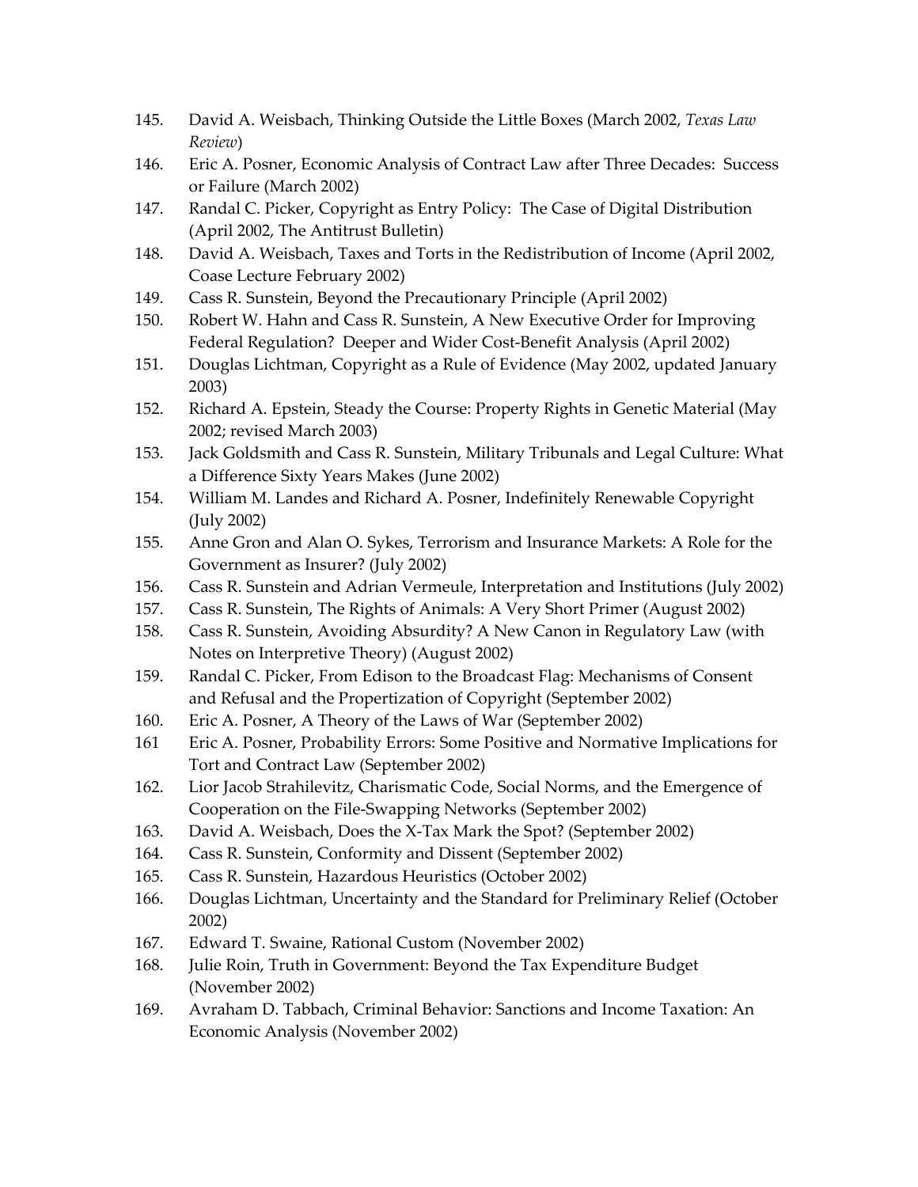145. David A. Weisbach, Thinking Outside the Little Boxes (March 2002, *Texas Law Review*)
146. Eric A. Posner, Economic Analysis of Contract Law after Three Decades: Success or Failure (March 2002)
147. Randal C. Picker, Copyright as Entry Policy: The Case of Digital Distribution (April 2002, The Antitrust Bulletin)
148. David A. Weisbach, Taxes and Torts in the Redistribution of Income (April 2002, Coase Lecture February 2002)
149. Cass R. Sunstein, Beyond the Precautionary Principle (April 2002)
150. Robert W. Hahn and Cass R. Sunstein, A New Executive Order for Improving Federal Regulation? Deeper and Wider Cost-Benefit Analysis (April 2002)
151. Douglas Lichtman, Copyright as a Rule of Evidence (May 2002, updated January 2003)
152. Richard A. Epstein, Steady the Course: Property Rights in Genetic Material (May 2002; revised March 2003)
153. Jack Goldsmith and Cass R. Sunstein, Military Tribunals and Legal Culture: What a Difference Sixty Years Makes (June 2002)
154. William M. Landes and Richard A. Posner, Indefinitely Renewable Copyright (July 2002)
155. Anne Gron and Alan O. Sykes, Terrorism and Insurance Markets: A Role for the Government as Insurer? (July 2002)
156. Cass R. Sunstein and Adrian Vermeule, Interpretation and Institutions (July 2002)
157. Cass R. Sunstein, The Rights of Animals: A Very Short Primer (August 2002)
158. Cass R. Sunstein, Avoiding Absurdity? A New Canon in Regulatory Law (with Notes on Interpretive Theory) (August 2002)
159. Randal C. Picker, From Edison to the Broadcast Flag: Mechanisms of Consent and Refusal and the Propertization of Copyright (September 2002)
160. Eric A. Posner, A Theory of the Laws of War (September 2002)
161 Eric A. Posner, Probability Errors: Some Positive and Normative Implications for Tort and Contract Law (September 2002)
162. Lior Jacob Strahilevitz, Charismatic Code, Social Norms, and the Emergence of Cooperation on the File-Swapping Networks (September 2002)
163. David A. Weisbach, Does the X-Tax Mark the Spot? (September 2002)
164. Cass R. Sunstein, Conformity and Dissent (September 2002)
165. Cass R. Sunstein, Hazardous Heuristics (October 2002)
166. Douglas Lichtman, Uncertainty and the Standard for Preliminary Relief (October 2002)
167. Edward T. Swaine, Rational Custom (November 2002)
168. Julie Roin, Truth in Government: Beyond the Tax Expenditure Budget (November 2002)
169. Avraham D. Tabbach, Criminal Behavior: Sanctions and Income Taxation: An Economic Analysis (November 2002)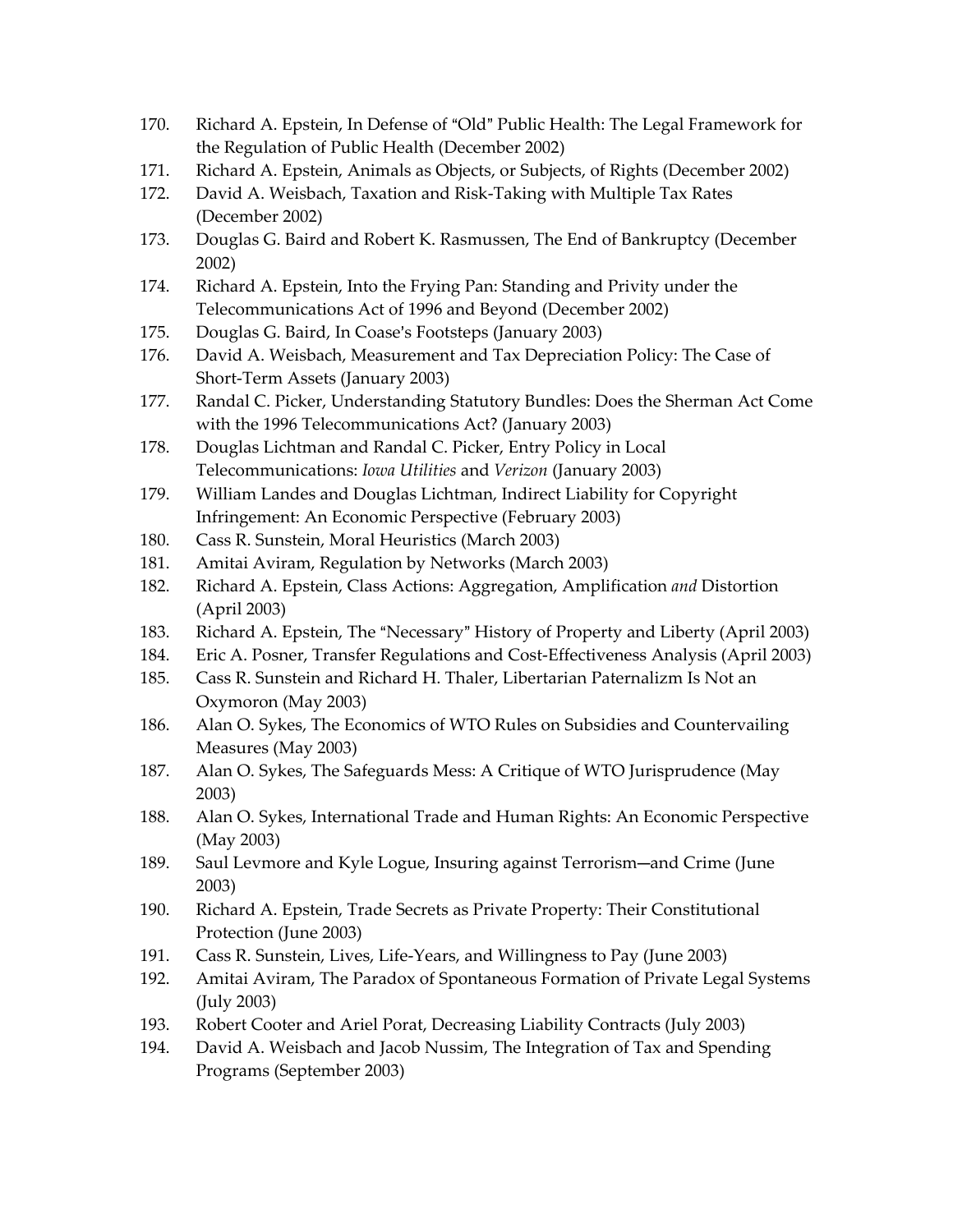170. Richard A. Epstein, In Defense of "Old" Public Health: The Legal Framework for the Regulation of Public Health (December 2002)
171. Richard A. Epstein, Animals as Objects, or Subjects, of Rights (December 2002)
172. David A. Weisbach, Taxation and Risk-Taking with Multiple Tax Rates (December 2002)
173. Douglas G. Baird and Robert K. Rasmussen, The End of Bankruptcy (December 2002)
174. Richard A. Epstein, Into the Frying Pan: Standing and Privity under the Telecommunications Act of 1996 and Beyond (December 2002)
175. Douglas G. Baird, In Coase's Footsteps (January 2003)
176. David A. Weisbach, Measurement and Tax Depreciation Policy: The Case of Short-Term Assets (January 2003)
177. Randal C. Picker, Understanding Statutory Bundles: Does the Sherman Act Come with the 1996 Telecommunications Act? (January 2003)
178. Douglas Lichtman and Randal C. Picker, Entry Policy in Local Telecommunications: *Iowa Utilities* and *Verizon* (January 2003)
179. William Landes and Douglas Lichtman, Indirect Liability for Copyright Infringement: An Economic Perspective (February 2003)
180. Cass R. Sunstein, Moral Heuristics (March 2003)
181. Amitai Aviram, Regulation by Networks (March 2003)
182. Richard A. Epstein, Class Actions: Aggregation, Amplification *and* Distortion (April 2003)
183. Richard A. Epstein, The "Necessary" History of Property and Liberty (April 2003)
184. Eric A. Posner, Transfer Regulations and Cost-Effectiveness Analysis (April 2003)
185. Cass R. Sunstein and Richard H. Thaler, Libertarian Paternalizm Is Not an Oxymoron (May 2003)
186. Alan O. Sykes, The Economics of WTO Rules on Subsidies and Countervailing Measures (May 2003)
187. Alan O. Sykes, The Safeguards Mess: A Critique of WTO Jurisprudence (May 2003)
188. Alan O. Sykes, International Trade and Human Rights: An Economic Perspective (May 2003)
189. Saul Levmore and Kyle Logue, Insuring against Terrorism—and Crime (June 2003)
190. Richard A. Epstein, Trade Secrets as Private Property: Their Constitutional Protection (June 2003)
191. Cass R. Sunstein, Lives, Life-Years, and Willingness to Pay (June 2003)
192. Amitai Aviram, The Paradox of Spontaneous Formation of Private Legal Systems (July 2003)
193. Robert Cooter and Ariel Porat, Decreasing Liability Contracts (July 2003)
194. David A. Weisbach and Jacob Nussim, The Integration of Tax and Spending Programs (September 2003)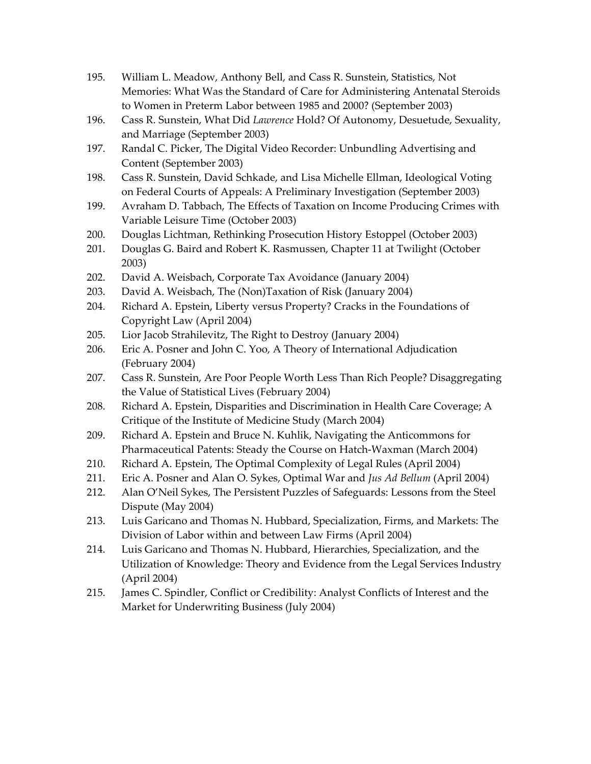195. William L. Meadow, Anthony Bell, and Cass R. Sunstein, Statistics, Not Memories: What Was the Standard of Care for Administering Antenatal Steroids to Women in Preterm Labor between 1985 and 2000? (September 2003)
196. Cass R. Sunstein, What Did *Lawrence* Hold? Of Autonomy, Desuetude, Sexuality, and Marriage (September 2003)
197. Randal C. Picker, The Digital Video Recorder: Unbundling Advertising and Content (September 2003)
198. Cass R. Sunstein, David Schkade, and Lisa Michelle Ellman, Ideological Voting on Federal Courts of Appeals: A Preliminary Investigation (September 2003)
199. Avraham D. Tabbach, The Effects of Taxation on Income Producing Crimes with Variable Leisure Time (October 2003)
200. Douglas Lichtman, Rethinking Prosecution History Estoppel (October 2003)
201. Douglas G. Baird and Robert K. Rasmussen, Chapter 11 at Twilight (October 2003)
202. David A. Weisbach, Corporate Tax Avoidance (January 2004)
203. David A. Weisbach, The (Non)Taxation of Risk (January 2004)
204. Richard A. Epstein, Liberty versus Property? Cracks in the Foundations of Copyright Law (April 2004)
205. Lior Jacob Strahilevitz, The Right to Destroy (January 2004)
206. Eric A. Posner and John C. Yoo, A Theory of International Adjudication (February 2004)
207. Cass R. Sunstein, Are Poor People Worth Less Than Rich People? Disaggregating the Value of Statistical Lives (February 2004)
208. Richard A. Epstein, Disparities and Discrimination in Health Care Coverage; A Critique of the Institute of Medicine Study (March 2004)
209. Richard A. Epstein and Bruce N. Kuhlik, Navigating the Anticommons for Pharmaceutical Patents: Steady the Course on Hatch-Waxman (March 2004)
210. Richard A. Epstein, The Optimal Complexity of Legal Rules (April 2004)
211. Eric A. Posner and Alan O. Sykes, Optimal War and *Jus Ad Bellum* (April 2004)
212. Alan O'Neil Sykes, The Persistent Puzzles of Safeguards: Lessons from the Steel Dispute (May 2004)
213. Luis Garicano and Thomas N. Hubbard, Specialization, Firms, and Markets: The Division of Labor within and between Law Firms (April 2004)
214. Luis Garicano and Thomas N. Hubbard, Hierarchies, Specialization, and the Utilization of Knowledge: Theory and Evidence from the Legal Services Industry (April 2004)
215. James C. Spindler, Conflict or Credibility: Analyst Conflicts of Interest and the Market for Underwriting Business (July 2004)